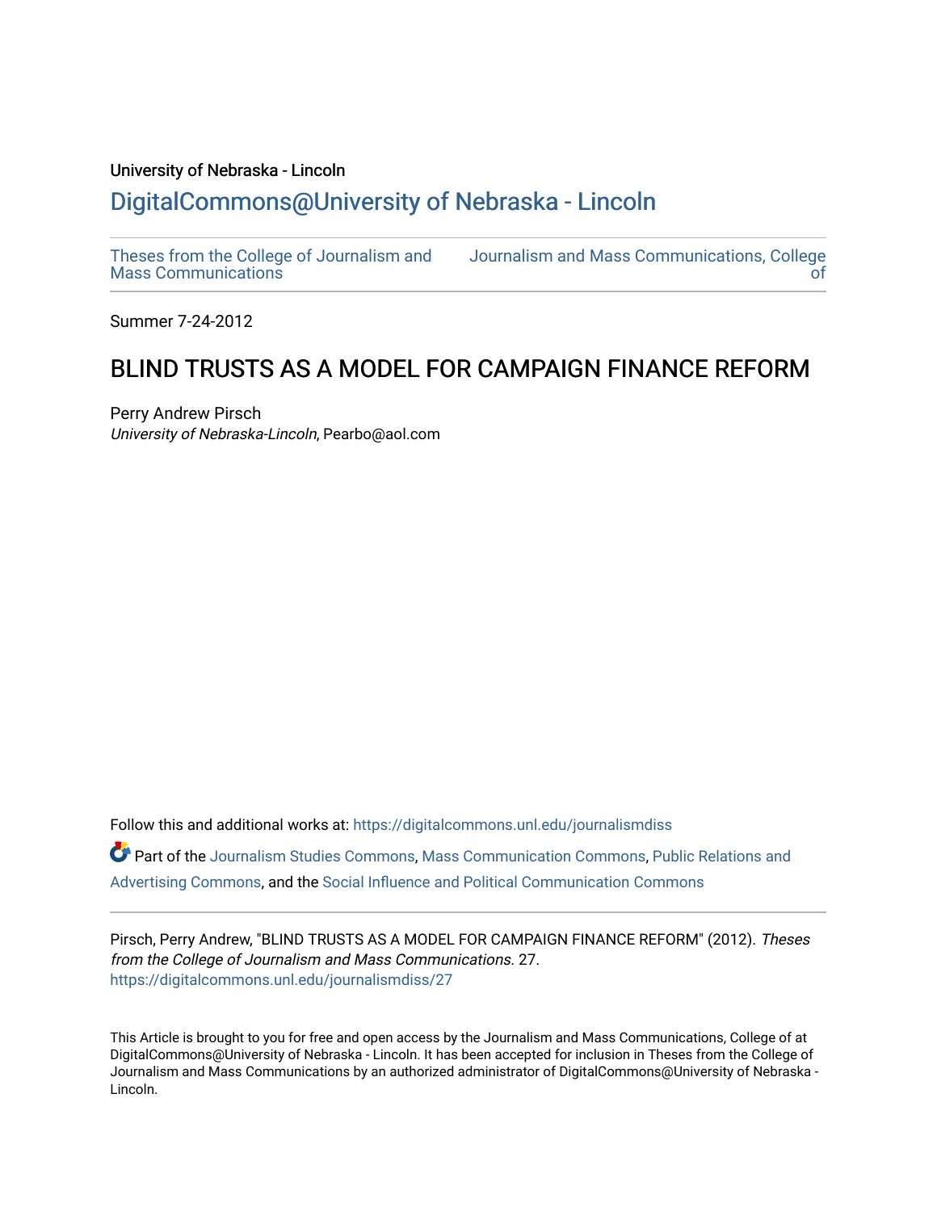University of Nebraska - Lincoln

## DigitalCommons@University of Nebraska - Lincoln

Theses from the College of Journalism and Mass Communications | Journalism and Mass Communications, College of

Summer 7-24-2012

# BLIND TRUSTS AS A MODEL FOR CAMPAIGN FINANCE REFORM

Perry Andrew Pirsch
*University of Nebraska-Lincoln*, Pearbo@aol.com

Follow this and additional works at: https://digitalcommons.unl.edu/journalismdiss

Part of the Journalism Studies Commons, Mass Communication Commons, Public Relations and Advertising Commons, and the Social Influence and Political Communication Commons

Pirsch, Perry Andrew, "BLIND TRUSTS AS A MODEL FOR CAMPAIGN FINANCE REFORM" (2012). *Theses from the College of Journalism and Mass Communications*. 27.
https://digitalcommons.unl.edu/journalismdiss/27

This Article is brought to you for free and open access by the Journalism and Mass Communications, College of at DigitalCommons@University of Nebraska - Lincoln. It has been accepted for inclusion in Theses from the College of Journalism and Mass Communications by an authorized administrator of DigitalCommons@University of Nebraska - Lincoln.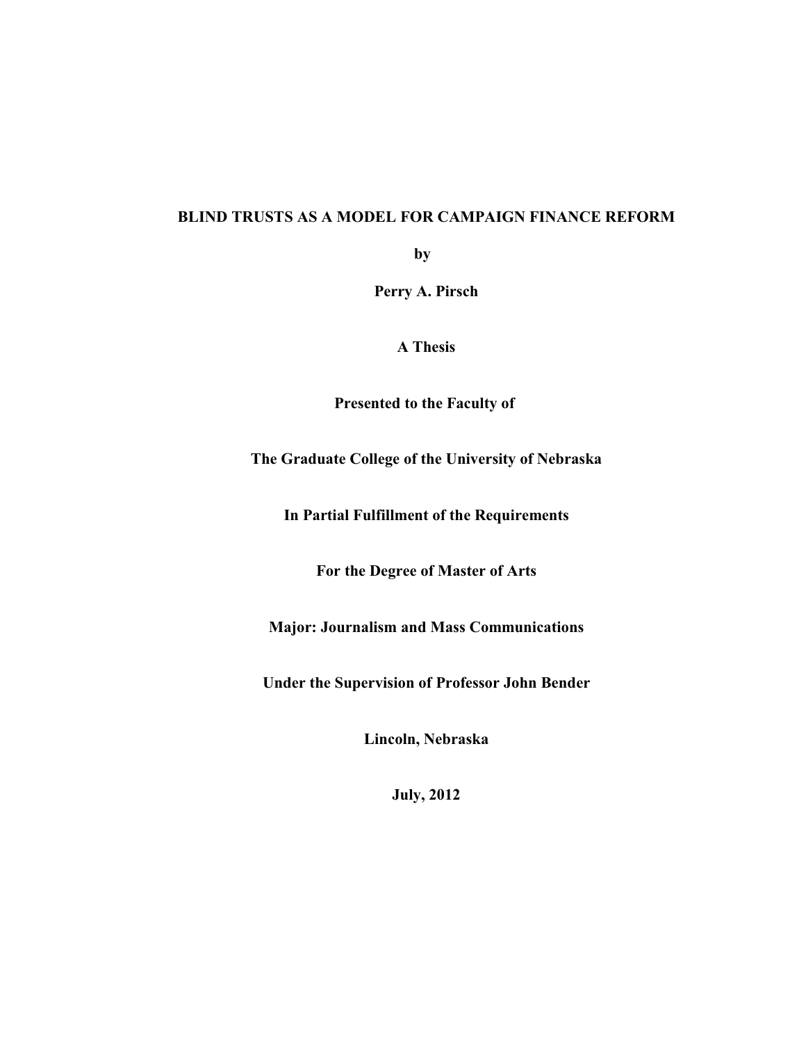**BLIND TRUSTS AS A MODEL FOR CAMPAIGN FINANCE REFORM**

**by**

**Perry A. Pirsch**

**A Thesis**

**Presented to the Faculty of**

**The Graduate College of the University of Nebraska**

**In Partial Fulfillment of the Requirements**

**For the Degree of Master of Arts**

**Major: Journalism and Mass Communications**

**Under the Supervision of Professor John Bender**

**Lincoln, Nebraska**

**July, 2012**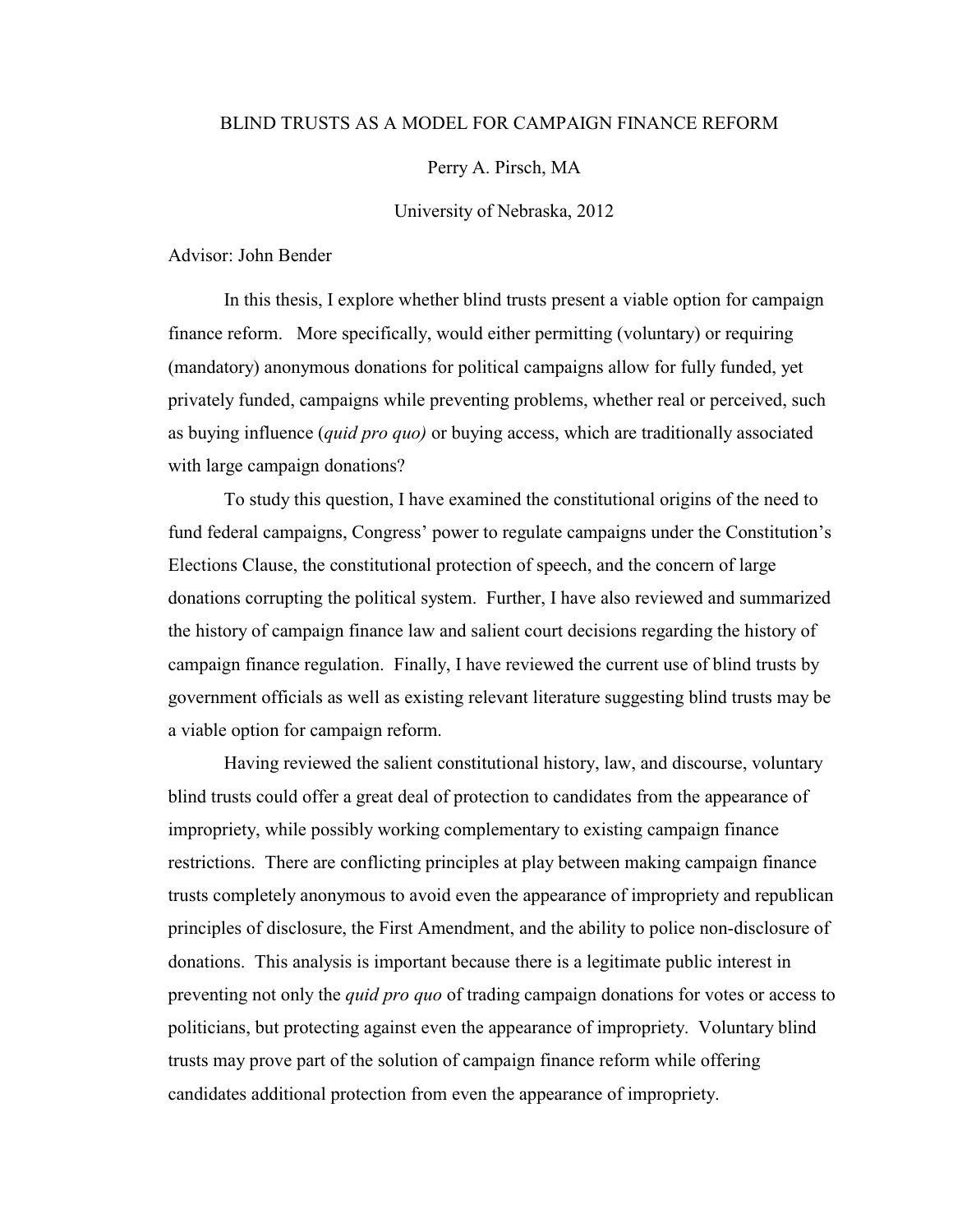# BLIND TRUSTS AS A MODEL FOR CAMPAIGN FINANCE REFORM

Perry A. Pirsch, MA

University of Nebraska, 2012

Advisor: John Bender

In this thesis, I explore whether blind trusts present a viable option for campaign finance reform. More specifically, would either permitting (voluntary) or requiring (mandatory) anonymous donations for political campaigns allow for fully funded, yet privately funded, campaigns while preventing problems, whether real or perceived, such as buying influence (*quid pro quo)* or buying access, which are traditionally associated with large campaign donations?

To study this question, I have examined the constitutional origins of the need to fund federal campaigns, Congress' power to regulate campaigns under the Constitution's Elections Clause, the constitutional protection of speech, and the concern of large donations corrupting the political system. Further, I have also reviewed and summarized the history of campaign finance law and salient court decisions regarding the history of campaign finance regulation. Finally, I have reviewed the current use of blind trusts by government officials as well as existing relevant literature suggesting blind trusts may be a viable option for campaign reform.

Having reviewed the salient constitutional history, law, and discourse, voluntary blind trusts could offer a great deal of protection to candidates from the appearance of impropriety, while possibly working complementary to existing campaign finance restrictions. There are conflicting principles at play between making campaign finance trusts completely anonymous to avoid even the appearance of impropriety and republican principles of disclosure, the First Amendment, and the ability to police non-disclosure of donations. This analysis is important because there is a legitimate public interest in preventing not only the *quid pro quo* of trading campaign donations for votes or access to politicians, but protecting against even the appearance of impropriety. Voluntary blind trusts may prove part of the solution of campaign finance reform while offering candidates additional protection from even the appearance of impropriety.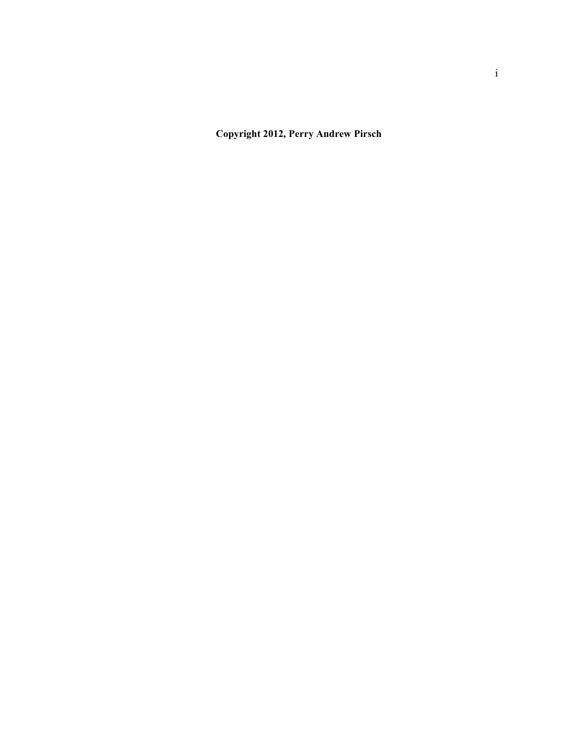**Copyright 2012, Perry Andrew Pirsch**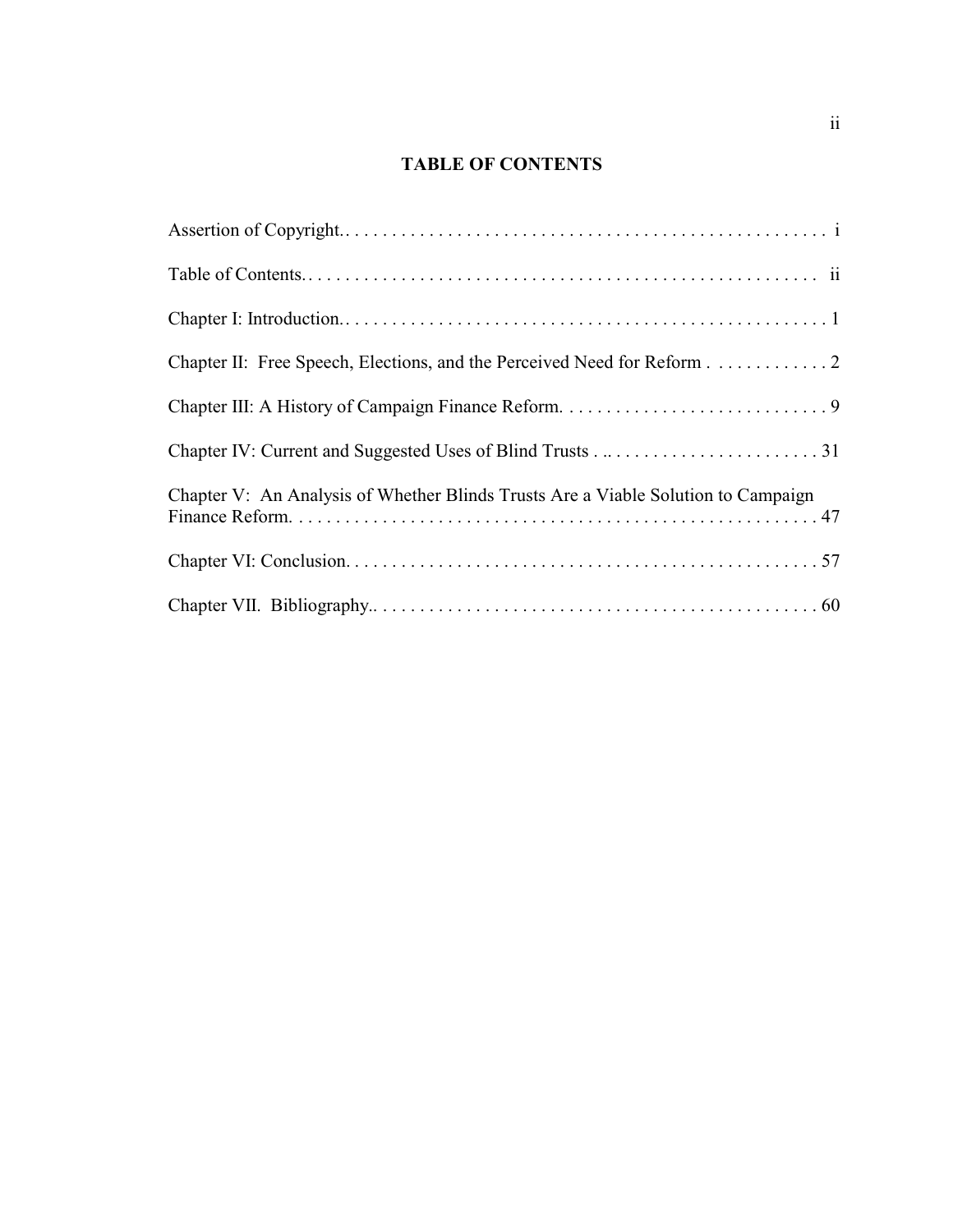# TABLE OF CONTENTS

Assertion of Copyright. . . . . . . . . . . . . . . . . . . . . . . . . . . . . . . . . . . . . . . . . . . . . . . . . . . . i

Table of Contents. . . . . . . . . . . . . . . . . . . . . . . . . . . . . . . . . . . . . . . . . . . . . . . . . . . . . ii

Chapter I: Introduction. . . . . . . . . . . . . . . . . . . . . . . . . . . . . . . . . . . . . . . . . . . . . . . . . . . . 1

Chapter II: Free Speech, Elections, and the Perceived Need for Reform . . . . . . . . . . . . . 2

Chapter III: A History of Campaign Finance Reform. . . . . . . . . . . . . . . . . . . . . . . . . . . . . 9

Chapter IV: Current and Suggested Uses of Blind Trusts . . .. . . . . . . . . . . . . . . . . . . . . . . 31

Chapter V: An Analysis of Whether Blinds Trusts Are a Viable Solution to Campaign Finance Reform. . . . . . . . . . . . . . . . . . . . . . . . . . . . . . . . . . . . . . . . . . . . . . . . . . . . . . . 47

Chapter VI: Conclusion. . . . . . . . . . . . . . . . . . . . . . . . . . . . . . . . . . . . . . . . . . . . . . . . . . . 57

Chapter VII. Bibliography.. . . . . . . . . . . . . . . . . . . . . . . . . . . . . . . . . . . . . . . . . . . . . . . . 60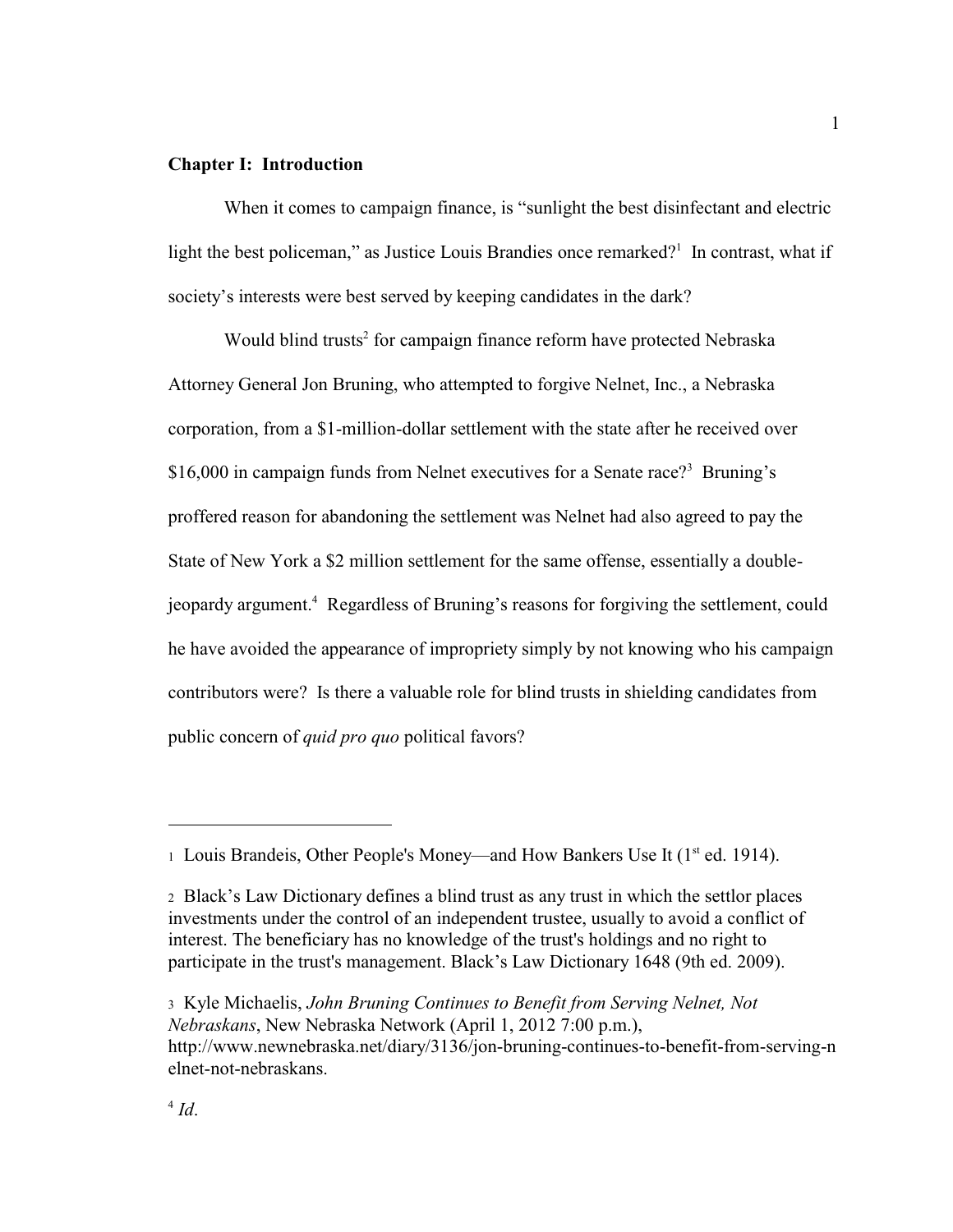## Chapter I: Introduction

When it comes to campaign finance, is "sunlight the best disinfectant and electric light the best policeman," as Justice Louis Brandies once remarked?[1] In contrast, what if society's interests were best served by keeping candidates in the dark?

Would blind trusts[2] for campaign finance reform have protected Nebraska Attorney General Jon Bruning, who attempted to forgive Nelnet, Inc., a Nebraska corporation, from a $1-million-dollar settlement with the state after he received over $16,000 in campaign funds from Nelnet executives for a Senate race?[3] Bruning's proffered reason for abandoning the settlement was Nelnet had also agreed to pay the State of New York a $2 million settlement for the same offense, essentially a double-jeopardy argument.[4] Regardless of Bruning's reasons for forgiving the settlement, could he have avoided the appearance of impropriety simply by not knowing who his campaign contributors were? Is there a valuable role for blind trusts in shielding candidates from public concern of *quid pro quo* political favors?

---

[1] Louis Brandeis, Other People's Money—and How Bankers Use It (1st ed. 1914).

[2] Black's Law Dictionary defines a blind trust as any trust in which the settlor places investments under the control of an independent trustee, usually to avoid a conflict of interest. The beneficiary has no knowledge of the trust's holdings and no right to participate in the trust's management. Black's Law Dictionary 1648 (9th ed. 2009).

[3] Kyle Michaelis, *John Bruning Continues to Benefit from Serving Nelnet, Not Nebraskans*, New Nebraska Network (April 1, 2012 7:00 p.m.), http://www.newnebraska.net/diary/3136/jon-bruning-continues-to-benefit-from-serving-nelnet-not-nebraskans.

[4] *Id*.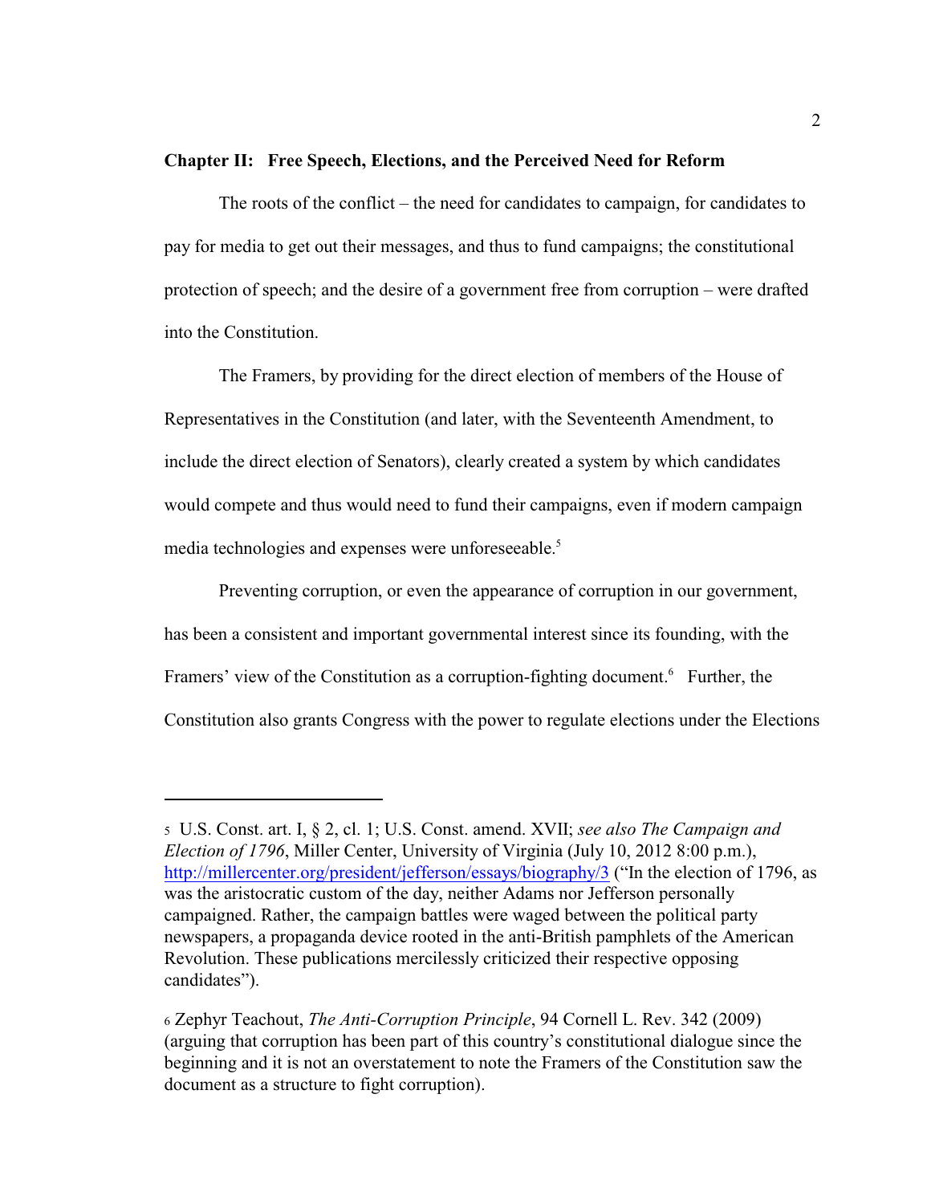## Chapter II: Free Speech, Elections, and the Perceived Need for Reform

The roots of the conflict – the need for candidates to campaign, for candidates to pay for media to get out their messages, and thus to fund campaigns; the constitutional protection of speech; and the desire of a government free from corruption – were drafted into the Constitution.

The Framers, by providing for the direct election of members of the House of Representatives in the Constitution (and later, with the Seventeenth Amendment, to include the direct election of Senators), clearly created a system by which candidates would compete and thus would need to fund their campaigns, even if modern campaign media technologies and expenses were unforeseeable.[5]

Preventing corruption, or even the appearance of corruption in our government, has been a consistent and important governmental interest since its founding, with the Framers' view of the Constitution as a corruption-fighting document.[6] Further, the Constitution also grants Congress with the power to regulate elections under the Elections

---

[5] U.S. Const. art. I, § 2, cl. 1; U.S. Const. amend. XVII; *see also The Campaign and Election of 1796*, Miller Center, University of Virginia (July 10, 2012 8:00 p.m.), http://millercenter.org/president/jefferson/essays/biography/3 ("In the election of 1796, as was the aristocratic custom of the day, neither Adams nor Jefferson personally campaigned. Rather, the campaign battles were waged between the political party newspapers, a propaganda device rooted in the anti-British pamphlets of the American Revolution. These publications mercilessly criticized their respective opposing candidates").

[6] Zephyr Teachout, *The Anti-Corruption Principle*, 94 Cornell L. Rev. 342 (2009) (arguing that corruption has been part of this country's constitutional dialogue since the beginning and it is not an overstatement to note the Framers of the Constitution saw the document as a structure to fight corruption).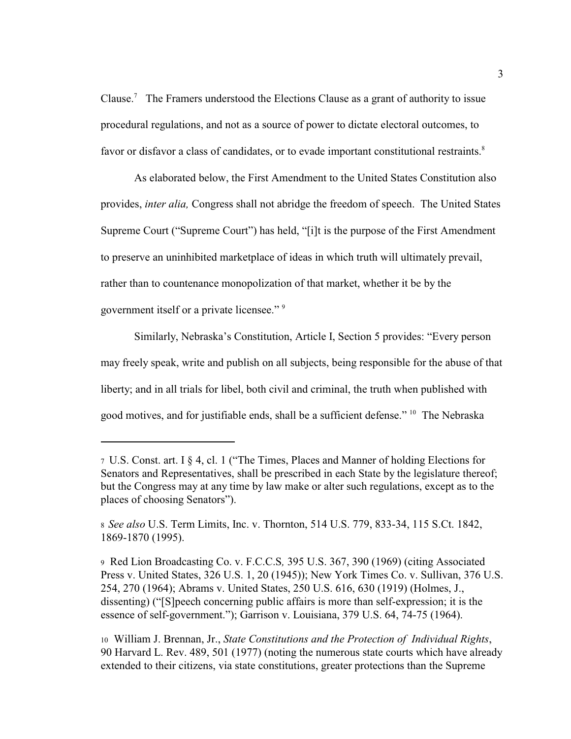Clause.[7] The Framers understood the Elections Clause as a grant of authority to issue procedural regulations, and not as a source of power to dictate electoral outcomes, to favor or disfavor a class of candidates, or to evade important constitutional restraints.[8]

As elaborated below, the First Amendment to the United States Constitution also provides, *inter alia,* Congress shall not abridge the freedom of speech. The United States Supreme Court ("Supreme Court") has held, "[i]t is the purpose of the First Amendment to preserve an uninhibited marketplace of ideas in which truth will ultimately prevail, rather than to countenance monopolization of that market, whether it be by the government itself or a private licensee." [9]

Similarly, Nebraska's Constitution, Article I, Section 5 provides: "Every person may freely speak, write and publish on all subjects, being responsible for the abuse of that liberty; and in all trials for libel, both civil and criminal, the truth when published with good motives, and for justifiable ends, shall be a sufficient defense." [10] The Nebraska

---

[7] U.S. Const. art. I § 4, cl. 1 ("The Times, Places and Manner of holding Elections for Senators and Representatives, shall be prescribed in each State by the legislature thereof; but the Congress may at any time by law make or alter such regulations, except as to the places of choosing Senators").

[8] *See also* U.S. Term Limits, Inc. v. Thornton, 514 U.S. 779, 833-34, 115 S.Ct. 1842, 1869-1870 (1995).

[9] Red Lion Broadcasting Co. v. F.C.C.S*,* 395 U.S. 367, 390 (1969) (citing Associated Press v. United States, 326 U.S. 1, 20 (1945)); New York Times Co. v. Sullivan, 376 U.S. 254, 270 (1964); Abrams v. United States, 250 U.S. 616, 630 (1919) (Holmes, J., dissenting) ("[S]peech concerning public affairs is more than self-expression; it is the essence of self-government."); Garrison v. Louisiana, 379 U.S. 64, 74-75 (1964).

[10] William J. Brennan, Jr., *State Constitutions and the Protection of Individual Rights*, 90 Harvard L. Rev. 489, 501 (1977) (noting the numerous state courts which have already extended to their citizens, via state constitutions, greater protections than the Supreme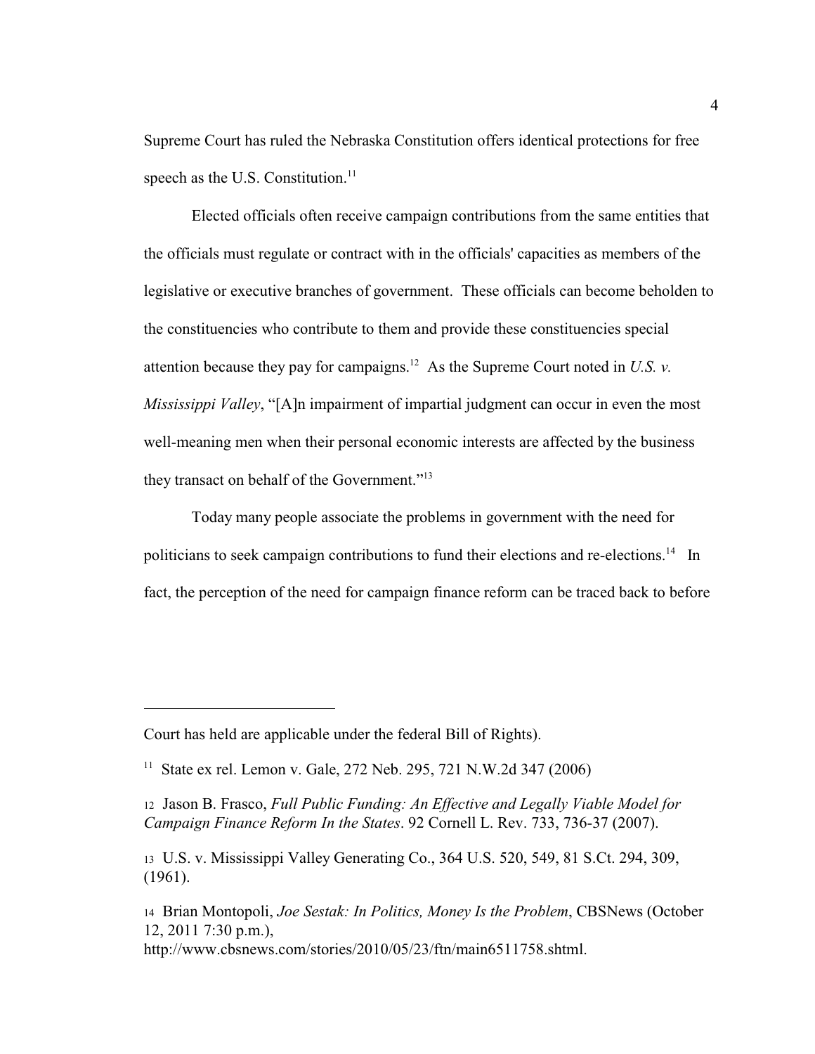Supreme Court has ruled the Nebraska Constitution offers identical protections for free speech as the U.S. Constitution.[11]

Elected officials often receive campaign contributions from the same entities that the officials must regulate or contract with in the officials' capacities as members of the legislative or executive branches of government. These officials can become beholden to the constituencies who contribute to them and provide these constituencies special attention because they pay for campaigns.[12] As the Supreme Court noted in *U.S. v. Mississippi Valley*, "[A]n impairment of impartial judgment can occur in even the most well-meaning men when their personal economic interests are affected by the business they transact on behalf of the Government."[13]

Today many people associate the problems in government with the need for politicians to seek campaign contributions to fund their elections and re-elections.[14] In fact, the perception of the need for campaign finance reform can be traced back to before

---

Court has held are applicable under the federal Bill of Rights).

[11] State ex rel. Lemon v. Gale, 272 Neb. 295, 721 N.W.2d 347 (2006)

[12] Jason B. Frasco, *Full Public Funding: An Effective and Legally Viable Model for Campaign Finance Reform In the States*. 92 Cornell L. Rev. 733, 736-37 (2007).

[13] U.S. v. Mississippi Valley Generating Co., 364 U.S. 520, 549, 81 S.Ct. 294, 309, (1961).

[14] Brian Montopoli, *Joe Sestak: In Politics, Money Is the Problem*, CBSNews (October 12, 2011 7:30 p.m.), http://www.cbsnews.com/stories/2010/05/23/ftn/main6511758.shtml.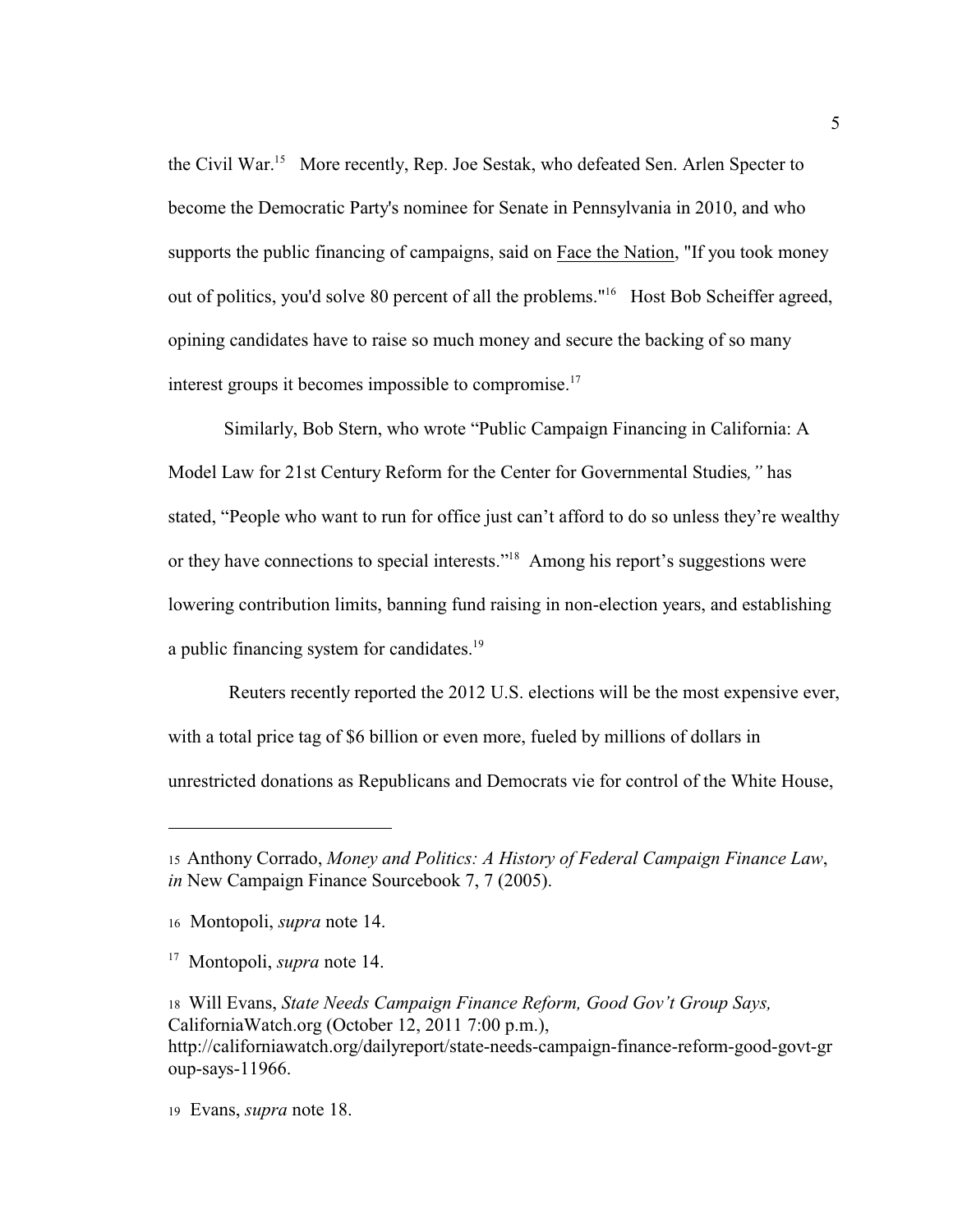the Civil War.[15] More recently, Rep. Joe Sestak, who defeated Sen. Arlen Specter to become the Democratic Party's nominee for Senate in Pennsylvania in 2010, and who supports the public financing of campaigns, said on Face the Nation, "If you took money out of politics, you'd solve 80 percent of all the problems."[16] Host Bob Scheiffer agreed, opining candidates have to raise so much money and secure the backing of so many interest groups it becomes impossible to compromise.[17]

Similarly, Bob Stern, who wrote "Public Campaign Financing in California: A Model Law for 21st Century Reform for the Center for Governmental Studies*,"* has stated, "People who want to run for office just can't afford to do so unless they're wealthy or they have connections to special interests."[18] Among his report's suggestions were lowering contribution limits, banning fund raising in non-election years, and establishing a public financing system for candidates.[19]

Reuters recently reported the 2012 U.S. elections will be the most expensive ever, with a total price tag of $6 billion or even more, fueled by millions of dollars in unrestricted donations as Republicans and Democrats vie for control of the White House,

---

15 Anthony Corrado, *Money and Politics: A History of Federal Campaign Finance Law*, *in* New Campaign Finance Sourcebook 7, 7 (2005).

16 Montopoli, *supra* note 14.

17 Montopoli, *supra* note 14.

18 Will Evans, *State Needs Campaign Finance Reform, Good Gov't Group Says,* CaliforniaWatch.org (October 12, 2011 7:00 p.m.), http://californiawatch.org/dailyreport/state-needs-campaign-finance-reform-good-govt-group-says-11966.

19 Evans, *supra* note 18.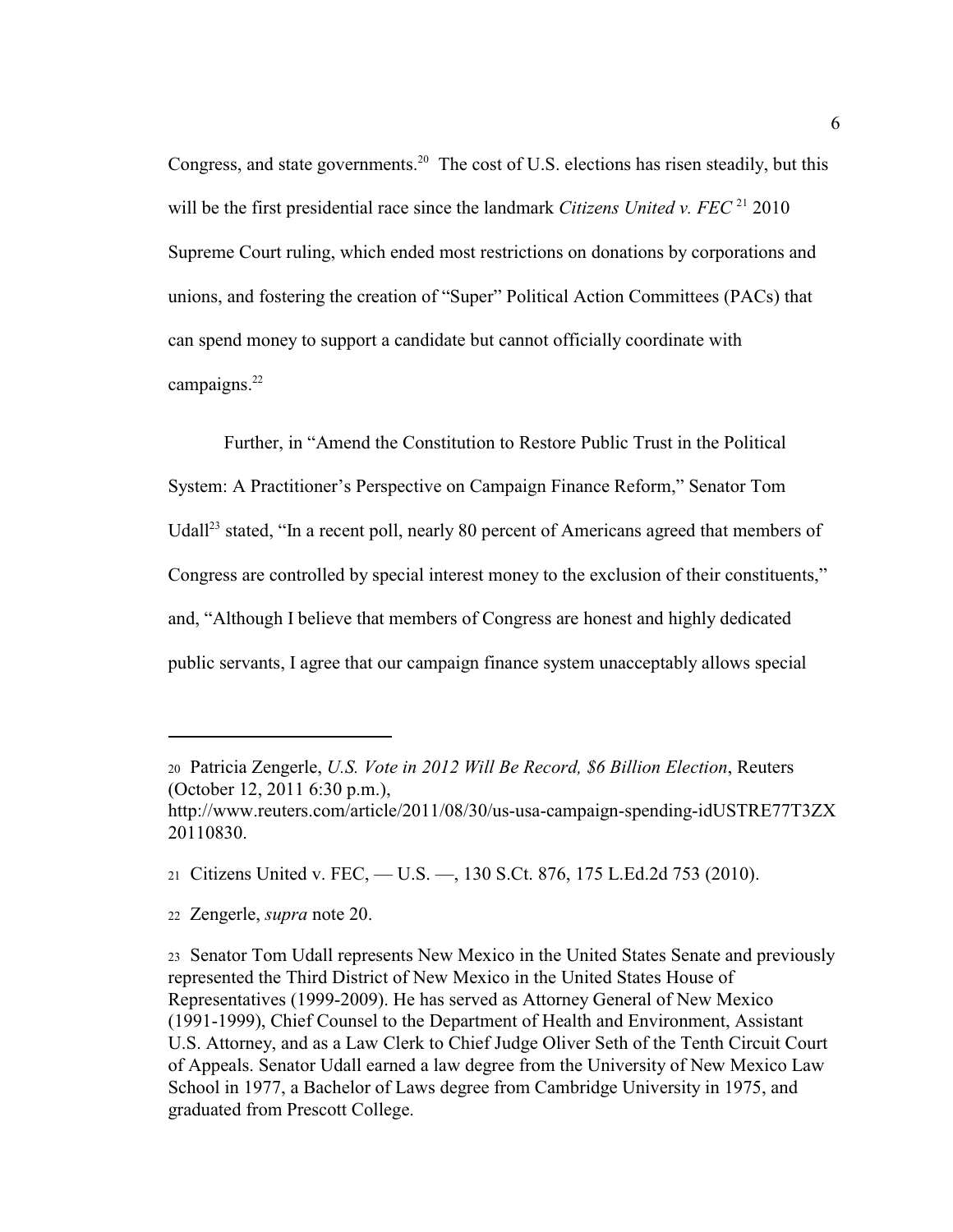Congress, and state governments.[20] The cost of U.S. elections has risen steadily, but this will be the first presidential race since the landmark *Citizens United v. FEC*[21] 2010 Supreme Court ruling, which ended most restrictions on donations by corporations and unions, and fostering the creation of "Super" Political Action Committees (PACs) that can spend money to support a candidate but cannot officially coordinate with campaigns.[22]

Further, in "Amend the Constitution to Restore Public Trust in the Political System: A Practitioner's Perspective on Campaign Finance Reform," Senator Tom Udall[23] stated, "In a recent poll, nearly 80 percent of Americans agreed that members of Congress are controlled by special interest money to the exclusion of their constituents," and, "Although I believe that members of Congress are honest and highly dedicated public servants, I agree that our campaign finance system unacceptably allows special

---

[20] Patricia Zengerle, *U.S. Vote in 2012 Will Be Record, $6 Billion Election*, Reuters (October 12, 2011 6:30 p.m.), http://www.reuters.com/article/2011/08/30/us-usa-campaign-spending-idUSTRE77T3ZX20110830.

[21] Citizens United v. FEC, — U.S. —, 130 S.Ct. 876, 175 L.Ed.2d 753 (2010).

[22] Zengerle, *supra* note 20.

[23] Senator Tom Udall represents New Mexico in the United States Senate and previously represented the Third District of New Mexico in the United States House of Representatives (1999-2009). He has served as Attorney General of New Mexico (1991-1999), Chief Counsel to the Department of Health and Environment, Assistant U.S. Attorney, and as a Law Clerk to Chief Judge Oliver Seth of the Tenth Circuit Court of Appeals. Senator Udall earned a law degree from the University of New Mexico Law School in 1977, a Bachelor of Laws degree from Cambridge University in 1975, and graduated from Prescott College.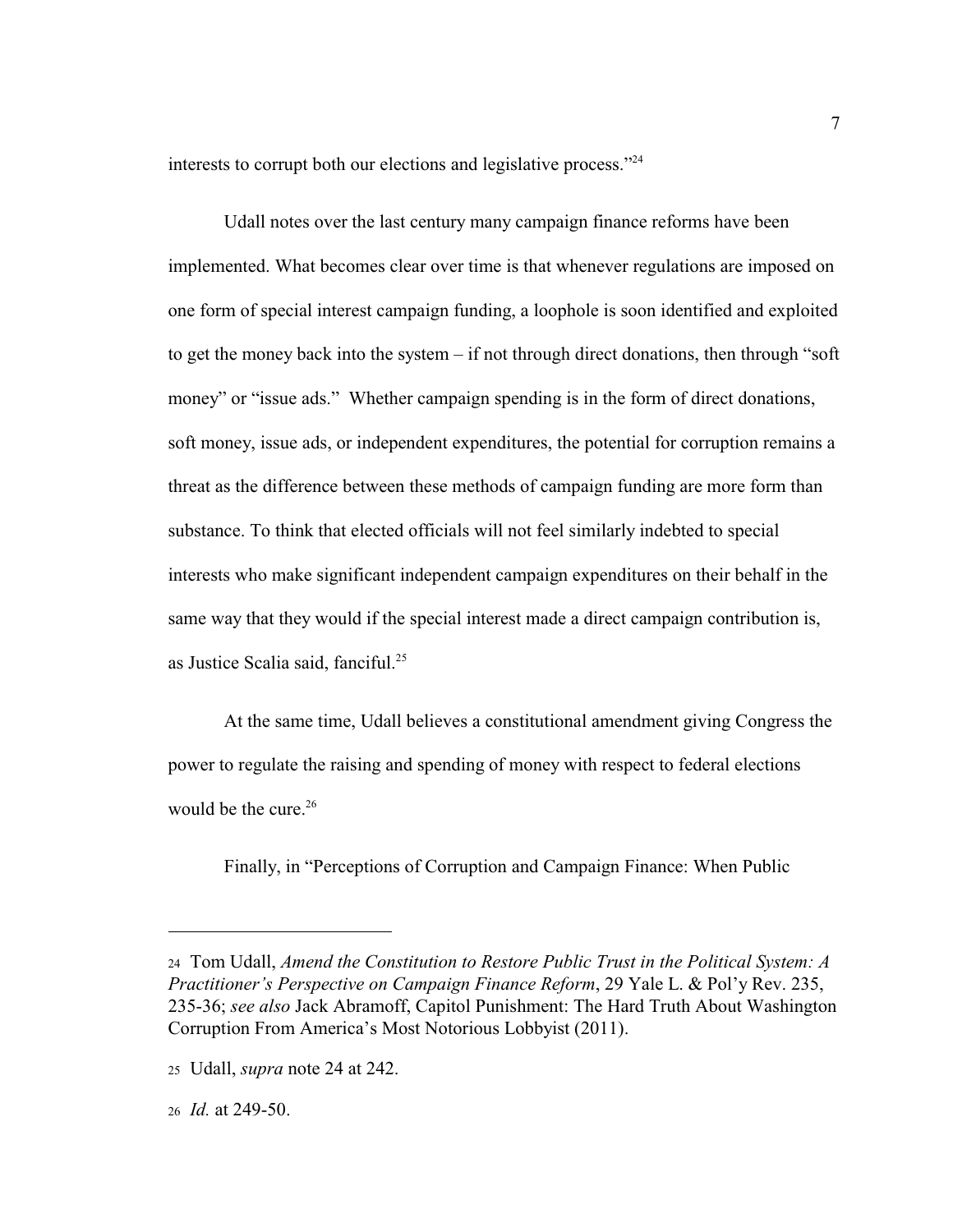interests to corrupt both our elections and legislative process."[24]

Udall notes over the last century many campaign finance reforms have been implemented. What becomes clear over time is that whenever regulations are imposed on one form of special interest campaign funding, a loophole is soon identified and exploited to get the money back into the system – if not through direct donations, then through "soft money" or "issue ads." Whether campaign spending is in the form of direct donations, soft money, issue ads, or independent expenditures, the potential for corruption remains a threat as the difference between these methods of campaign funding are more form than substance. To think that elected officials will not feel similarly indebted to special interests who make significant independent campaign expenditures on their behalf in the same way that they would if the special interest made a direct campaign contribution is, as Justice Scalia said, fanciful.[25]

At the same time, Udall believes a constitutional amendment giving Congress the power to regulate the raising and spending of money with respect to federal elections would be the cure.[26]

Finally, in "Perceptions of Corruption and Campaign Finance: When Public

---

24 Tom Udall, *Amend the Constitution to Restore Public Trust in the Political System: A Practitioner's Perspective on Campaign Finance Reform*, 29 Yale L. & Pol'y Rev. 235, 235-36; *see also* Jack Abramoff, Capitol Punishment: The Hard Truth About Washington Corruption From America's Most Notorious Lobbyist (2011).

25 Udall, *supra* note 24 at 242.

26 *Id.* at 249-50.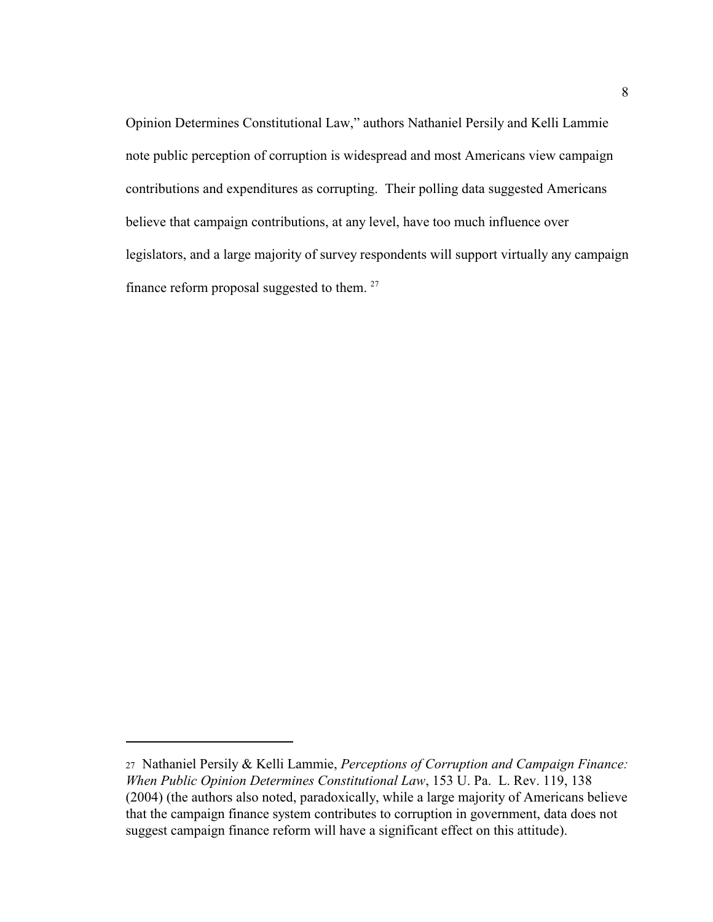Opinion Determines Constitutional Law," authors Nathaniel Persily and Kelli Lammie note public perception of corruption is widespread and most Americans view campaign contributions and expenditures as corrupting. Their polling data suggested Americans believe that campaign contributions, at any level, have too much influence over legislators, and a large majority of survey respondents will support virtually any campaign finance reform proposal suggested to them. [27]

---

[27] Nathaniel Persily & Kelli Lammie, *Perceptions of Corruption and Campaign Finance: When Public Opinion Determines Constitutional Law*, 153 U. Pa. L. Rev. 119, 138 (2004) (the authors also noted, paradoxically, while a large majority of Americans believe that the campaign finance system contributes to corruption in government, data does not suggest campaign finance reform will have a significant effect on this attitude).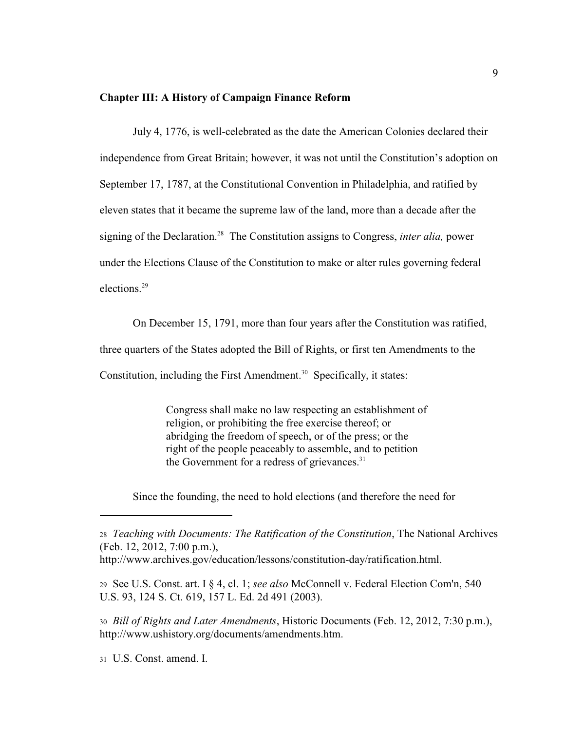## Chapter III: A History of Campaign Finance Reform

July 4, 1776, is well-celebrated as the date the American Colonies declared their independence from Great Britain; however, it was not until the Constitution's adoption on September 17, 1787, at the Constitutional Convention in Philadelphia, and ratified by eleven states that it became the supreme law of the land, more than a decade after the signing of the Declaration.[28] The Constitution assigns to Congress, *inter alia,* power under the Elections Clause of the Constitution to make or alter rules governing federal elections.[29]

On December 15, 1791, more than four years after the Constitution was ratified, three quarters of the States adopted the Bill of Rights, or first ten Amendments to the Constitution, including the First Amendment.[30] Specifically, it states:

> Congress shall make no law respecting an establishment of religion, or prohibiting the free exercise thereof; or abridging the freedom of speech, or of the press; or the right of the people peaceably to assemble, and to petition the Government for a redress of grievances.[31]

Since the founding, the need to hold elections (and therefore the need for

---

28 *Teaching with Documents: The Ratification of the Constitution*, The National Archives (Feb. 12, 2012, 7:00 p.m.), http://www.archives.gov/education/lessons/constitution-day/ratification.html.

29 See U.S. Const. art. I § 4, cl. 1; *see also* McConnell v. Federal Election Com'n, 540 U.S. 93, 124 S. Ct. 619, 157 L. Ed. 2d 491 (2003).

30 *Bill of Rights and Later Amendments*, Historic Documents (Feb. 12, 2012, 7:30 p.m.), http://www.ushistory.org/documents/amendments.htm.

31 U.S. Const. amend. I.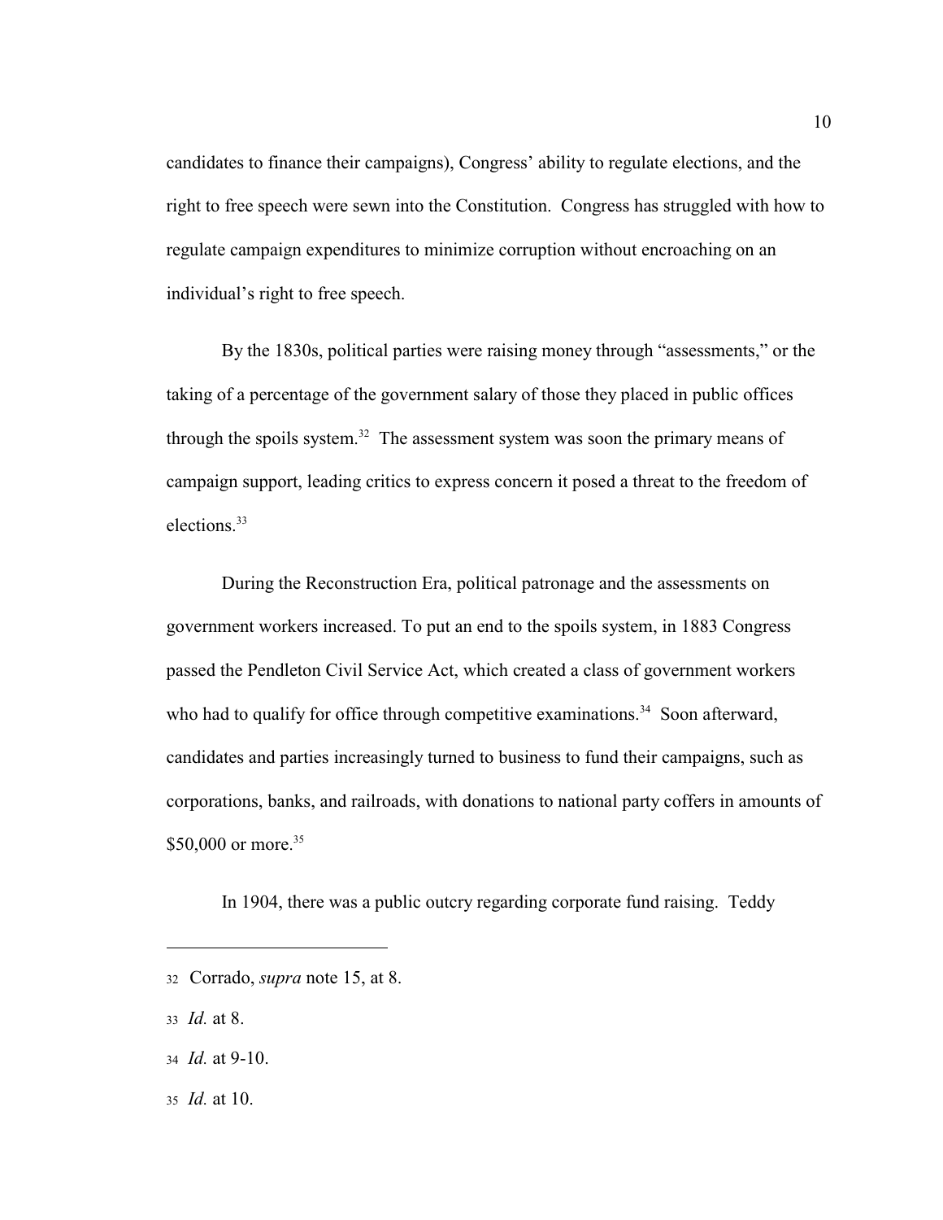candidates to finance their campaigns), Congress' ability to regulate elections, and the right to free speech were sewn into the Constitution. Congress has struggled with how to regulate campaign expenditures to minimize corruption without encroaching on an individual's right to free speech.

By the 1830s, political parties were raising money through "assessments," or the taking of a percentage of the government salary of those they placed in public offices through the spoils system.[32] The assessment system was soon the primary means of campaign support, leading critics to express concern it posed a threat to the freedom of elections.[33]

During the Reconstruction Era, political patronage and the assessments on government workers increased. To put an end to the spoils system, in 1883 Congress passed the Pendleton Civil Service Act, which created a class of government workers who had to qualify for office through competitive examinations.[34] Soon afterward, candidates and parties increasingly turned to business to fund their campaigns, such as corporations, banks, and railroads, with donations to national party coffers in amounts of $50,000 or more.[35]

In 1904, there was a public outcry regarding corporate fund raising. Teddy

---

32 Corrado, *supra* note 15, at 8.

33 *Id.* at 8.

34 *Id.* at 9-10.

35 *Id.* at 10.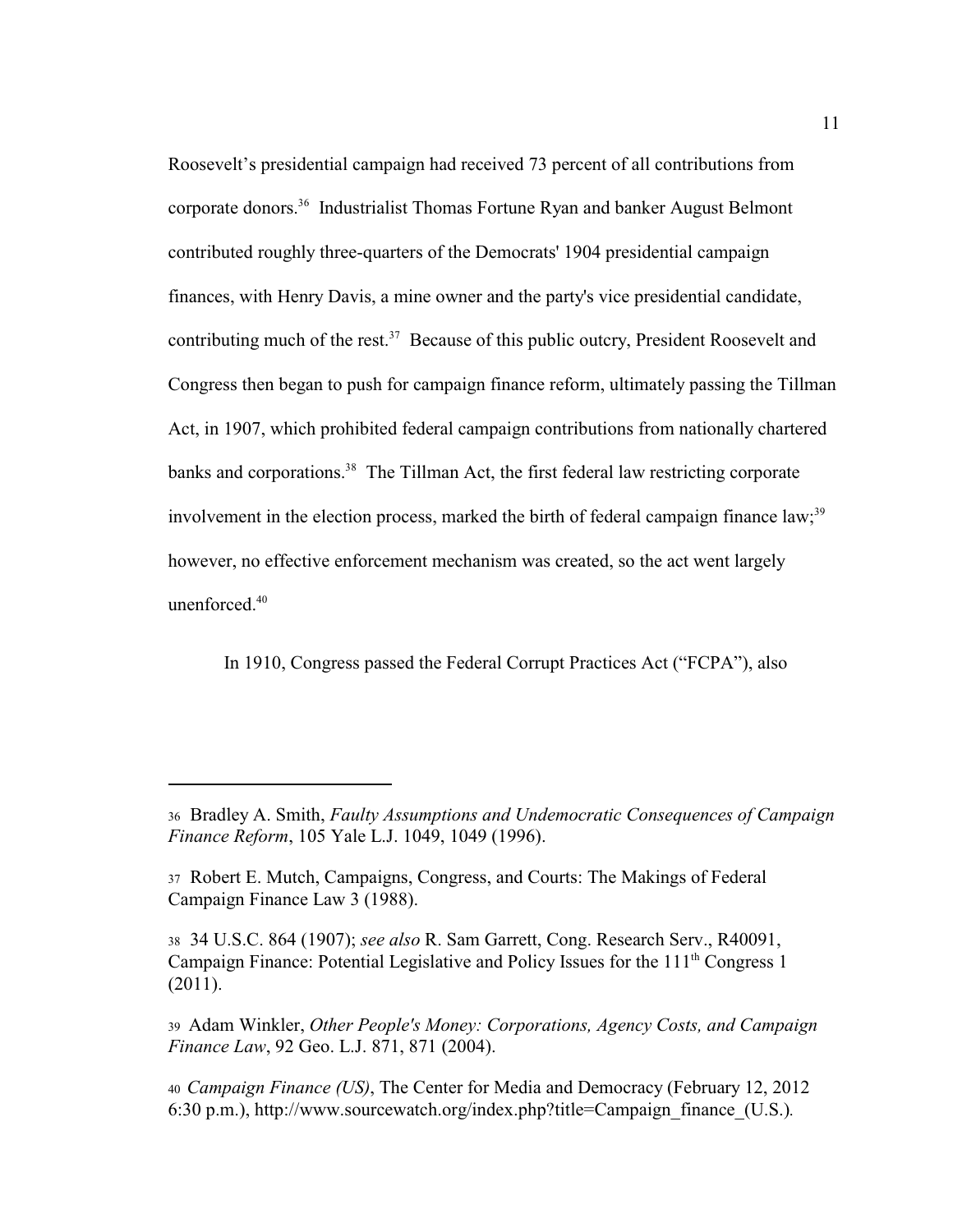Roosevelt's presidential campaign had received 73 percent of all contributions from corporate donors.[36] Industrialist Thomas Fortune Ryan and banker August Belmont contributed roughly three-quarters of the Democrats' 1904 presidential campaign finances, with Henry Davis, a mine owner and the party's vice presidential candidate, contributing much of the rest.[37] Because of this public outcry, President Roosevelt and Congress then began to push for campaign finance reform, ultimately passing the Tillman Act, in 1907, which prohibited federal campaign contributions from nationally chartered banks and corporations.[38] The Tillman Act, the first federal law restricting corporate involvement in the election process, marked the birth of federal campaign finance law;[39] however, no effective enforcement mechanism was created, so the act went largely unenforced.[40]

In 1910, Congress passed the Federal Corrupt Practices Act ("FCPA"), also

---

36 Bradley A. Smith, *Faulty Assumptions and Undemocratic Consequences of Campaign Finance Reform*, 105 Yale L.J. 1049, 1049 (1996).

37 Robert E. Mutch, Campaigns, Congress, and Courts: The Makings of Federal Campaign Finance Law 3 (1988).

38 34 U.S.C. 864 (1907); *see also* R. Sam Garrett, Cong. Research Serv., R40091, Campaign Finance: Potential Legislative and Policy Issues for the 111th Congress 1 (2011).

39 Adam Winkler, *Other People's Money: Corporations, Agency Costs, and Campaign Finance Law*, 92 Geo. L.J. 871, 871 (2004).

40 *Campaign Finance (US)*, The Center for Media and Democracy (February 12, 2012 6:30 p.m.), http://www.sourcewatch.org/index.php?title=Campaign_finance_(U.S.).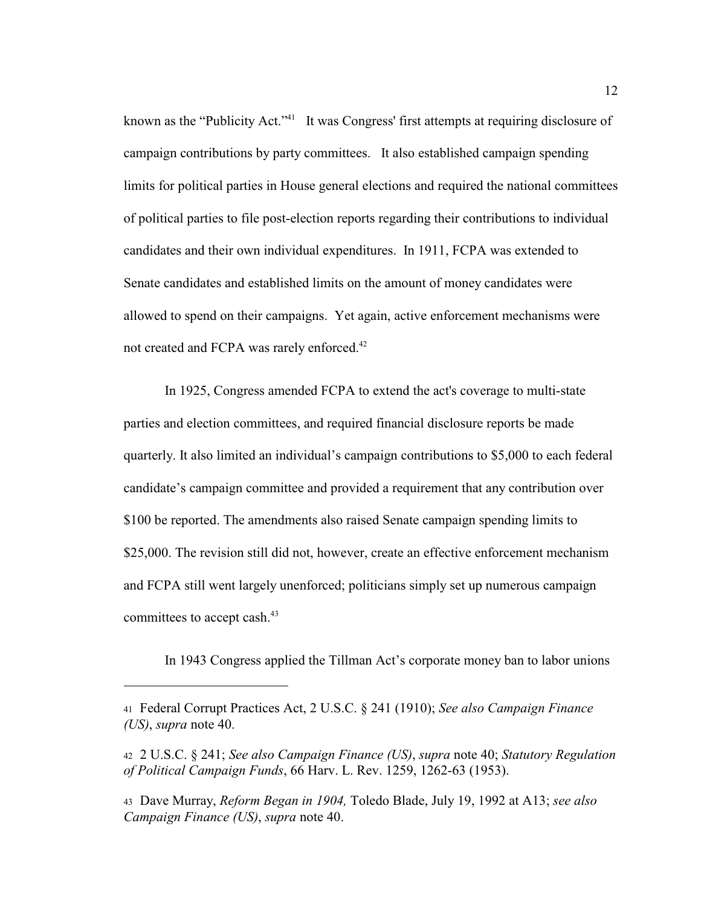known as the "Publicity Act."[41] It was Congress' first attempts at requiring disclosure of campaign contributions by party committees. It also established campaign spending limits for political parties in House general elections and required the national committees of political parties to file post-election reports regarding their contributions to individual candidates and their own individual expenditures. In 1911, FCPA was extended to Senate candidates and established limits on the amount of money candidates were allowed to spend on their campaigns. Yet again, active enforcement mechanisms were not created and FCPA was rarely enforced.[42]

In 1925, Congress amended FCPA to extend the act's coverage to multi-state parties and election committees, and required financial disclosure reports be made quarterly. It also limited an individual's campaign contributions to $5,000 to each federal candidate's campaign committee and provided a requirement that any contribution over $100 be reported. The amendments also raised Senate campaign spending limits to $25,000. The revision still did not, however, create an effective enforcement mechanism and FCPA still went largely unenforced; politicians simply set up numerous campaign committees to accept cash.[43]

In 1943 Congress applied the Tillman Act's corporate money ban to labor unions

---

[41] Federal Corrupt Practices Act, 2 U.S.C. § 241 (1910); *See also Campaign Finance (US)*, *supra* note 40.

[42] 2 U.S.C. § 241; *See also Campaign Finance (US)*, *supra* note 40; *Statutory Regulation of Political Campaign Funds*, 66 Harv. L. Rev. 1259, 1262-63 (1953).

[43] Dave Murray, *Reform Began in 1904,* Toledo Blade, July 19, 1992 at A13; *see also Campaign Finance (US)*, *supra* note 40.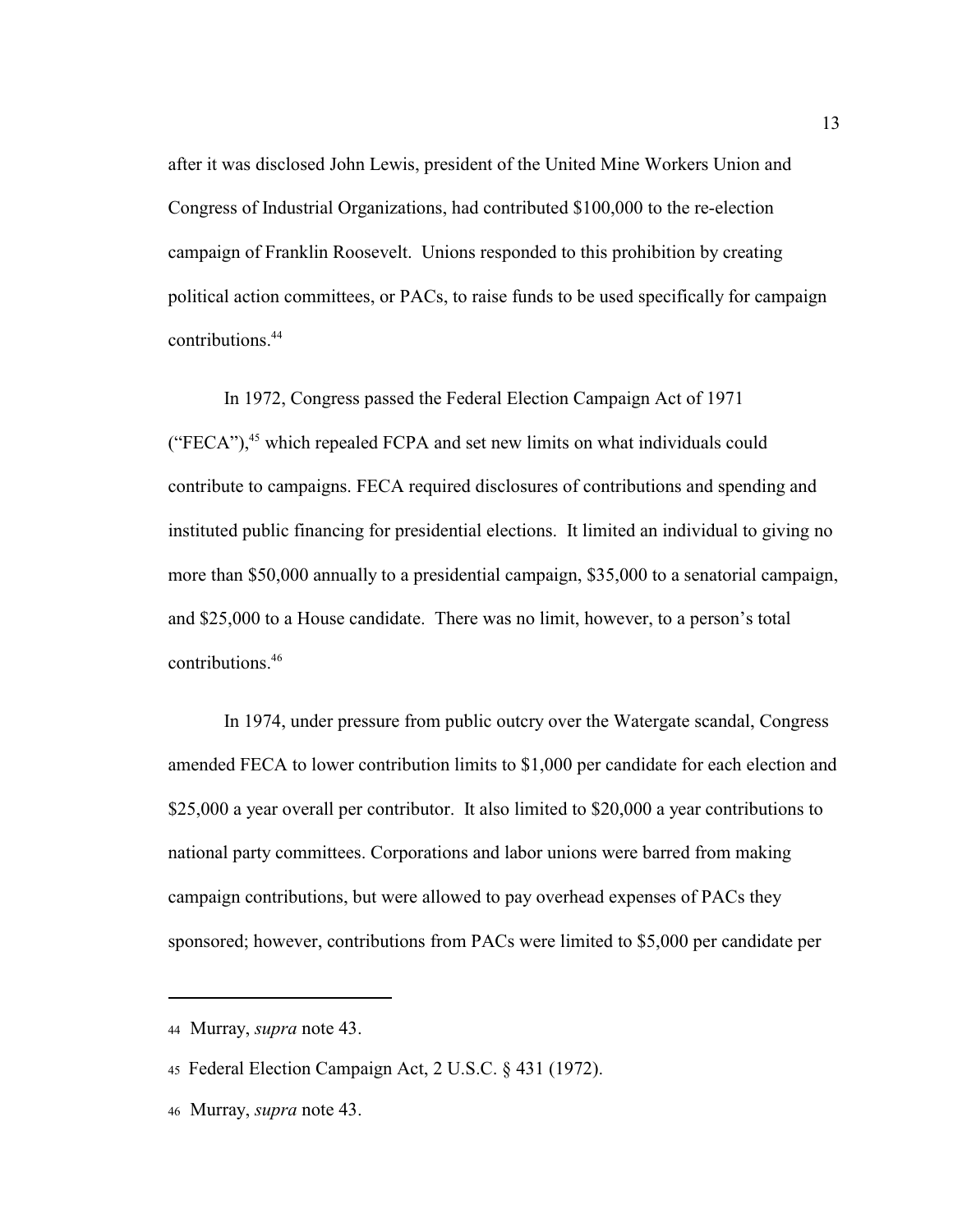after it was disclosed John Lewis, president of the United Mine Workers Union and Congress of Industrial Organizations, had contributed $100,000 to the re-election campaign of Franklin Roosevelt. Unions responded to this prohibition by creating political action committees, or PACs, to raise funds to be used specifically for campaign contributions.[44]

In 1972, Congress passed the Federal Election Campaign Act of 1971 ("FECA"),[45] which repealed FCPA and set new limits on what individuals could contribute to campaigns. FECA required disclosures of contributions and spending and instituted public financing for presidential elections. It limited an individual to giving no more than $50,000 annually to a presidential campaign, $35,000 to a senatorial campaign, and $25,000 to a House candidate. There was no limit, however, to a person's total contributions.[46]

In 1974, under pressure from public outcry over the Watergate scandal, Congress amended FECA to lower contribution limits to $1,000 per candidate for each election and $25,000 a year overall per contributor. It also limited to $20,000 a year contributions to national party committees. Corporations and labor unions were barred from making campaign contributions, but were allowed to pay overhead expenses of PACs they sponsored; however, contributions from PACs were limited to $5,000 per candidate per

---

44 Murray, *supra* note 43.

45 Federal Election Campaign Act, 2 U.S.C. § 431 (1972).

46 Murray, *supra* note 43.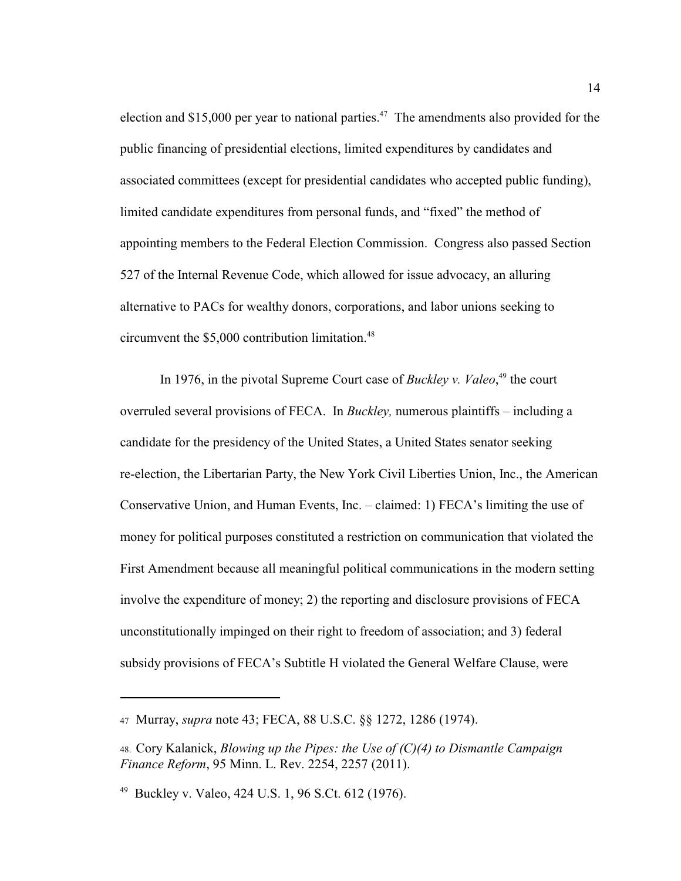election and $15,000 per year to national parties.[47] The amendments also provided for the public financing of presidential elections, limited expenditures by candidates and associated committees (except for presidential candidates who accepted public funding), limited candidate expenditures from personal funds, and "fixed" the method of appointing members to the Federal Election Commission. Congress also passed Section 527 of the Internal Revenue Code, which allowed for issue advocacy, an alluring alternative to PACs for wealthy donors, corporations, and labor unions seeking to circumvent the $5,000 contribution limitation.[48]

In 1976, in the pivotal Supreme Court case of *Buckley v. Valeo*,[49] the court overruled several provisions of FECA. In *Buckley,* numerous plaintiffs – including a candidate for the presidency of the United States, a United States senator seeking re-election, the Libertarian Party, the New York Civil Liberties Union, Inc., the American Conservative Union, and Human Events, Inc. – claimed: 1) FECA's limiting the use of money for political purposes constituted a restriction on communication that violated the First Amendment because all meaningful political communications in the modern setting involve the expenditure of money; 2) the reporting and disclosure provisions of FECA unconstitutionally impinged on their right to freedom of association; and 3) federal subsidy provisions of FECA's Subtitle H violated the General Welfare Clause, were

---

47 Murray, *supra* note 43; FECA, 88 U.S.C. §§ 1272, 1286 (1974).

48. Cory Kalanick, *Blowing up the Pipes: the Use of (C)(4) to Dismantle Campaign Finance Reform*, 95 Minn. L. Rev. 2254, 2257 (2011).

49 Buckley v. Valeo, 424 U.S. 1, 96 S.Ct. 612 (1976).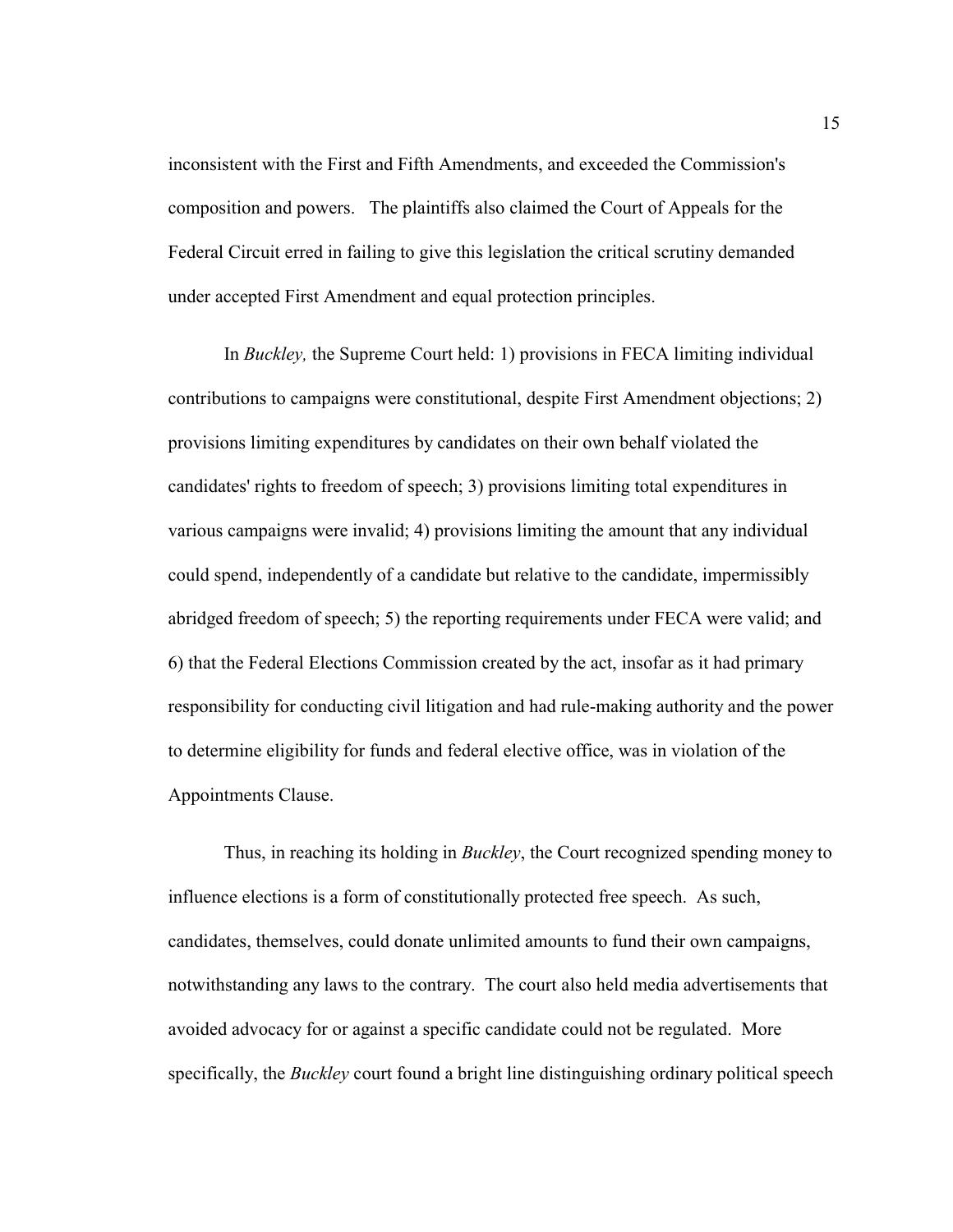inconsistent with the First and Fifth Amendments, and exceeded the Commission's composition and powers. The plaintiffs also claimed the Court of Appeals for the Federal Circuit erred in failing to give this legislation the critical scrutiny demanded under accepted First Amendment and equal protection principles.

In *Buckley,* the Supreme Court held: 1) provisions in FECA limiting individual contributions to campaigns were constitutional, despite First Amendment objections; 2) provisions limiting expenditures by candidates on their own behalf violated the candidates' rights to freedom of speech; 3) provisions limiting total expenditures in various campaigns were invalid; 4) provisions limiting the amount that any individual could spend, independently of a candidate but relative to the candidate, impermissibly abridged freedom of speech; 5) the reporting requirements under FECA were valid; and 6) that the Federal Elections Commission created by the act, insofar as it had primary responsibility for conducting civil litigation and had rule-making authority and the power to determine eligibility for funds and federal elective office, was in violation of the Appointments Clause.

Thus, in reaching its holding in *Buckley*, the Court recognized spending money to influence elections is a form of constitutionally protected free speech. As such, candidates, themselves, could donate unlimited amounts to fund their own campaigns, notwithstanding any laws to the contrary. The court also held media advertisements that avoided advocacy for or against a specific candidate could not be regulated. More specifically, the *Buckley* court found a bright line distinguishing ordinary political speech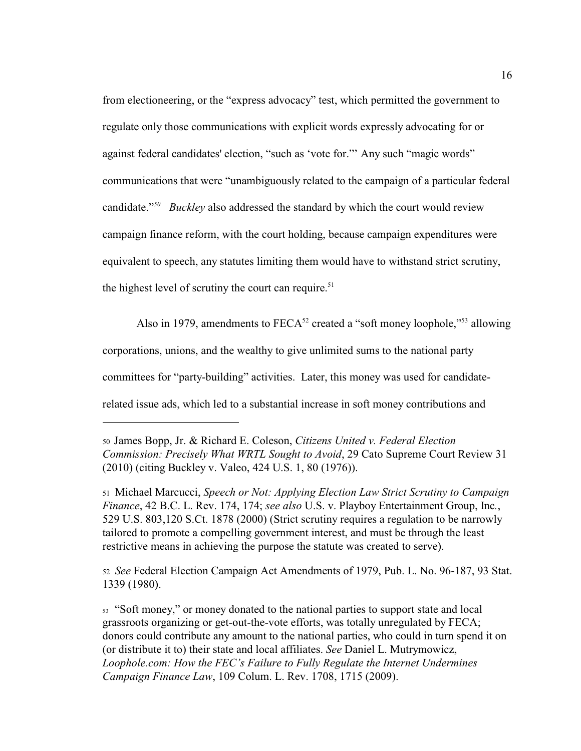from electioneering, or the "express advocacy" test, which permitted the government to regulate only those communications with explicit words expressly advocating for or against federal candidates' election, "such as 'vote for."' Any such "magic words" communications that were "unambiguously related to the campaign of a particular federal candidate."[50] *Buckley* also addressed the standard by which the court would review campaign finance reform, with the court holding, because campaign expenditures were equivalent to speech, any statutes limiting them would have to withstand strict scrutiny, the highest level of scrutiny the court can require.[51]

Also in 1979, amendments to FECA[52] created a "soft money loophole,"[53] allowing corporations, unions, and the wealthy to give unlimited sums to the national party committees for "party-building" activities. Later, this money was used for candidate-related issue ads, which led to a substantial increase in soft money contributions and

---

50 James Bopp, Jr. & Richard E. Coleson, *Citizens United v. Federal Election Commission: Precisely What WRTL Sought to Avoid*, 29 Cato Supreme Court Review 31 (2010) (citing Buckley v. Valeo, 424 U.S. 1, 80 (1976)).

51 Michael Marcucci, *Speech or Not: Applying Election Law Strict Scrutiny to Campaign Finance*, 42 B.C. L. Rev. 174, 174; *see also* U.S. v. Playboy Entertainment Group, Inc., 529 U.S. 803,120 S.Ct. 1878 (2000) (Strict scrutiny requires a regulation to be narrowly tailored to promote a compelling government interest, and must be through the least restrictive means in achieving the purpose the statute was created to serve).

52 *See* Federal Election Campaign Act Amendments of 1979, Pub. L. No. 96-187, 93 Stat. 1339 (1980).

53 "Soft money," or money donated to the national parties to support state and local grassroots organizing or get-out-the-vote efforts, was totally unregulated by FECA; donors could contribute any amount to the national parties, who could in turn spend it on (or distribute it to) their state and local affiliates. *See* Daniel L. Mutrymowicz, *Loophole.com: How the FEC's Failure to Fully Regulate the Internet Undermines Campaign Finance Law*, 109 Colum. L. Rev. 1708, 1715 (2009).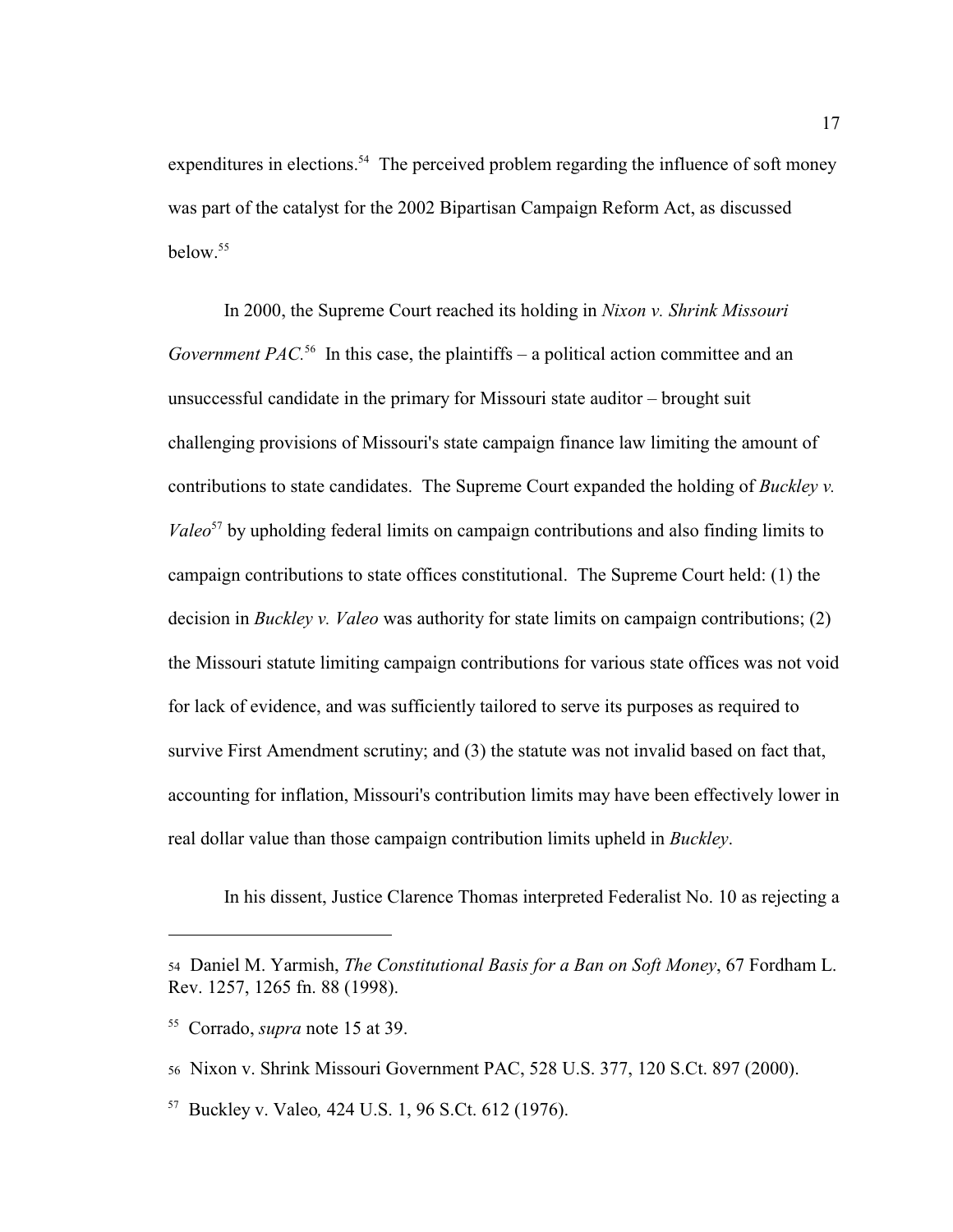expenditures in elections.[54] The perceived problem regarding the influence of soft money was part of the catalyst for the 2002 Bipartisan Campaign Reform Act, as discussed below.[55]

In 2000, the Supreme Court reached its holding in *Nixon v. Shrink Missouri Government PAC*.[56] In this case, the plaintiffs – a political action committee and an unsuccessful candidate in the primary for Missouri state auditor – brought suit challenging provisions of Missouri's state campaign finance law limiting the amount of contributions to state candidates. The Supreme Court expanded the holding of *Buckley v. Valeo*[57] by upholding federal limits on campaign contributions and also finding limits to campaign contributions to state offices constitutional. The Supreme Court held: (1) the decision in *Buckley v. Valeo* was authority for state limits on campaign contributions; (2) the Missouri statute limiting campaign contributions for various state offices was not void for lack of evidence, and was sufficiently tailored to serve its purposes as required to survive First Amendment scrutiny; and (3) the statute was not invalid based on fact that, accounting for inflation, Missouri's contribution limits may have been effectively lower in real dollar value than those campaign contribution limits upheld in *Buckley*.

In his dissent, Justice Clarence Thomas interpreted Federalist No. 10 as rejecting a

---

54 Daniel M. Yarmish, *The Constitutional Basis for a Ban on Soft Money*, 67 Fordham L. Rev. 1257, 1265 fn. 88 (1998).

55 Corrado, *supra* note 15 at 39.

56 Nixon v. Shrink Missouri Government PAC, 528 U.S. 377, 120 S.Ct. 897 (2000).

57 Buckley v. Valeo*,* 424 U.S. 1, 96 S.Ct. 612 (1976).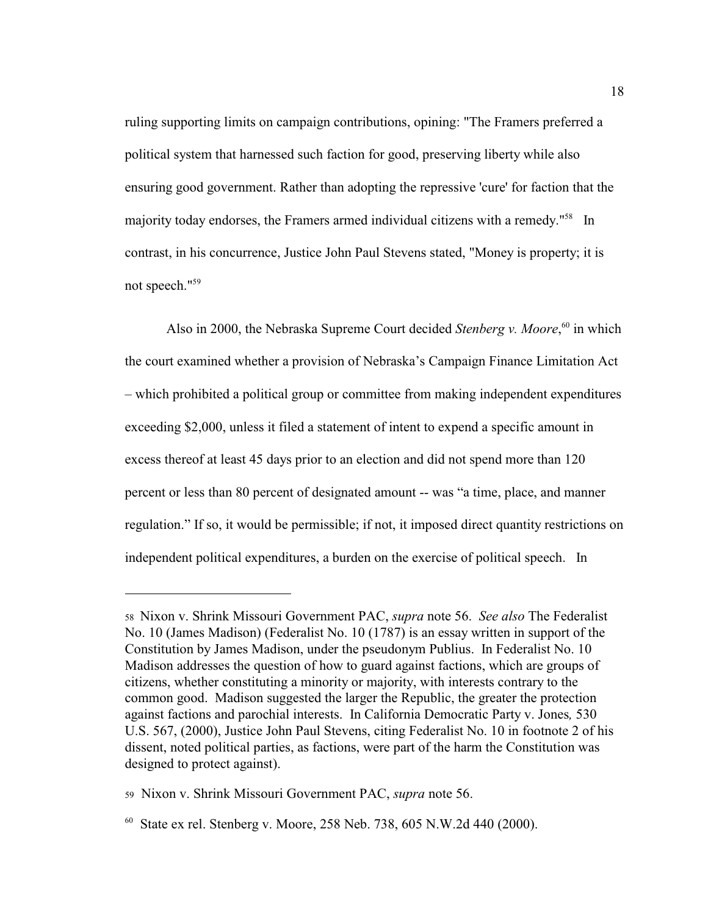ruling supporting limits on campaign contributions, opining: "The Framers preferred a political system that harnessed such faction for good, preserving liberty while also ensuring good government. Rather than adopting the repressive 'cure' for faction that the majority today endorses, the Framers armed individual citizens with a remedy."[58] In contrast, in his concurrence, Justice John Paul Stevens stated, "Money is property; it is not speech."[59]

Also in 2000, the Nebraska Supreme Court decided *Stenberg v. Moore*,[60] in which the court examined whether a provision of Nebraska's Campaign Finance Limitation Act – which prohibited a political group or committee from making independent expenditures exceeding $2,000, unless it filed a statement of intent to expend a specific amount in excess thereof at least 45 days prior to an election and did not spend more than 120 percent or less than 80 percent of designated amount -- was "a time, place, and manner regulation." If so, it would be permissible; if not, it imposed direct quantity restrictions on independent political expenditures, a burden on the exercise of political speech. In

---

58 Nixon v. Shrink Missouri Government PAC, *supra* note 56. *See also* The Federalist No. 10 (James Madison) (Federalist No. 10 (1787) is an essay written in support of the Constitution by James Madison, under the pseudonym Publius. In Federalist No. 10 Madison addresses the question of how to guard against factions, which are groups of citizens, whether constituting a minority or majority, with interests contrary to the common good. Madison suggested the larger the Republic, the greater the protection against factions and parochial interests. In California Democratic Party v. Jones*,* 530 U.S. 567, (2000), Justice John Paul Stevens, citing Federalist No. 10 in footnote 2 of his dissent, noted political parties, as factions, were part of the harm the Constitution was designed to protect against).

59 Nixon v. Shrink Missouri Government PAC, *supra* note 56.

60 State ex rel. Stenberg v. Moore, 258 Neb. 738, 605 N.W.2d 440 (2000).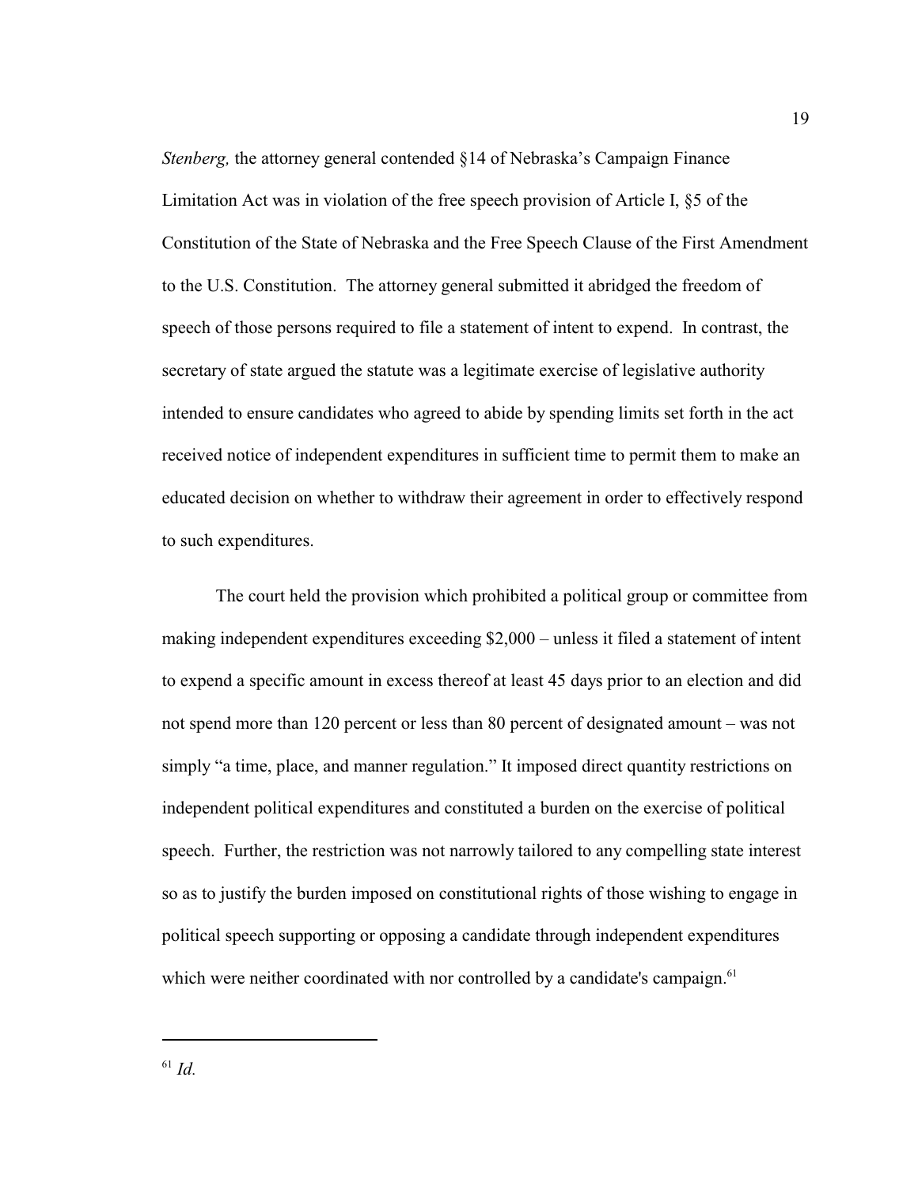*Stenberg,* the attorney general contended §14 of Nebraska's Campaign Finance Limitation Act was in violation of the free speech provision of Article I, §5 of the Constitution of the State of Nebraska and the Free Speech Clause of the First Amendment to the U.S. Constitution. The attorney general submitted it abridged the freedom of speech of those persons required to file a statement of intent to expend. In contrast, the secretary of state argued the statute was a legitimate exercise of legislative authority intended to ensure candidates who agreed to abide by spending limits set forth in the act received notice of independent expenditures in sufficient time to permit them to make an educated decision on whether to withdraw their agreement in order to effectively respond to such expenditures.

The court held the provision which prohibited a political group or committee from making independent expenditures exceeding $2,000 – unless it filed a statement of intent to expend a specific amount in excess thereof at least 45 days prior to an election and did not spend more than 120 percent or less than 80 percent of designated amount – was not simply "a time, place, and manner regulation." It imposed direct quantity restrictions on independent political expenditures and constituted a burden on the exercise of political speech. Further, the restriction was not narrowly tailored to any compelling state interest so as to justify the burden imposed on constitutional rights of those wishing to engage in political speech supporting or opposing a candidate through independent expenditures which were neither coordinated with nor controlled by a candidate's campaign.[61]

---

[61] *Id.*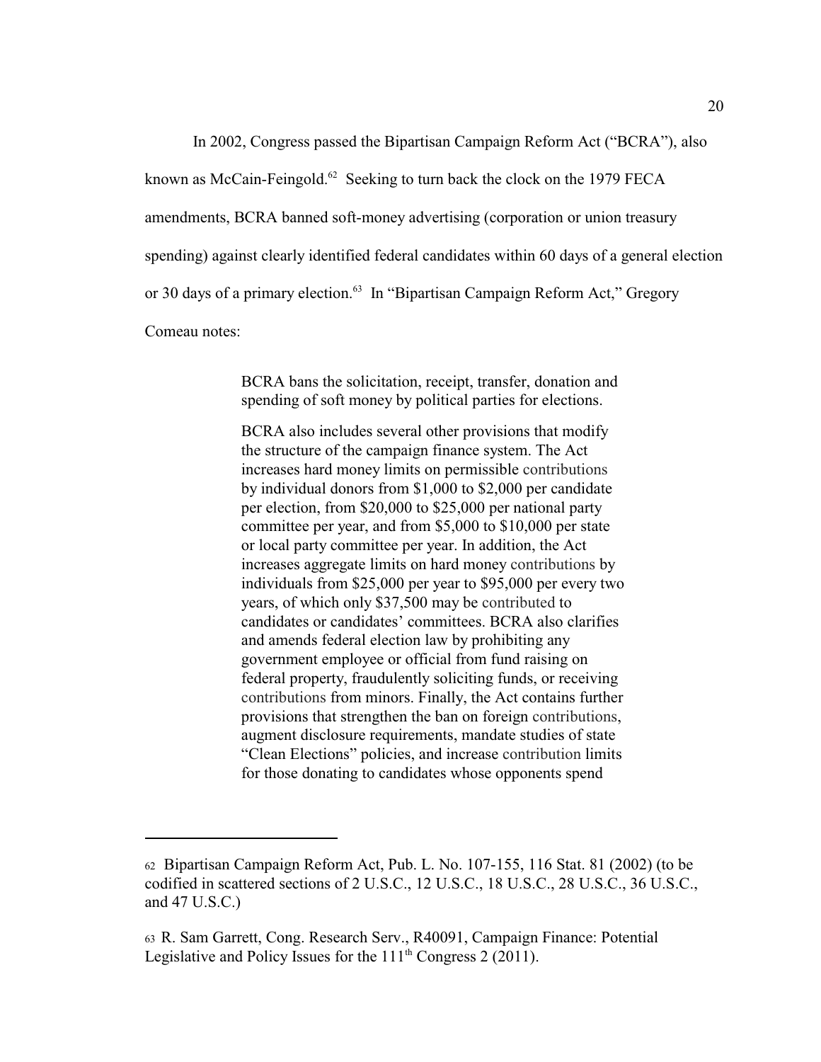In 2002, Congress passed the Bipartisan Campaign Reform Act ("BCRA"), also known as McCain-Feingold.[62] Seeking to turn back the clock on the 1979 FECA amendments, BCRA banned soft-money advertising (corporation or union treasury spending) against clearly identified federal candidates within 60 days of a general election or 30 days of a primary election.[63] In "Bipartisan Campaign Reform Act," Gregory Comeau notes:

> BCRA bans the solicitation, receipt, transfer, donation and spending of soft money by political parties for elections.
>
> BCRA also includes several other provisions that modify the structure of the campaign finance system. The Act increases hard money limits on permissible contributions by individual donors from $1,000 to $2,000 per candidate per election, from $20,000 to $25,000 per national party committee per year, and from $5,000 to $10,000 per state or local party committee per year. In addition, the Act increases aggregate limits on hard money contributions by individuals from $25,000 per year to $95,000 per every two years, of which only $37,500 may be contributed to candidates or candidates' committees. BCRA also clarifies and amends federal election law by prohibiting any government employee or official from fund raising on federal property, fraudulently soliciting funds, or receiving contributions from minors. Finally, the Act contains further provisions that strengthen the ban on foreign contributions, augment disclosure requirements, mandate studies of state "Clean Elections" policies, and increase contribution limits for those donating to candidates whose opponents spend

---

[62] Bipartisan Campaign Reform Act, Pub. L. No. 107-155, 116 Stat. 81 (2002) (to be codified in scattered sections of 2 U.S.C., 12 U.S.C., 18 U.S.C., 28 U.S.C., 36 U.S.C., and 47 U.S.C.)

[63] R. Sam Garrett, Cong. Research Serv., R40091, Campaign Finance: Potential Legislative and Policy Issues for the 111th Congress 2 (2011).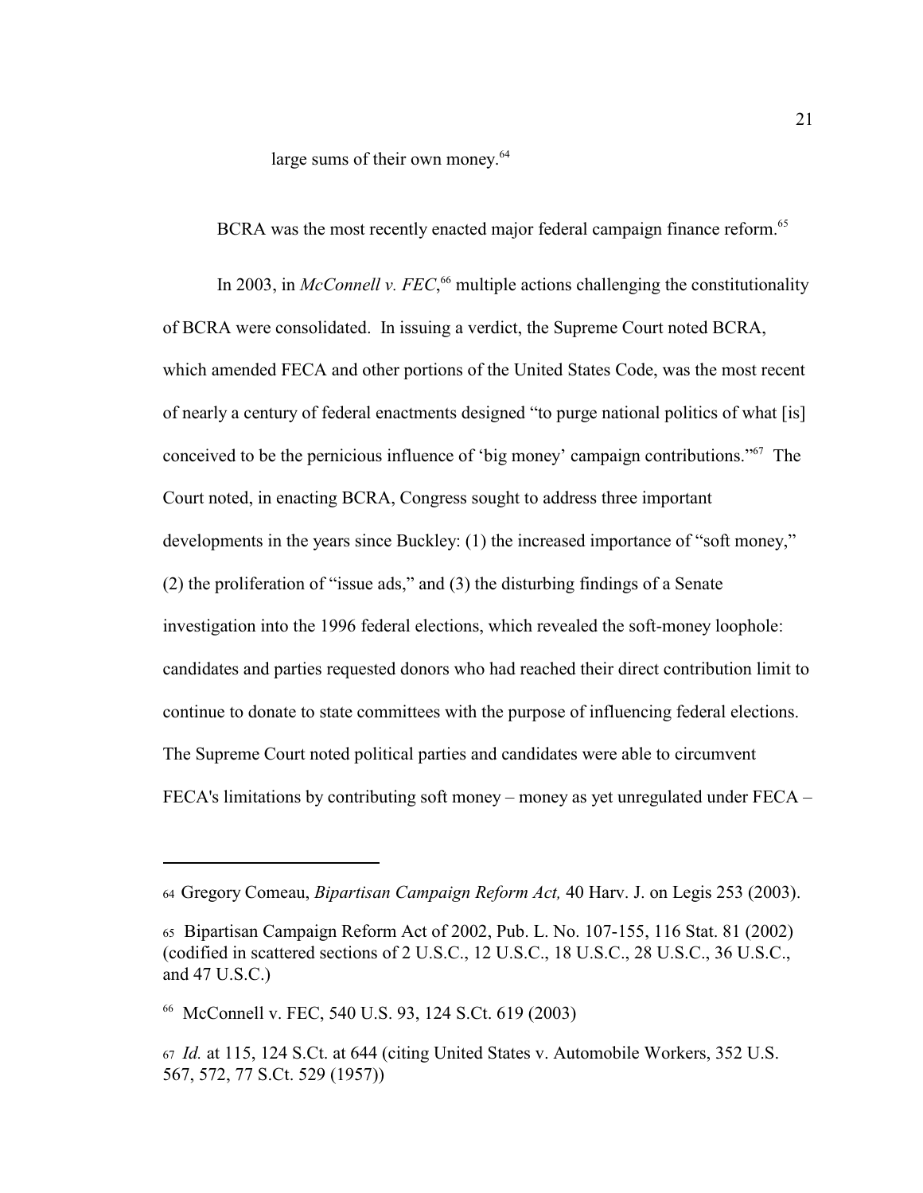large sums of their own money.[64]

BCRA was the most recently enacted major federal campaign finance reform.[65]

In 2003, in *McConnell v. FEC*,[66] multiple actions challenging the constitutionality of BCRA were consolidated. In issuing a verdict, the Supreme Court noted BCRA, which amended FECA and other portions of the United States Code, was the most recent of nearly a century of federal enactments designed "to purge national politics of what [is] conceived to be the pernicious influence of 'big money' campaign contributions."[67] The Court noted, in enacting BCRA, Congress sought to address three important developments in the years since Buckley: (1) the increased importance of "soft money," (2) the proliferation of "issue ads," and (3) the disturbing findings of a Senate investigation into the 1996 federal elections, which revealed the soft-money loophole: candidates and parties requested donors who had reached their direct contribution limit to continue to donate to state committees with the purpose of influencing federal elections. The Supreme Court noted political parties and candidates were able to circumvent FECA's limitations by contributing soft money – money as yet unregulated under FECA –

---

64 Gregory Comeau, *Bipartisan Campaign Reform Act,* 40 Harv. J. on Legis 253 (2003).

65 Bipartisan Campaign Reform Act of 2002, Pub. L. No. 107-155, 116 Stat. 81 (2002) (codified in scattered sections of 2 U.S.C., 12 U.S.C., 18 U.S.C., 28 U.S.C., 36 U.S.C., and 47 U.S.C.)

66 McConnell v. FEC, 540 U.S. 93, 124 S.Ct. 619 (2003)

67 *Id.* at 115, 124 S.Ct. at 644 (citing United States v. Automobile Workers, 352 U.S. 567, 572, 77 S.Ct. 529 (1957))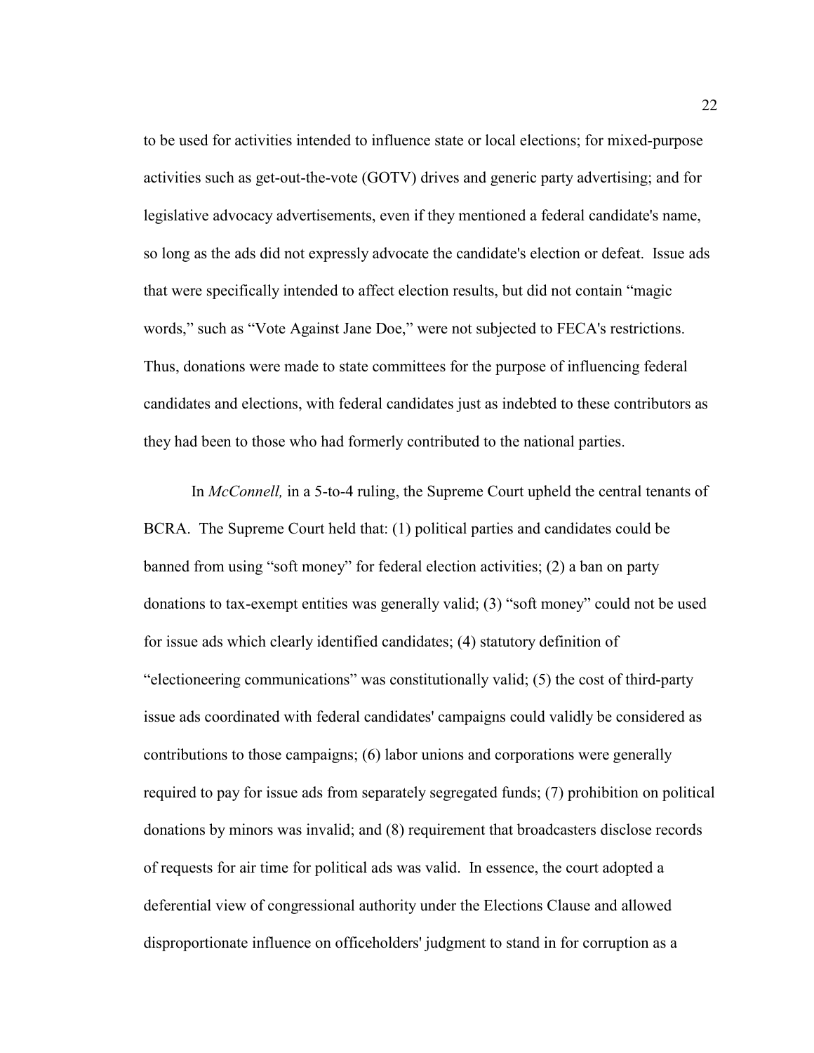to be used for activities intended to influence state or local elections; for mixed-purpose activities such as get-out-the-vote (GOTV) drives and generic party advertising; and for legislative advocacy advertisements, even if they mentioned a federal candidate's name, so long as the ads did not expressly advocate the candidate's election or defeat. Issue ads that were specifically intended to affect election results, but did not contain "magic words," such as "Vote Against Jane Doe," were not subjected to FECA's restrictions. Thus, donations were made to state committees for the purpose of influencing federal candidates and elections, with federal candidates just as indebted to these contributors as they had been to those who had formerly contributed to the national parties.

In *McConnell,* in a 5-to-4 ruling, the Supreme Court upheld the central tenants of BCRA. The Supreme Court held that: (1) political parties and candidates could be banned from using "soft money" for federal election activities; (2) a ban on party donations to tax-exempt entities was generally valid; (3) "soft money" could not be used for issue ads which clearly identified candidates; (4) statutory definition of "electioneering communications" was constitutionally valid; (5) the cost of third-party issue ads coordinated with federal candidates' campaigns could validly be considered as contributions to those campaigns; (6) labor unions and corporations were generally required to pay for issue ads from separately segregated funds; (7) prohibition on political donations by minors was invalid; and (8) requirement that broadcasters disclose records of requests for air time for political ads was valid. In essence, the court adopted a deferential view of congressional authority under the Elections Clause and allowed disproportionate influence on officeholders' judgment to stand in for corruption as a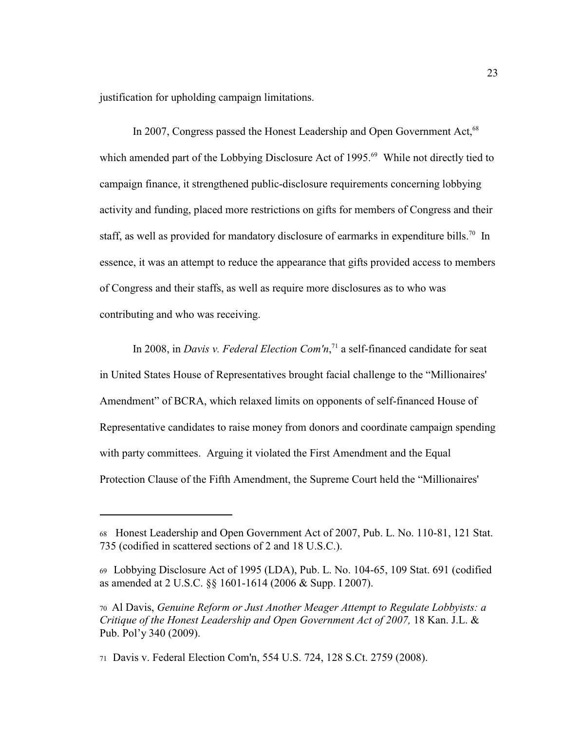justification for upholding campaign limitations.

In 2007, Congress passed the Honest Leadership and Open Government Act,[68] which amended part of the Lobbying Disclosure Act of 1995.[69] While not directly tied to campaign finance, it strengthened public-disclosure requirements concerning lobbying activity and funding, placed more restrictions on gifts for members of Congress and their staff, as well as provided for mandatory disclosure of earmarks in expenditure bills.[70] In essence, it was an attempt to reduce the appearance that gifts provided access to members of Congress and their staffs, as well as require more disclosures as to who was contributing and who was receiving.

In 2008, in *Davis v. Federal Election Com'n*,[71] a self-financed candidate for seat in United States House of Representatives brought facial challenge to the "Millionaires' Amendment" of BCRA, which relaxed limits on opponents of self-financed House of Representative candidates to raise money from donors and coordinate campaign spending with party committees. Arguing it violated the First Amendment and the Equal Protection Clause of the Fifth Amendment, the Supreme Court held the "Millionaires'

---

68 Honest Leadership and Open Government Act of 2007, Pub. L. No. 110-81, 121 Stat. 735 (codified in scattered sections of 2 and 18 U.S.C.).

69 Lobbying Disclosure Act of 1995 (LDA), Pub. L. No. 104-65, 109 Stat. 691 (codified as amended at 2 U.S.C. §§ 1601-1614 (2006 & Supp. I 2007).

70 Al Davis, *Genuine Reform or Just Another Meager Attempt to Regulate Lobbyists: a Critique of the Honest Leadership and Open Government Act of 2007,* 18 Kan. J.L. & Pub. Pol'y 340 (2009).

71 Davis v. Federal Election Com'n, 554 U.S. 724, 128 S.Ct. 2759 (2008).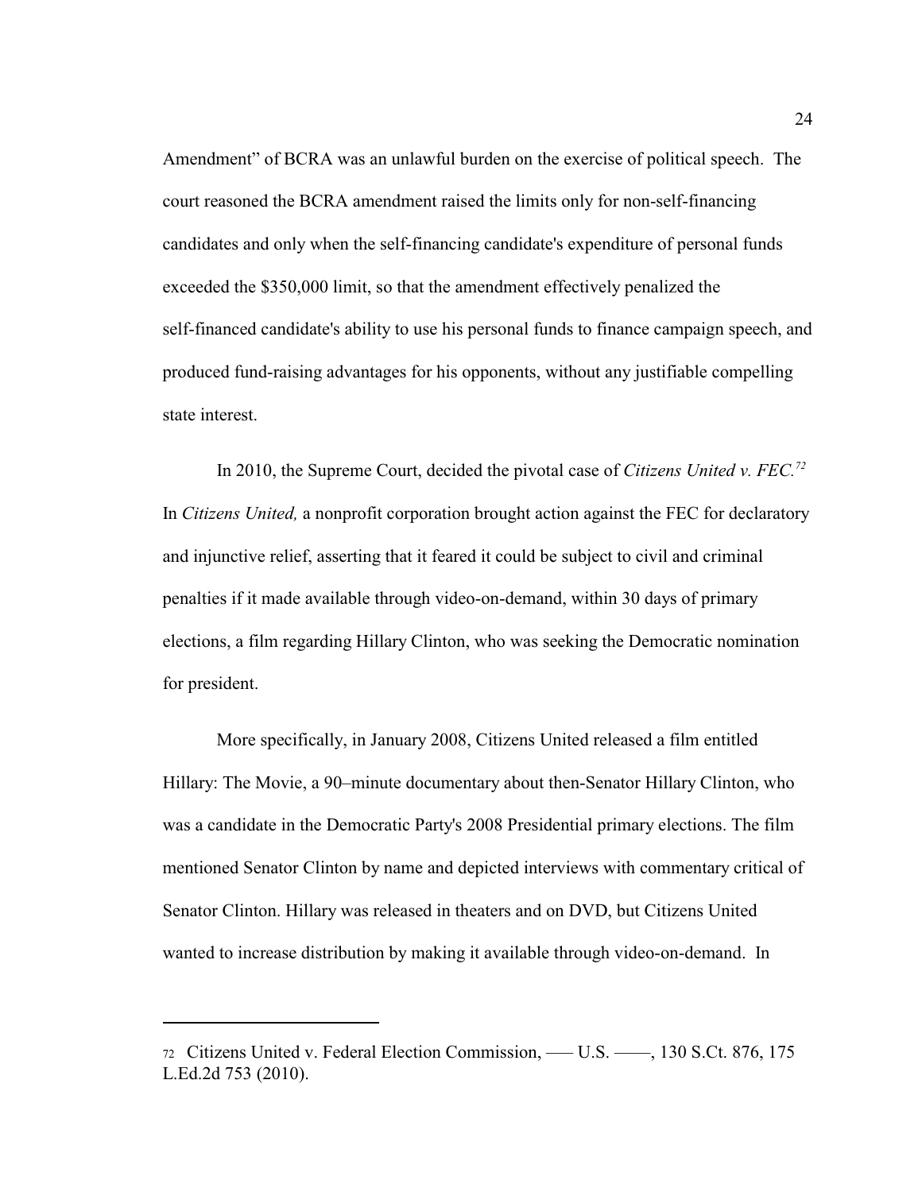Amendment" of BCRA was an unlawful burden on the exercise of political speech. The court reasoned the BCRA amendment raised the limits only for non-self-financing candidates and only when the self-financing candidate's expenditure of personal funds exceeded the $350,000 limit, so that the amendment effectively penalized the self-financed candidate's ability to use his personal funds to finance campaign speech, and produced fund-raising advantages for his opponents, without any justifiable compelling state interest.

In 2010, the Supreme Court, decided the pivotal case of *Citizens United v. FEC.*[72] In *Citizens United,* a nonprofit corporation brought action against the FEC for declaratory and injunctive relief, asserting that it feared it could be subject to civil and criminal penalties if it made available through video-on-demand, within 30 days of primary elections, a film regarding Hillary Clinton, who was seeking the Democratic nomination for president.

More specifically, in January 2008, Citizens United released a film entitled Hillary: The Movie, a 90–minute documentary about then-Senator Hillary Clinton, who was a candidate in the Democratic Party's 2008 Presidential primary elections. The film mentioned Senator Clinton by name and depicted interviews with commentary critical of Senator Clinton. Hillary was released in theaters and on DVD, but Citizens United wanted to increase distribution by making it available through video-on-demand. In

---

72 Citizens United v. Federal Election Commission, ––– U.S. ––––, 130 S.Ct. 876, 175 L.Ed.2d 753 (2010).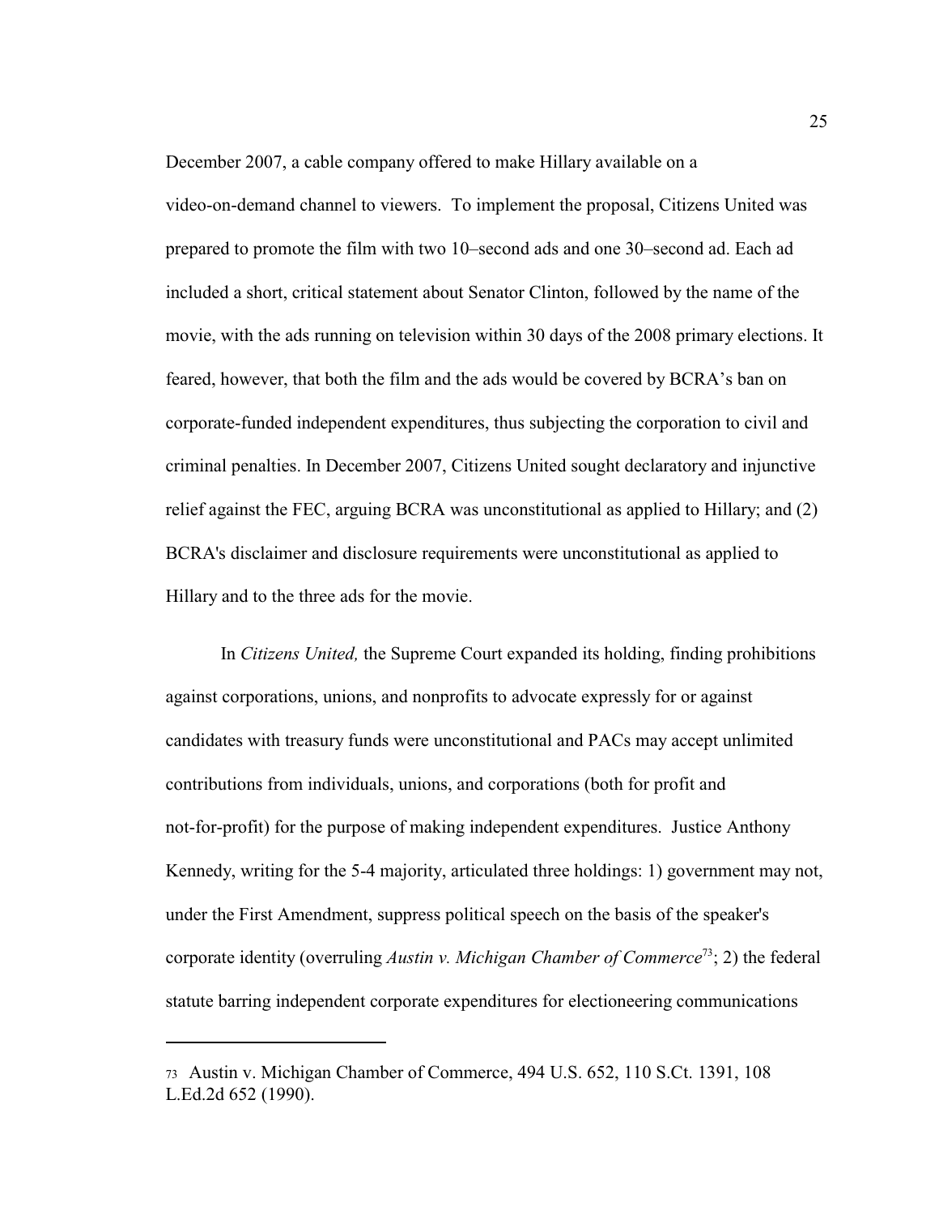December 2007, a cable company offered to make Hillary available on a video-on-demand channel to viewers. To implement the proposal, Citizens United was prepared to promote the film with two 10–second ads and one 30–second ad. Each ad included a short, critical statement about Senator Clinton, followed by the name of the movie, with the ads running on television within 30 days of the 2008 primary elections. It feared, however, that both the film and the ads would be covered by BCRA's ban on corporate-funded independent expenditures, thus subjecting the corporation to civil and criminal penalties. In December 2007, Citizens United sought declaratory and injunctive relief against the FEC, arguing BCRA was unconstitutional as applied to Hillary; and (2) BCRA's disclaimer and disclosure requirements were unconstitutional as applied to Hillary and to the three ads for the movie.

In *Citizens United,* the Supreme Court expanded its holding, finding prohibitions against corporations, unions, and nonprofits to advocate expressly for or against candidates with treasury funds were unconstitutional and PACs may accept unlimited contributions from individuals, unions, and corporations (both for profit and not-for-profit) for the purpose of making independent expenditures. Justice Anthony Kennedy, writing for the 5-4 majority, articulated three holdings: 1) government may not, under the First Amendment, suppress political speech on the basis of the speaker's corporate identity (overruling *Austin v. Michigan Chamber of Commerce*[73]; 2) the federal statute barring independent corporate expenditures for electioneering communications

---

73 Austin v. Michigan Chamber of Commerce, 494 U.S. 652, 110 S.Ct. 1391, 108 L.Ed.2d 652 (1990).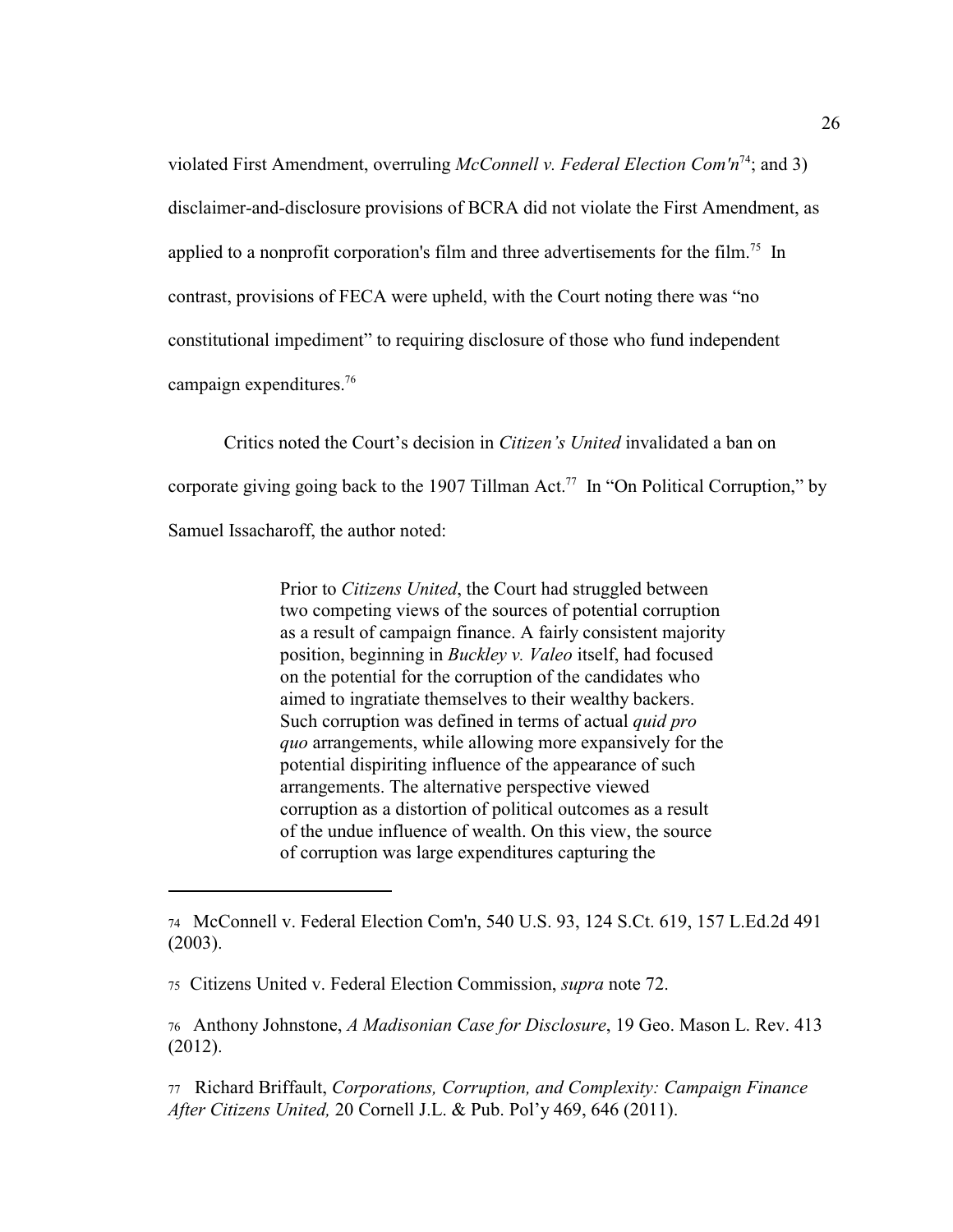violated First Amendment, overruling *McConnell v. Federal Election Com'n*[74]; and 3) disclaimer-and-disclosure provisions of BCRA did not violate the First Amendment, as applied to a nonprofit corporation's film and three advertisements for the film.[75] In contrast, provisions of FECA were upheld, with the Court noting there was "no constitutional impediment" to requiring disclosure of those who fund independent campaign expenditures.[76]

Critics noted the Court's decision in *Citizen's United* invalidated a ban on corporate giving going back to the 1907 Tillman Act.[77] In "On Political Corruption," by Samuel Issacharoff, the author noted:

> Prior to *Citizens United*, the Court had struggled between two competing views of the sources of potential corruption as a result of campaign finance. A fairly consistent majority position, beginning in *Buckley v. Valeo* itself, had focused on the potential for the corruption of the candidates who aimed to ingratiate themselves to their wealthy backers. Such corruption was defined in terms of actual *quid pro quo* arrangements, while allowing more expansively for the potential dispiriting influence of the appearance of such arrangements. The alternative perspective viewed corruption as a distortion of political outcomes as a result of the undue influence of wealth. On this view, the source of corruption was large expenditures capturing the

---

74 McConnell v. Federal Election Com'n, 540 U.S. 93, 124 S.Ct. 619, 157 L.Ed.2d 491 (2003).

75 Citizens United v. Federal Election Commission, *supra* note 72.

76 Anthony Johnstone, *A Madisonian Case for Disclosure*, 19 Geo. Mason L. Rev. 413 (2012).

77 Richard Briffault, *Corporations, Corruption, and Complexity: Campaign Finance After Citizens United,* 20 Cornell J.L. & Pub. Pol'y 469, 646 (2011).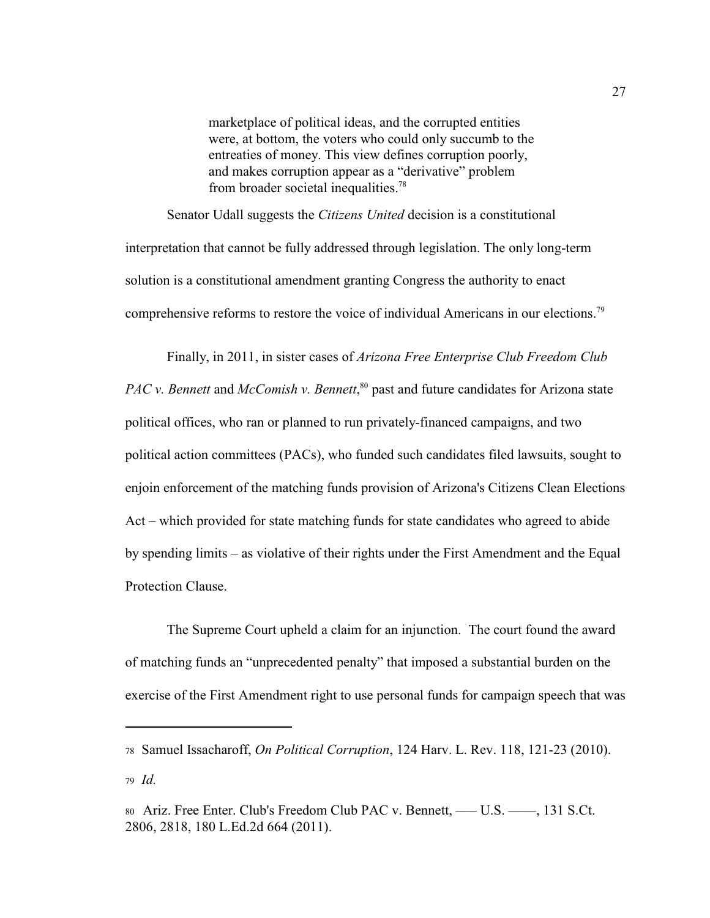> marketplace of political ideas, and the corrupted entities were, at bottom, the voters who could only succumb to the entreaties of money. This view defines corruption poorly, and makes corruption appear as a "derivative" problem from broader societal inequalities.[78]

Senator Udall suggests the *Citizens United* decision is a constitutional interpretation that cannot be fully addressed through legislation. The only long-term solution is a constitutional amendment granting Congress the authority to enact comprehensive reforms to restore the voice of individual Americans in our elections.[79]

Finally, in 2011, in sister cases of *Arizona Free Enterprise Club Freedom Club PAC v. Bennett* and *McComish v. Bennett*,[80] past and future candidates for Arizona state political offices, who ran or planned to run privately-financed campaigns, and two political action committees (PACs), who funded such candidates filed lawsuits, sought to enjoin enforcement of the matching funds provision of Arizona's Citizens Clean Elections Act – which provided for state matching funds for state candidates who agreed to abide by spending limits – as violative of their rights under the First Amendment and the Equal Protection Clause.

The Supreme Court upheld a claim for an injunction. The court found the award of matching funds an "unprecedented penalty" that imposed a substantial burden on the exercise of the First Amendment right to use personal funds for campaign speech that was

---

78 Samuel Issacharoff, *On Political Corruption*, 124 Harv. L. Rev. 118, 121-23 (2010).

79 *Id.*

80 Ariz. Free Enter. Club's Freedom Club PAC v. Bennett, ––– U.S. ––––, 131 S.Ct. 2806, 2818, 180 L.Ed.2d 664 (2011).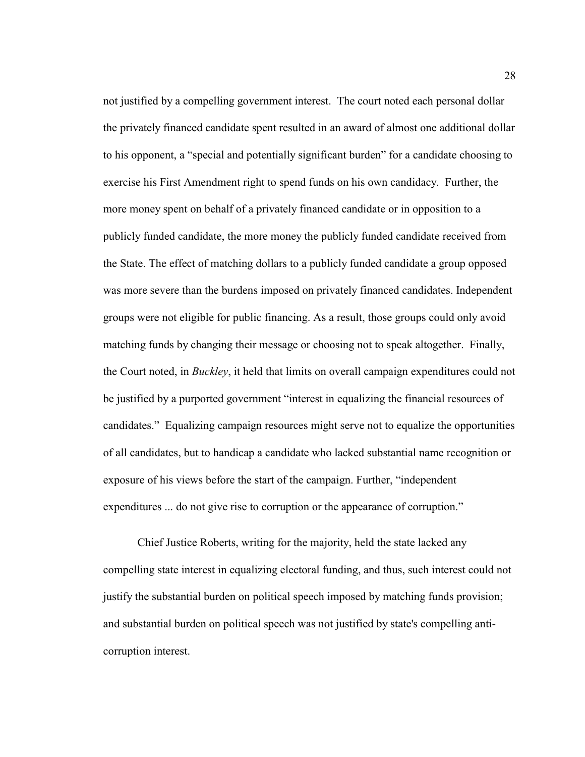not justified by a compelling government interest. The court noted each personal dollar the privately financed candidate spent resulted in an award of almost one additional dollar to his opponent, a "special and potentially significant burden" for a candidate choosing to exercise his First Amendment right to spend funds on his own candidacy. Further, the more money spent on behalf of a privately financed candidate or in opposition to a publicly funded candidate, the more money the publicly funded candidate received from the State. The effect of matching dollars to a publicly funded candidate a group opposed was more severe than the burdens imposed on privately financed candidates. Independent groups were not eligible for public financing. As a result, those groups could only avoid matching funds by changing their message or choosing not to speak altogether. Finally, the Court noted, in *Buckley*, it held that limits on overall campaign expenditures could not be justified by a purported government "interest in equalizing the financial resources of candidates." Equalizing campaign resources might serve not to equalize the opportunities of all candidates, but to handicap a candidate who lacked substantial name recognition or exposure of his views before the start of the campaign. Further, "independent expenditures ... do not give rise to corruption or the appearance of corruption."

Chief Justice Roberts, writing for the majority, held the state lacked any compelling state interest in equalizing electoral funding, and thus, such interest could not justify the substantial burden on political speech imposed by matching funds provision; and substantial burden on political speech was not justified by state's compelling anti-corruption interest.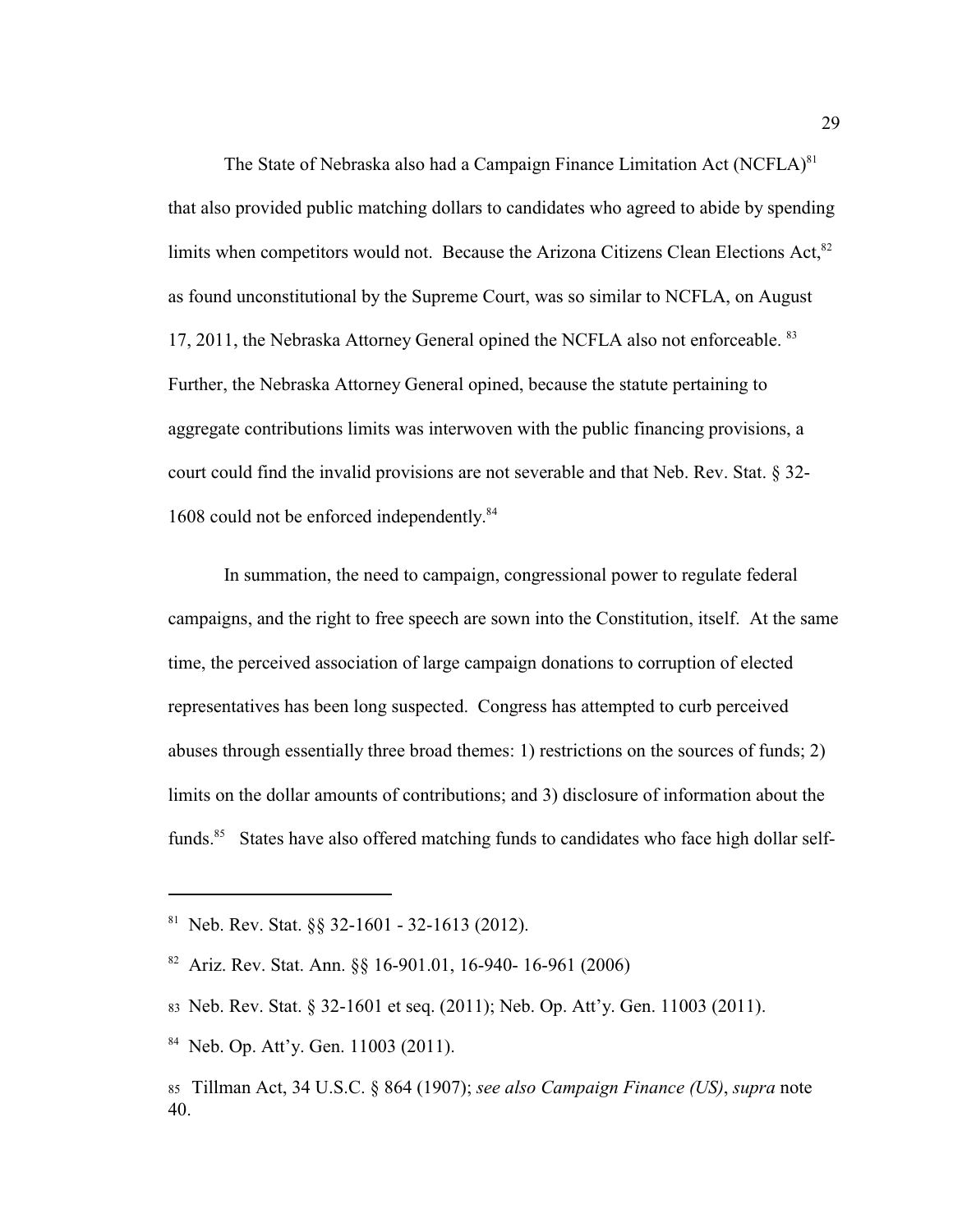The State of Nebraska also had a Campaign Finance Limitation Act (NCFLA)[81] that also provided public matching dollars to candidates who agreed to abide by spending limits when competitors would not. Because the Arizona Citizens Clean Elections Act,[82] as found unconstitutional by the Supreme Court, was so similar to NCFLA, on August 17, 2011, the Nebraska Attorney General opined the NCFLA also not enforceable. [83] Further, the Nebraska Attorney General opined, because the statute pertaining to aggregate contributions limits was interwoven with the public financing provisions, a court could find the invalid provisions are not severable and that Neb. Rev. Stat. § 32-1608 could not be enforced independently.[84]

In summation, the need to campaign, congressional power to regulate federal campaigns, and the right to free speech are sown into the Constitution, itself. At the same time, the perceived association of large campaign donations to corruption of elected representatives has been long suspected. Congress has attempted to curb perceived abuses through essentially three broad themes: 1) restrictions on the sources of funds; 2) limits on the dollar amounts of contributions; and 3) disclosure of information about the funds.[85] States have also offered matching funds to candidates who face high dollar self-

---

[81] Neb. Rev. Stat. §§ 32-1601 - 32-1613 (2012).

[82] Ariz. Rev. Stat. Ann. §§ 16-901.01, 16-940- 16-961 (2006)

[83] Neb. Rev. Stat. § 32-1601 et seq. (2011); Neb. Op. Att'y. Gen. 11003 (2011).

[84] Neb. Op. Att'y. Gen. 11003 (2011).

[85] Tillman Act, 34 U.S.C. § 864 (1907); *see also Campaign Finance (US)*, *supra* note 40.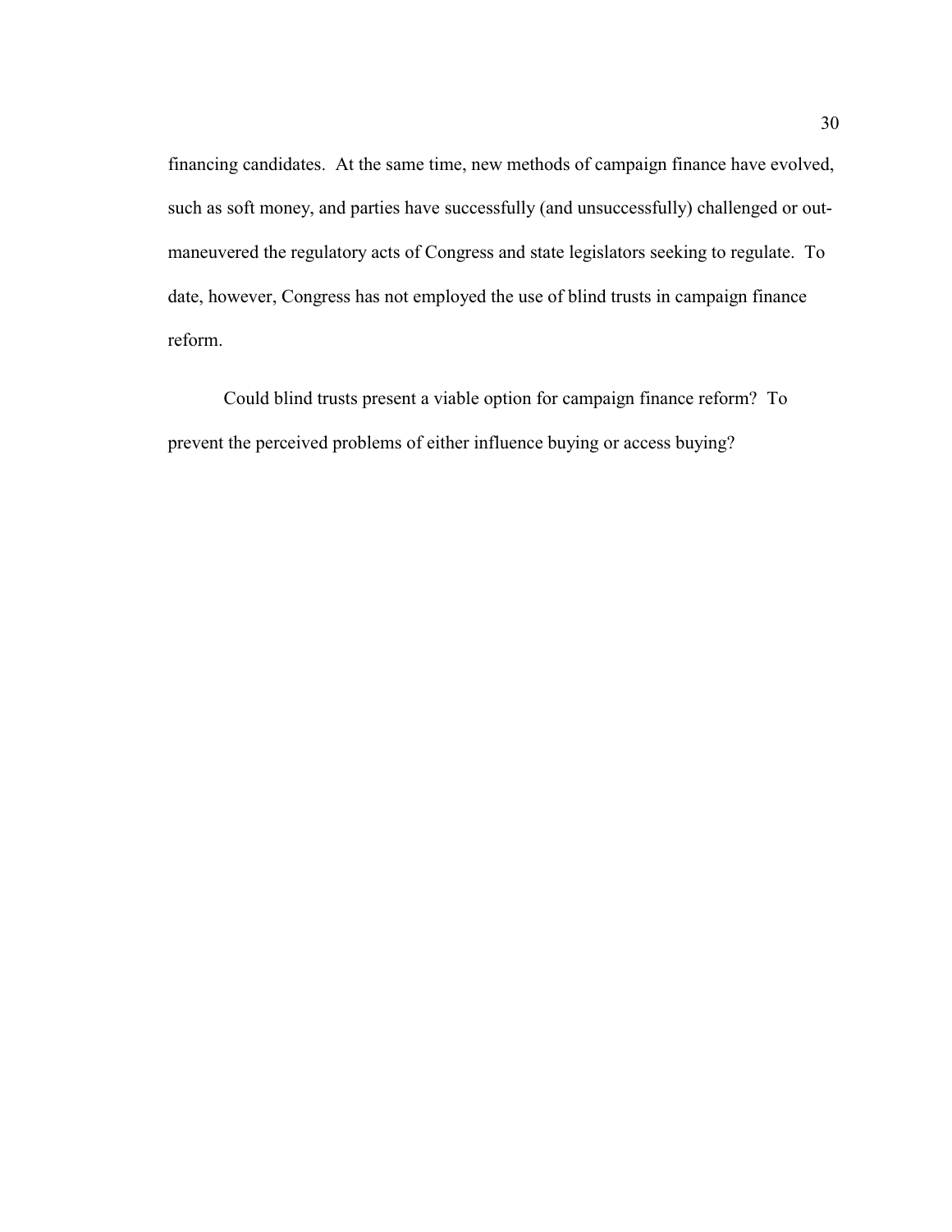financing candidates. At the same time, new methods of campaign finance have evolved, such as soft money, and parties have successfully (and unsuccessfully) challenged or out-maneuvered the regulatory acts of Congress and state legislators seeking to regulate. To date, however, Congress has not employed the use of blind trusts in campaign finance reform.

Could blind trusts present a viable option for campaign finance reform? To prevent the perceived problems of either influence buying or access buying?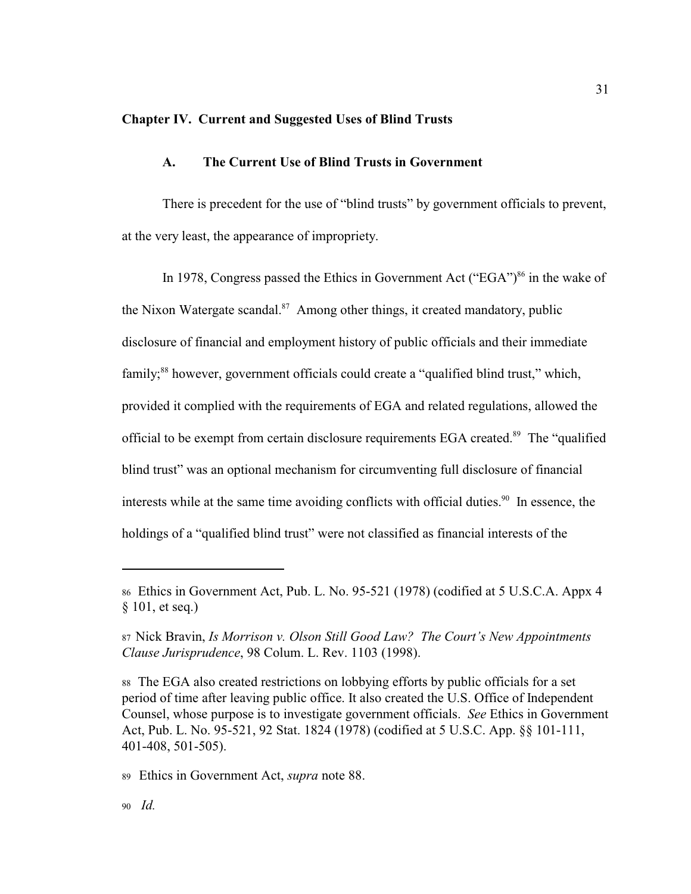## Chapter IV. Current and Suggested Uses of Blind Trusts

### A. The Current Use of Blind Trusts in Government

There is precedent for the use of "blind trusts" by government officials to prevent, at the very least, the appearance of impropriety.

In 1978, Congress passed the Ethics in Government Act ("EGA")[86] in the wake of the Nixon Watergate scandal.[87] Among other things, it created mandatory, public disclosure of financial and employment history of public officials and their immediate family;[88] however, government officials could create a "qualified blind trust," which, provided it complied with the requirements of EGA and related regulations, allowed the official to be exempt from certain disclosure requirements EGA created.[89] The "qualified blind trust" was an optional mechanism for circumventing full disclosure of financial interests while at the same time avoiding conflicts with official duties.[90] In essence, the holdings of a "qualified blind trust" were not classified as financial interests of the

---

[86] Ethics in Government Act, Pub. L. No. 95-521 (1978) (codified at 5 U.S.C.A. Appx 4 § 101, et seq.)

[87] Nick Bravin, *Is Morrison v. Olson Still Good Law? The Court's New Appointments Clause Jurisprudence*, 98 Colum. L. Rev. 1103 (1998).

[88] The EGA also created restrictions on lobbying efforts by public officials for a set period of time after leaving public office. It also created the U.S. Office of Independent Counsel, whose purpose is to investigate government officials. *See* Ethics in Government Act, Pub. L. No. 95-521, 92 Stat. 1824 (1978) (codified at 5 U.S.C. App. §§ 101-111, 401-408, 501-505).

[89] Ethics in Government Act, *supra* note 88.

[90] *Id.*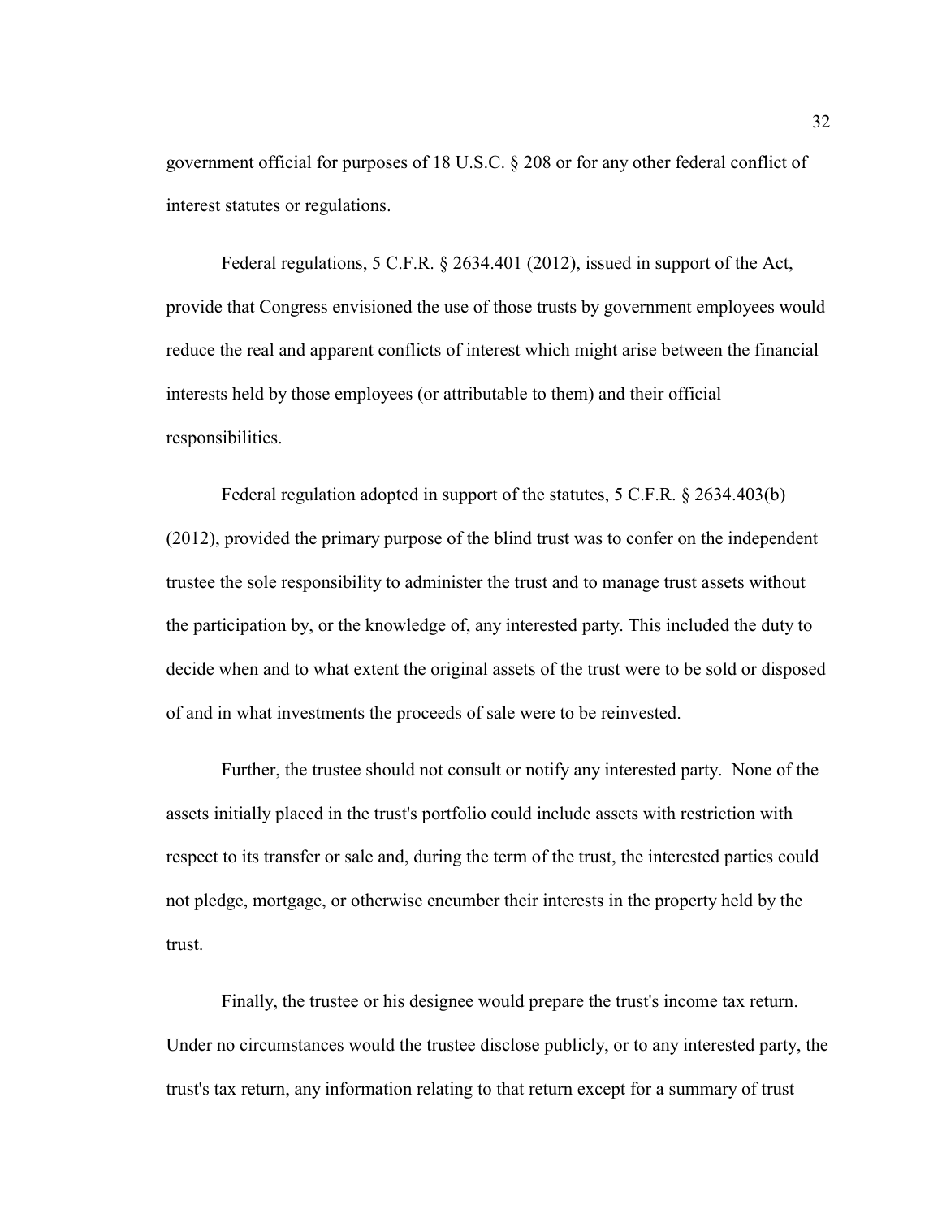government official for purposes of 18 U.S.C. § 208 or for any other federal conflict of interest statutes or regulations.

Federal regulations, 5 C.F.R. § 2634.401 (2012), issued in support of the Act, provide that Congress envisioned the use of those trusts by government employees would reduce the real and apparent conflicts of interest which might arise between the financial interests held by those employees (or attributable to them) and their official responsibilities.

Federal regulation adopted in support of the statutes, 5 C.F.R. § 2634.403(b) (2012), provided the primary purpose of the blind trust was to confer on the independent trustee the sole responsibility to administer the trust and to manage trust assets without the participation by, or the knowledge of, any interested party. This included the duty to decide when and to what extent the original assets of the trust were to be sold or disposed of and in what investments the proceeds of sale were to be reinvested.

Further, the trustee should not consult or notify any interested party. None of the assets initially placed in the trust's portfolio could include assets with restriction with respect to its transfer or sale and, during the term of the trust, the interested parties could not pledge, mortgage, or otherwise encumber their interests in the property held by the trust.

Finally, the trustee or his designee would prepare the trust's income tax return. Under no circumstances would the trustee disclose publicly, or to any interested party, the trust's tax return, any information relating to that return except for a summary of trust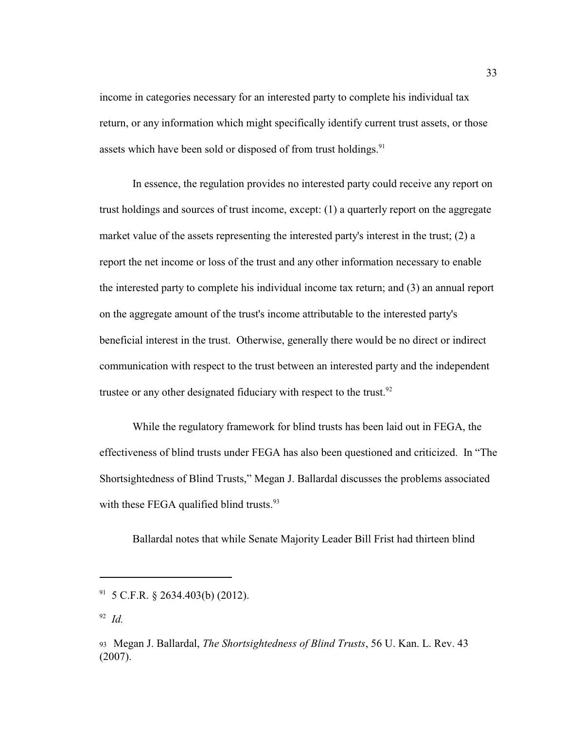income in categories necessary for an interested party to complete his individual tax return, or any information which might specifically identify current trust assets, or those assets which have been sold or disposed of from trust holdings.[91]

In essence, the regulation provides no interested party could receive any report on trust holdings and sources of trust income, except: (1) a quarterly report on the aggregate market value of the assets representing the interested party's interest in the trust; (2) a report the net income or loss of the trust and any other information necessary to enable the interested party to complete his individual income tax return; and (3) an annual report on the aggregate amount of the trust's income attributable to the interested party's beneficial interest in the trust. Otherwise, generally there would be no direct or indirect communication with respect to the trust between an interested party and the independent trustee or any other designated fiduciary with respect to the trust.[92]

While the regulatory framework for blind trusts has been laid out in FEGA, the effectiveness of blind trusts under FEGA has also been questioned and criticized. In "The Shortsightedness of Blind Trusts," Megan J. Ballardal discusses the problems associated with these FEGA qualified blind trusts.[93]

Ballardal notes that while Senate Majority Leader Bill Frist had thirteen blind

---

[91] 5 C.F.R. § 2634.403(b) (2012).

[92] *Id.*

[93] Megan J. Ballardal, *The Shortsightedness of Blind Trusts*, 56 U. Kan. L. Rev. 43 (2007).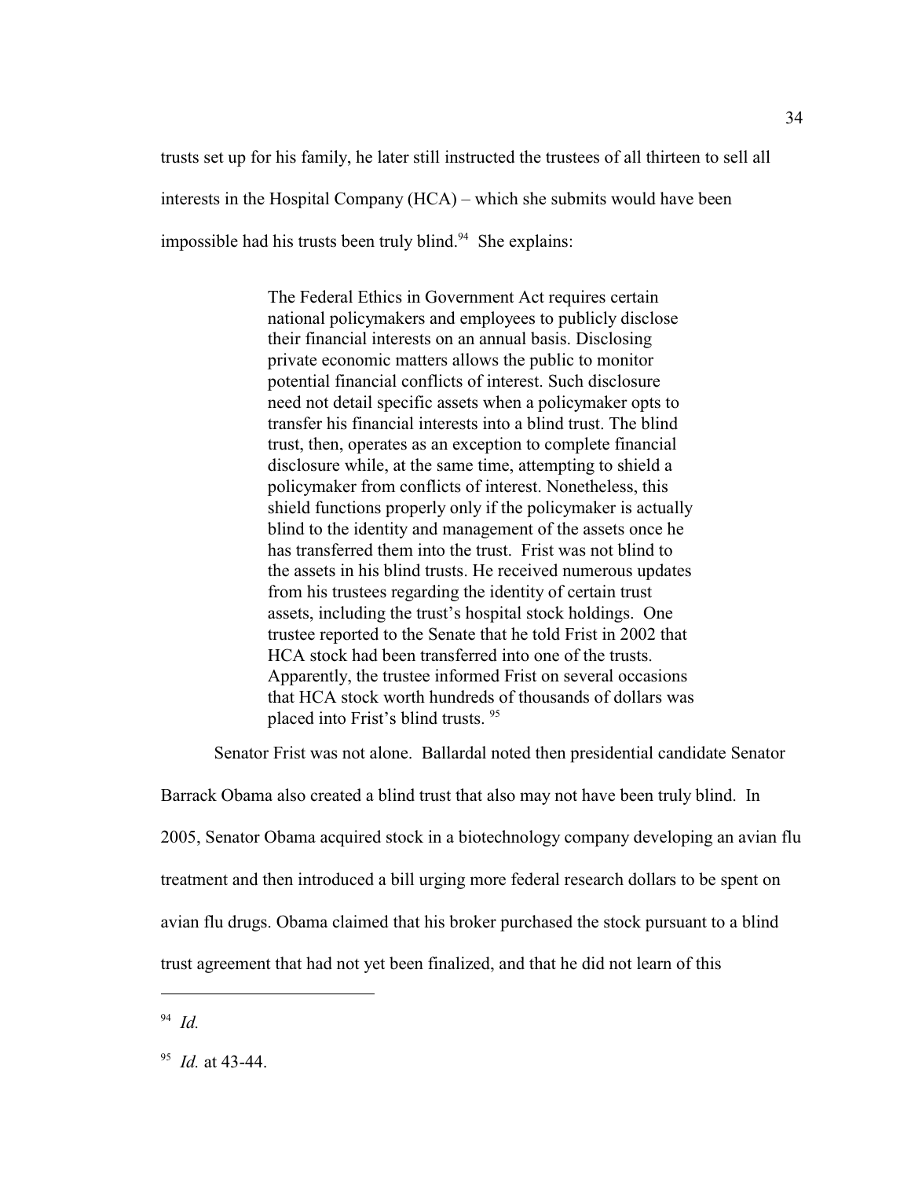trusts set up for his family, he later still instructed the trustees of all thirteen to sell all interests in the Hospital Company (HCA) – which she submits would have been impossible had his trusts been truly blind.[94] She explains:

> The Federal Ethics in Government Act requires certain national policymakers and employees to publicly disclose their financial interests on an annual basis. Disclosing private economic matters allows the public to monitor potential financial conflicts of interest. Such disclosure need not detail specific assets when a policymaker opts to transfer his financial interests into a blind trust. The blind trust, then, operates as an exception to complete financial disclosure while, at the same time, attempting to shield a policymaker from conflicts of interest. Nonetheless, this shield functions properly only if the policymaker is actually blind to the identity and management of the assets once he has transferred them into the trust. Frist was not blind to the assets in his blind trusts. He received numerous updates from his trustees regarding the identity of certain trust assets, including the trust's hospital stock holdings. One trustee reported to the Senate that he told Frist in 2002 that HCA stock had been transferred into one of the trusts. Apparently, the trustee informed Frist on several occasions that HCA stock worth hundreds of thousands of dollars was placed into Frist's blind trusts. [95]

Senator Frist was not alone. Ballardal noted then presidential candidate Senator Barrack Obama also created a blind trust that also may not have been truly blind. In 2005, Senator Obama acquired stock in a biotechnology company developing an avian flu treatment and then introduced a bill urging more federal research dollars to be spent on avian flu drugs. Obama claimed that his broker purchased the stock pursuant to a blind trust agreement that had not yet been finalized, and that he did not learn of this

---

[94] *Id.*

[95] *Id.* at 43-44.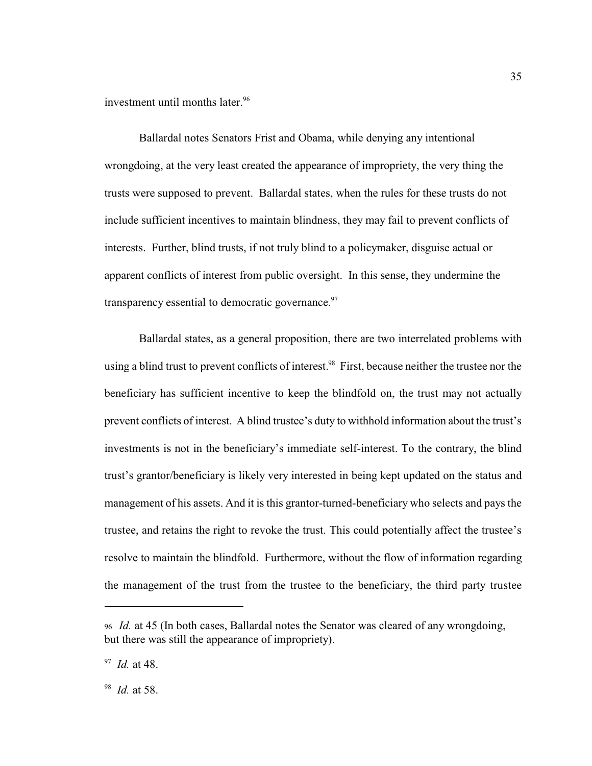investment until months later.[96]

Ballardal notes Senators Frist and Obama, while denying any intentional wrongdoing, at the very least created the appearance of impropriety, the very thing the trusts were supposed to prevent. Ballardal states, when the rules for these trusts do not include sufficient incentives to maintain blindness, they may fail to prevent conflicts of interests. Further, blind trusts, if not truly blind to a policymaker, disguise actual or apparent conflicts of interest from public oversight. In this sense, they undermine the transparency essential to democratic governance.[97]

Ballardal states, as a general proposition, there are two interrelated problems with using a blind trust to prevent conflicts of interest.[98] First, because neither the trustee nor the beneficiary has sufficient incentive to keep the blindfold on, the trust may not actually prevent conflicts of interest. A blind trustee's duty to withhold information about the trust's investments is not in the beneficiary's immediate self-interest. To the contrary, the blind trust's grantor/beneficiary is likely very interested in being kept updated on the status and management of his assets. And it is this grantor-turned-beneficiary who selects and pays the trustee, and retains the right to revoke the trust. This could potentially affect the trustee's resolve to maintain the blindfold. Furthermore, without the flow of information regarding the management of the trust from the trustee to the beneficiary, the third party trustee

---

[96] *Id.* at 45 (In both cases, Ballardal notes the Senator was cleared of any wrongdoing, but there was still the appearance of impropriety).

[97] *Id.* at 48.

[98] *Id.* at 58.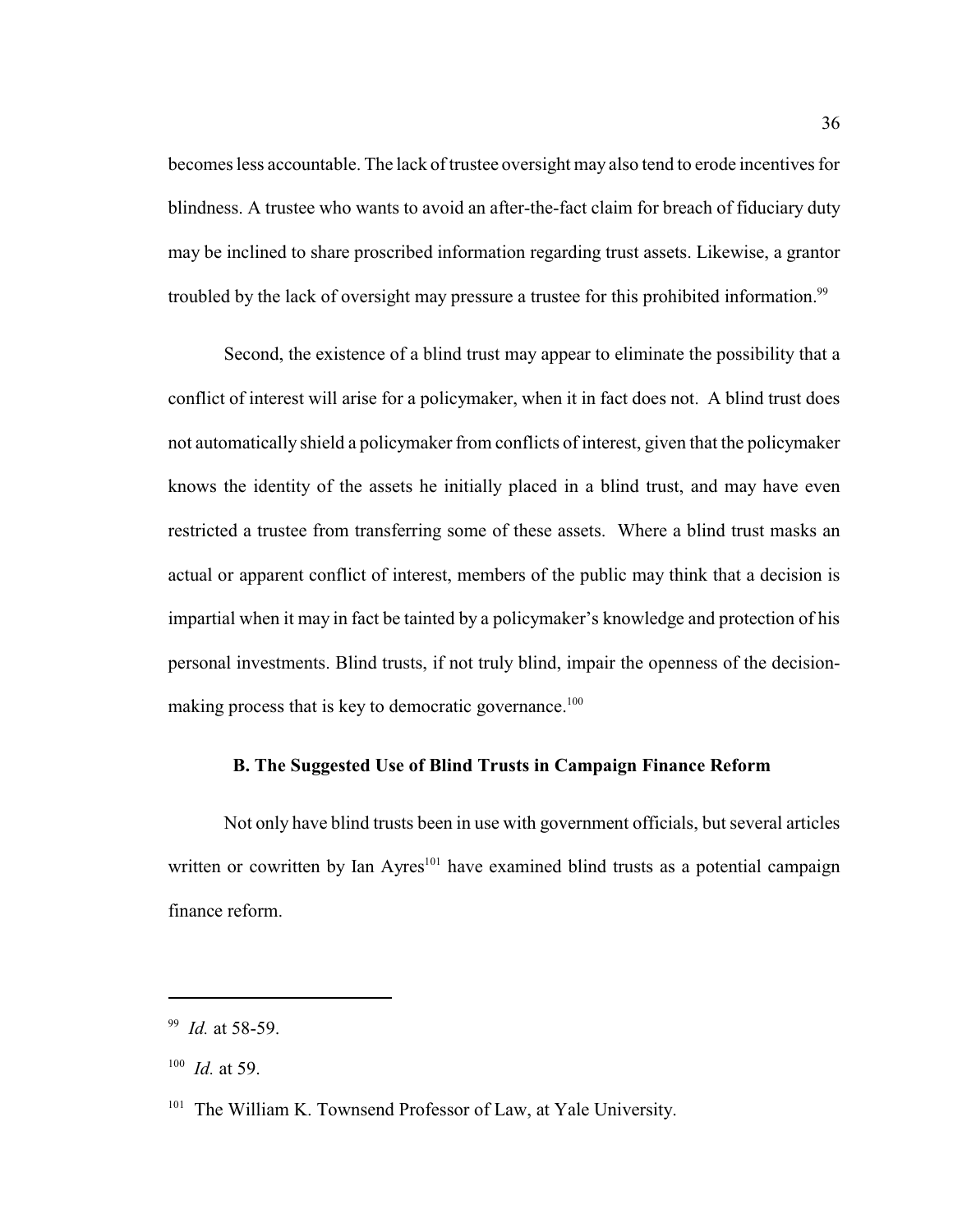becomes less accountable. The lack of trustee oversight may also tend to erode incentives for blindness. A trustee who wants to avoid an after-the-fact claim for breach of fiduciary duty may be inclined to share proscribed information regarding trust assets. Likewise, a grantor troubled by the lack of oversight may pressure a trustee for this prohibited information.[99]

Second, the existence of a blind trust may appear to eliminate the possibility that a conflict of interest will arise for a policymaker, when it in fact does not. A blind trust does not automatically shield a policymaker from conflicts of interest, given that the policymaker knows the identity of the assets he initially placed in a blind trust, and may have even restricted a trustee from transferring some of these assets. Where a blind trust masks an actual or apparent conflict of interest, members of the public may think that a decision is impartial when it may in fact be tainted by a policymaker's knowledge and protection of his personal investments. Blind trusts, if not truly blind, impair the openness of the decision-making process that is key to democratic governance.[100]

### B. The Suggested Use of Blind Trusts in Campaign Finance Reform

Not only have blind trusts been in use with government officials, but several articles written or cowritten by Ian Ayres[101] have examined blind trusts as a potential campaign finance reform.

---

[99] *Id.* at 58-59.

[100] *Id.* at 59.

[101] The William K. Townsend Professor of Law, at Yale University.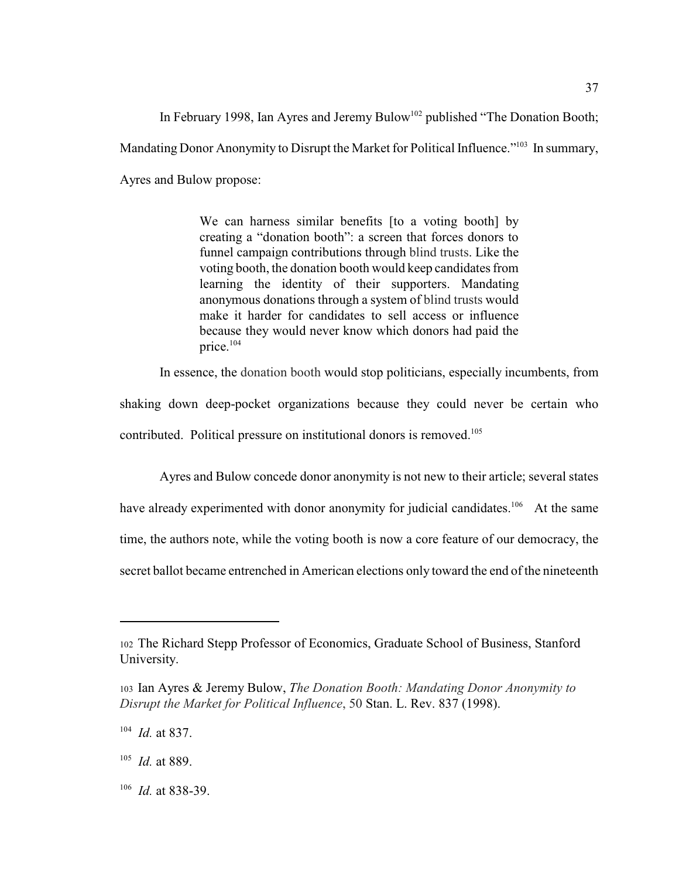In February 1998, Ian Ayres and Jeremy Bulow[102] published "The Donation Booth; Mandating Donor Anonymity to Disrupt the Market for Political Influence."[103] In summary, Ayres and Bulow propose:

> We can harness similar benefits [to a voting booth] by creating a "donation booth": a screen that forces donors to funnel campaign contributions through blind trusts. Like the voting booth, the donation booth would keep candidates from learning the identity of their supporters. Mandating anonymous donations through a system of blind trusts would make it harder for candidates to sell access or influence because they would never know which donors had paid the price.[104]

In essence, the donation booth would stop politicians, especially incumbents, from shaking down deep-pocket organizations because they could never be certain who contributed. Political pressure on institutional donors is removed.[105]

Ayres and Bulow concede donor anonymity is not new to their article; several states have already experimented with donor anonymity for judicial candidates.[106] At the same time, the authors note, while the voting booth is now a core feature of our democracy, the secret ballot became entrenched in American elections only toward the end of the nineteenth

---

[102] The Richard Stepp Professor of Economics, Graduate School of Business, Stanford University.

[103] Ian Ayres & Jeremy Bulow, *The Donation Booth: Mandating Donor Anonymity to Disrupt the Market for Political Influence*, 50 Stan. L. Rev. 837 (1998).

[104] *Id.* at 837.

[105] *Id.* at 889.

[106] *Id.* at 838-39.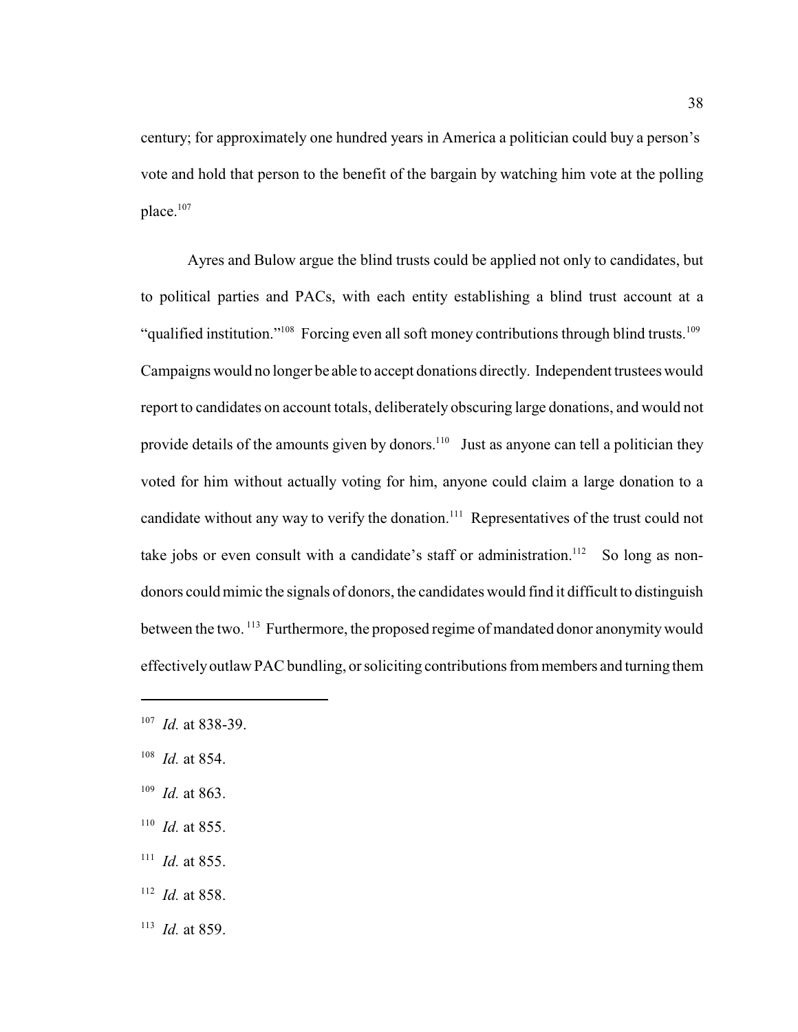century; for approximately one hundred years in America a politician could buy a person's vote and hold that person to the benefit of the bargain by watching him vote at the polling place.[107]

Ayres and Bulow argue the blind trusts could be applied not only to candidates, but to political parties and PACs, with each entity establishing a blind trust account at a "qualified institution."[108] Forcing even all soft money contributions through blind trusts.[109] Campaigns would no longer be able to accept donations directly. Independent trustees would report to candidates on account totals, deliberately obscuring large donations, and would not provide details of the amounts given by donors.[110] Just as anyone can tell a politician they voted for him without actually voting for him, anyone could claim a large donation to a candidate without any way to verify the donation.[111] Representatives of the trust could not take jobs or even consult with a candidate's staff or administration.[112] So long as non-donors could mimic the signals of donors, the candidates would find it difficult to distinguish between the two.[113] Furthermore, the proposed regime of mandated donor anonymity would effectively outlaw PAC bundling, or soliciting contributions from members and turning them

---

[107] *Id.* at 838-39.

[108] *Id.* at 854.

[109] *Id.* at 863.

[110] *Id.* at 855.

[111] *Id.* at 855.

[112] *Id.* at 858.

[113] *Id.* at 859.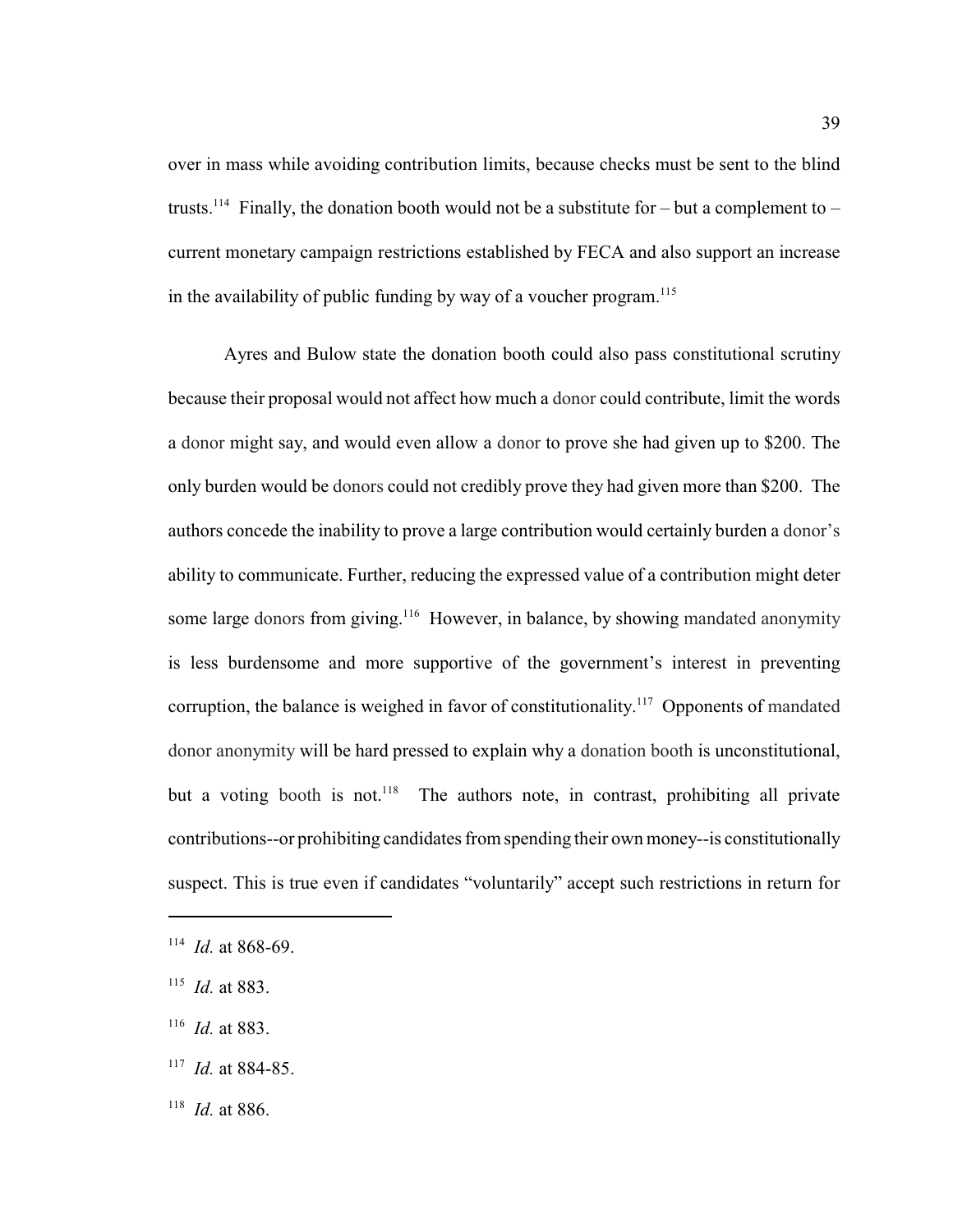over in mass while avoiding contribution limits, because checks must be sent to the blind trusts.[114] Finally, the donation booth would not be a substitute for – but a complement to – current monetary campaign restrictions established by FECA and also support an increase in the availability of public funding by way of a voucher program.[115]

Ayres and Bulow state the donation booth could also pass constitutional scrutiny because their proposal would not affect how much a donor could contribute, limit the words a donor might say, and would even allow a donor to prove she had given up to $200. The only burden would be donors could not credibly prove they had given more than $200. The authors concede the inability to prove a large contribution would certainly burden a donor's ability to communicate. Further, reducing the expressed value of a contribution might deter some large donors from giving.[116] However, in balance, by showing mandated anonymity is less burdensome and more supportive of the government's interest in preventing corruption, the balance is weighed in favor of constitutionality.[117] Opponents of mandated donor anonymity will be hard pressed to explain why a donation booth is unconstitutional, but a voting booth is not.[118] The authors note, in contrast, prohibiting all private contributions--or prohibiting candidates from spending their own money--is constitutionally suspect. This is true even if candidates "voluntarily" accept such restrictions in return for

---

[114] *Id.* at 868-69.

[115] *Id.* at 883.

[116] *Id.* at 883.

[117] *Id.* at 884-85.

[118] *Id.* at 886.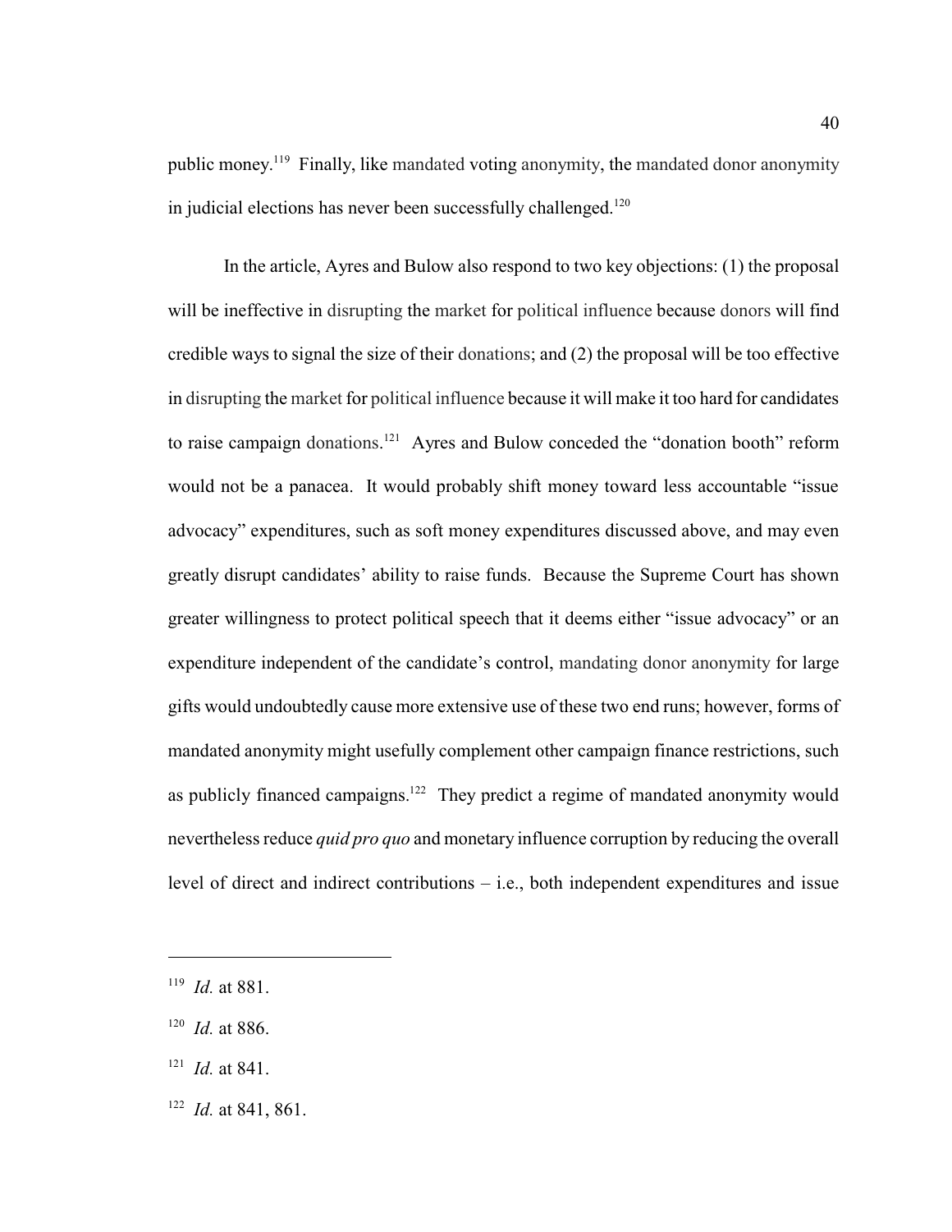public money.[119] Finally, like mandated voting anonymity, the mandated donor anonymity in judicial elections has never been successfully challenged.[120]

In the article, Ayres and Bulow also respond to two key objections: (1) the proposal will be ineffective in disrupting the market for political influence because donors will find credible ways to signal the size of their donations; and (2) the proposal will be too effective in disrupting the market for political influence because it will make it too hard for candidates to raise campaign donations.[121] Ayres and Bulow conceded the "donation booth" reform would not be a panacea. It would probably shift money toward less accountable "issue advocacy" expenditures, such as soft money expenditures discussed above, and may even greatly disrupt candidates' ability to raise funds. Because the Supreme Court has shown greater willingness to protect political speech that it deems either "issue advocacy" or an expenditure independent of the candidate's control, mandating donor anonymity for large gifts would undoubtedly cause more extensive use of these two end runs; however, forms of mandated anonymity might usefully complement other campaign finance restrictions, such as publicly financed campaigns.[122] They predict a regime of mandated anonymity would nevertheless reduce *quid pro quo* and monetary influence corruption by reducing the overall level of direct and indirect contributions – i.e., both independent expenditures and issue

---

[119] *Id.* at 881.

[120] *Id.* at 886.

[121] *Id.* at 841.

[122] *Id.* at 841, 861.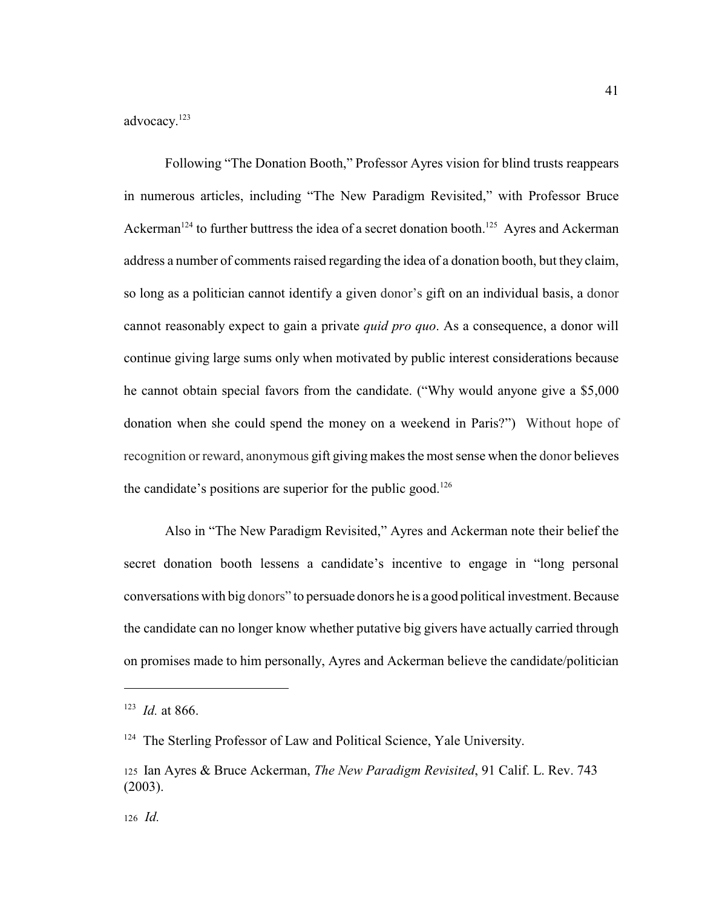advocacy.[123]

Following "The Donation Booth," Professor Ayres vision for blind trusts reappears in numerous articles, including "The New Paradigm Revisited," with Professor Bruce Ackerman[124] to further buttress the idea of a secret donation booth.[125] Ayres and Ackerman address a number of comments raised regarding the idea of a donation booth, but they claim, so long as a politician cannot identify a given donor's gift on an individual basis, a donor cannot reasonably expect to gain a private *quid pro quo*. As a consequence, a donor will continue giving large sums only when motivated by public interest considerations because he cannot obtain special favors from the candidate. ("Why would anyone give a $5,000 donation when she could spend the money on a weekend in Paris?") Without hope of recognition or reward, anonymous gift giving makes the most sense when the donor believes the candidate's positions are superior for the public good.[126]

Also in "The New Paradigm Revisited," Ayres and Ackerman note their belief the secret donation booth lessens a candidate's incentive to engage in "long personal conversations with big donors" to persuade donors he is a good political investment. Because the candidate can no longer know whether putative big givers have actually carried through on promises made to him personally, Ayres and Ackerman believe the candidate/politician

---

[123] *Id.* at 866.

[124] The Sterling Professor of Law and Political Science, Yale University.

[125] Ian Ayres & Bruce Ackerman, *The New Paradigm Revisited*, 91 Calif. L. Rev. 743 (2003).

[126] *Id.*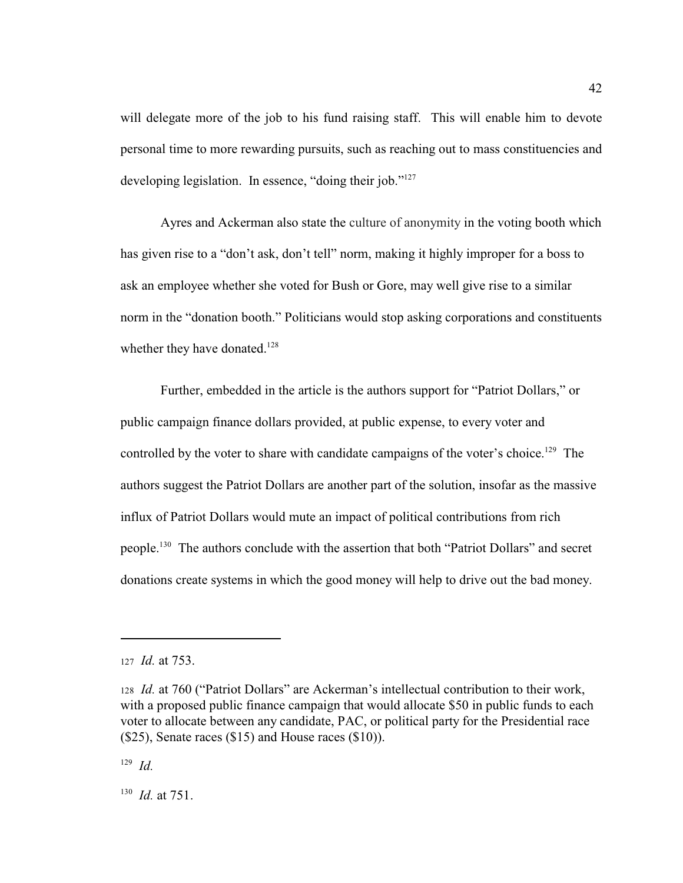will delegate more of the job to his fund raising staff. This will enable him to devote personal time to more rewarding pursuits, such as reaching out to mass constituencies and developing legislation. In essence, "doing their job."[127]

Ayres and Ackerman also state the culture of anonymity in the voting booth which has given rise to a "don't ask, don't tell" norm, making it highly improper for a boss to ask an employee whether she voted for Bush or Gore, may well give rise to a similar norm in the "donation booth." Politicians would stop asking corporations and constituents whether they have donated.[128]

Further, embedded in the article is the authors support for "Patriot Dollars," or public campaign finance dollars provided, at public expense, to every voter and controlled by the voter to share with candidate campaigns of the voter's choice.[129] The authors suggest the Patriot Dollars are another part of the solution, insofar as the massive influx of Patriot Dollars would mute an impact of political contributions from rich people.[130] The authors conclude with the assertion that both "Patriot Dollars" and secret donations create systems in which the good money will help to drive out the bad money.

---

[127] *Id.* at 753.

[128] *Id.* at 760 ("Patriot Dollars" are Ackerman's intellectual contribution to their work, with a proposed public finance campaign that would allocate $50 in public funds to each voter to allocate between any candidate, PAC, or political party for the Presidential race ($25), Senate races ($15) and House races ($10)).

[129] *Id.*

[130] *Id.* at 751.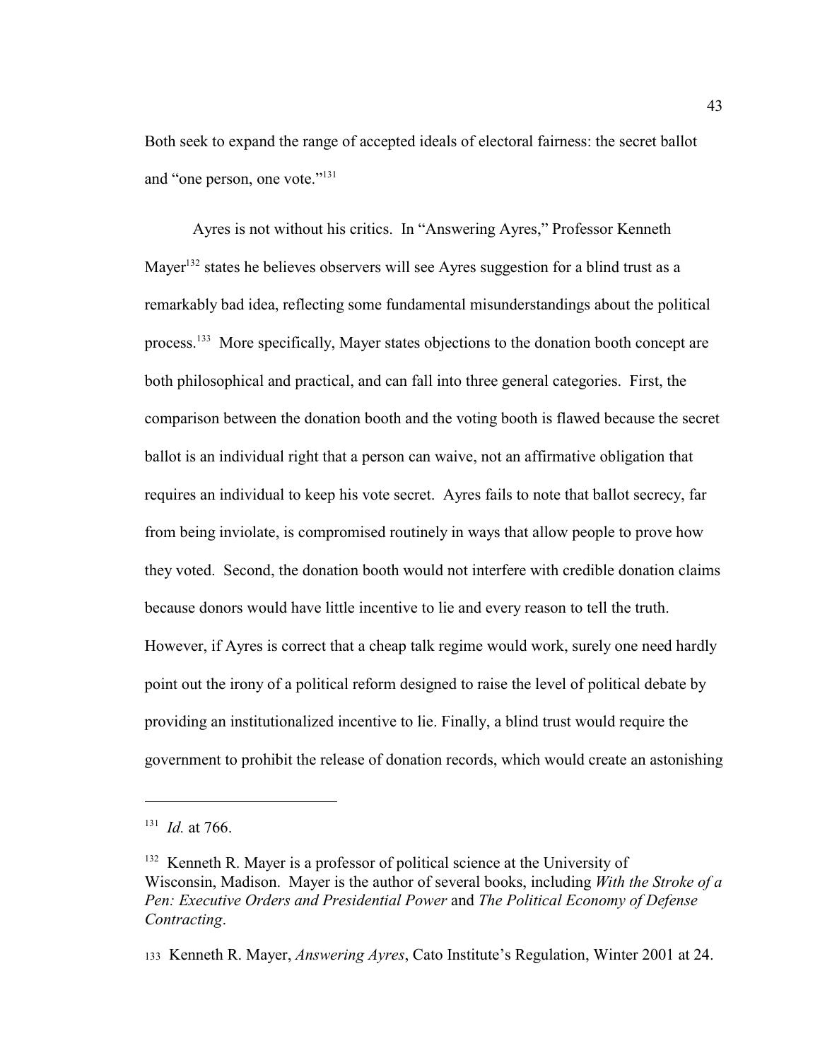Both seek to expand the range of accepted ideals of electoral fairness: the secret ballot and "one person, one vote."[131]

Ayres is not without his critics. In "Answering Ayres," Professor Kenneth Mayer[132] states he believes observers will see Ayres suggestion for a blind trust as a remarkably bad idea, reflecting some fundamental misunderstandings about the political process.[133] More specifically, Mayer states objections to the donation booth concept are both philosophical and practical, and can fall into three general categories. First, the comparison between the donation booth and the voting booth is flawed because the secret ballot is an individual right that a person can waive, not an affirmative obligation that requires an individual to keep his vote secret. Ayres fails to note that ballot secrecy, far from being inviolate, is compromised routinely in ways that allow people to prove how they voted. Second, the donation booth would not interfere with credible donation claims because donors would have little incentive to lie and every reason to tell the truth. However, if Ayres is correct that a cheap talk regime would work, surely one need hardly point out the irony of a political reform designed to raise the level of political debate by providing an institutionalized incentive to lie. Finally, a blind trust would require the government to prohibit the release of donation records, which would create an astonishing

---

[131] *Id.* at 766.

[132] Kenneth R. Mayer is a professor of political science at the University of Wisconsin, Madison. Mayer is the author of several books, including *With the Stroke of a Pen: Executive Orders and Presidential Power* and *The Political Economy of Defense Contracting*.

[133] Kenneth R. Mayer, *Answering Ayres*, Cato Institute's Regulation, Winter 2001 at 24.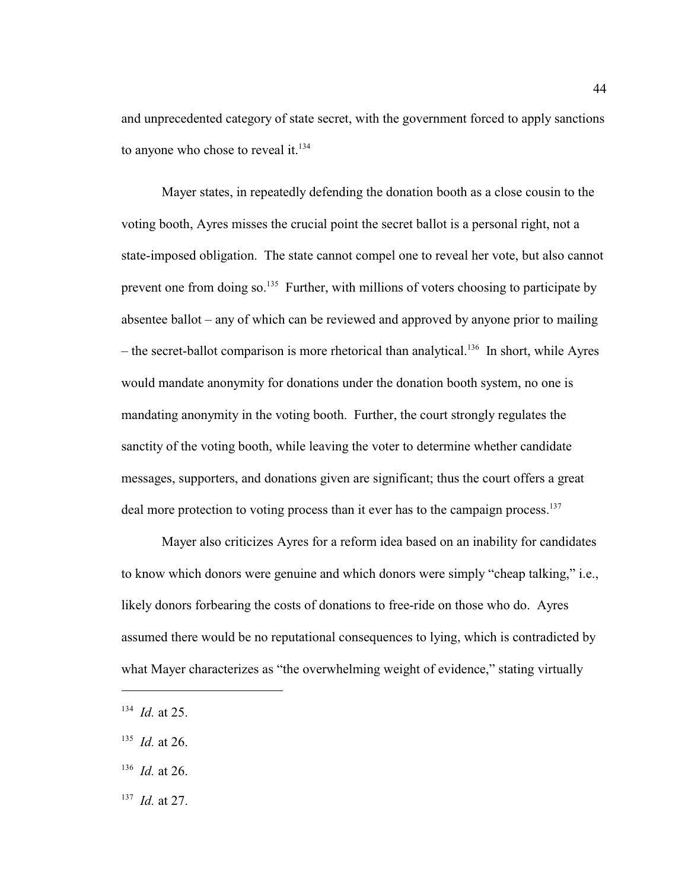and unprecedented category of state secret, with the government forced to apply sanctions to anyone who chose to reveal it.[134]

Mayer states, in repeatedly defending the donation booth as a close cousin to the voting booth, Ayres misses the crucial point the secret ballot is a personal right, not a state-imposed obligation. The state cannot compel one to reveal her vote, but also cannot prevent one from doing so.[135] Further, with millions of voters choosing to participate by absentee ballot – any of which can be reviewed and approved by anyone prior to mailing – the secret-ballot comparison is more rhetorical than analytical.[136] In short, while Ayres would mandate anonymity for donations under the donation booth system, no one is mandating anonymity in the voting booth. Further, the court strongly regulates the sanctity of the voting booth, while leaving the voter to determine whether candidate messages, supporters, and donations given are significant; thus the court offers a great deal more protection to voting process than it ever has to the campaign process.[137]

Mayer also criticizes Ayres for a reform idea based on an inability for candidates to know which donors were genuine and which donors were simply "cheap talking," i.e., likely donors forbearing the costs of donations to free-ride on those who do. Ayres assumed there would be no reputational consequences to lying, which is contradicted by what Mayer characterizes as "the overwhelming weight of evidence," stating virtually

---

[134] *Id.* at 25.

[135] *Id.* at 26.

[136] *Id.* at 26.

[137] *Id.* at 27.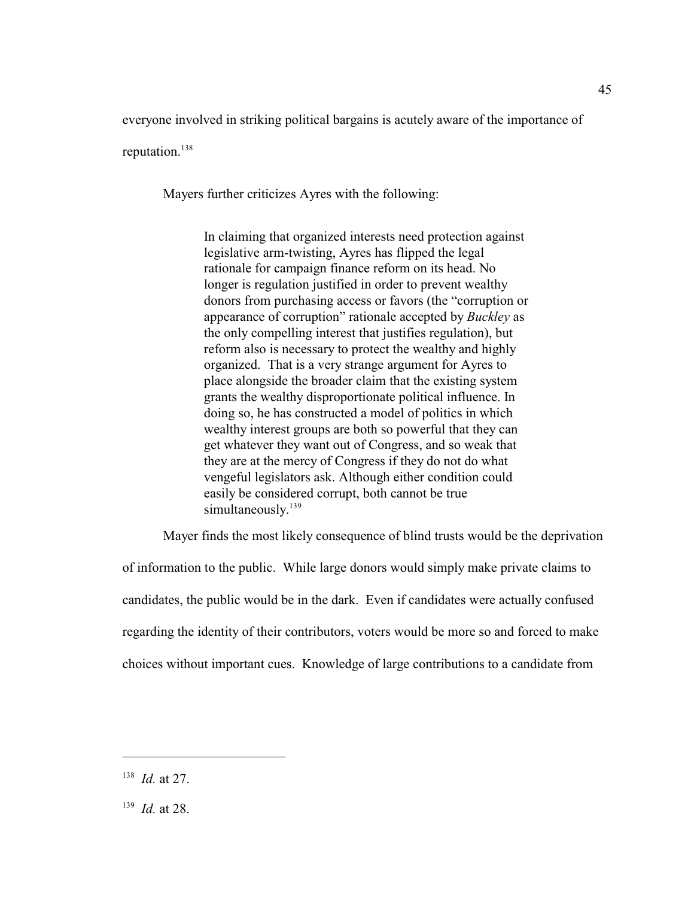everyone involved in striking political bargains is acutely aware of the importance of reputation.[138]

Mayers further criticizes Ayres with the following:

> In claiming that organized interests need protection against legislative arm-twisting, Ayres has flipped the legal rationale for campaign finance reform on its head. No longer is regulation justified in order to prevent wealthy donors from purchasing access or favors (the "corruption or appearance of corruption" rationale accepted by *Buckley* as the only compelling interest that justifies regulation), but reform also is necessary to protect the wealthy and highly organized. That is a very strange argument for Ayres to place alongside the broader claim that the existing system grants the wealthy disproportionate political influence. In doing so, he has constructed a model of politics in which wealthy interest groups are both so powerful that they can get whatever they want out of Congress, and so weak that they are at the mercy of Congress if they do not do what vengeful legislators ask. Although either condition could easily be considered corrupt, both cannot be true simultaneously.[139]

Mayer finds the most likely consequence of blind trusts would be the deprivation of information to the public. While large donors would simply make private claims to candidates, the public would be in the dark. Even if candidates were actually confused regarding the identity of their contributors, voters would be more so and forced to make choices without important cues. Knowledge of large contributions to a candidate from

---

[138] *Id.* at 27.

[139] *Id.* at 28.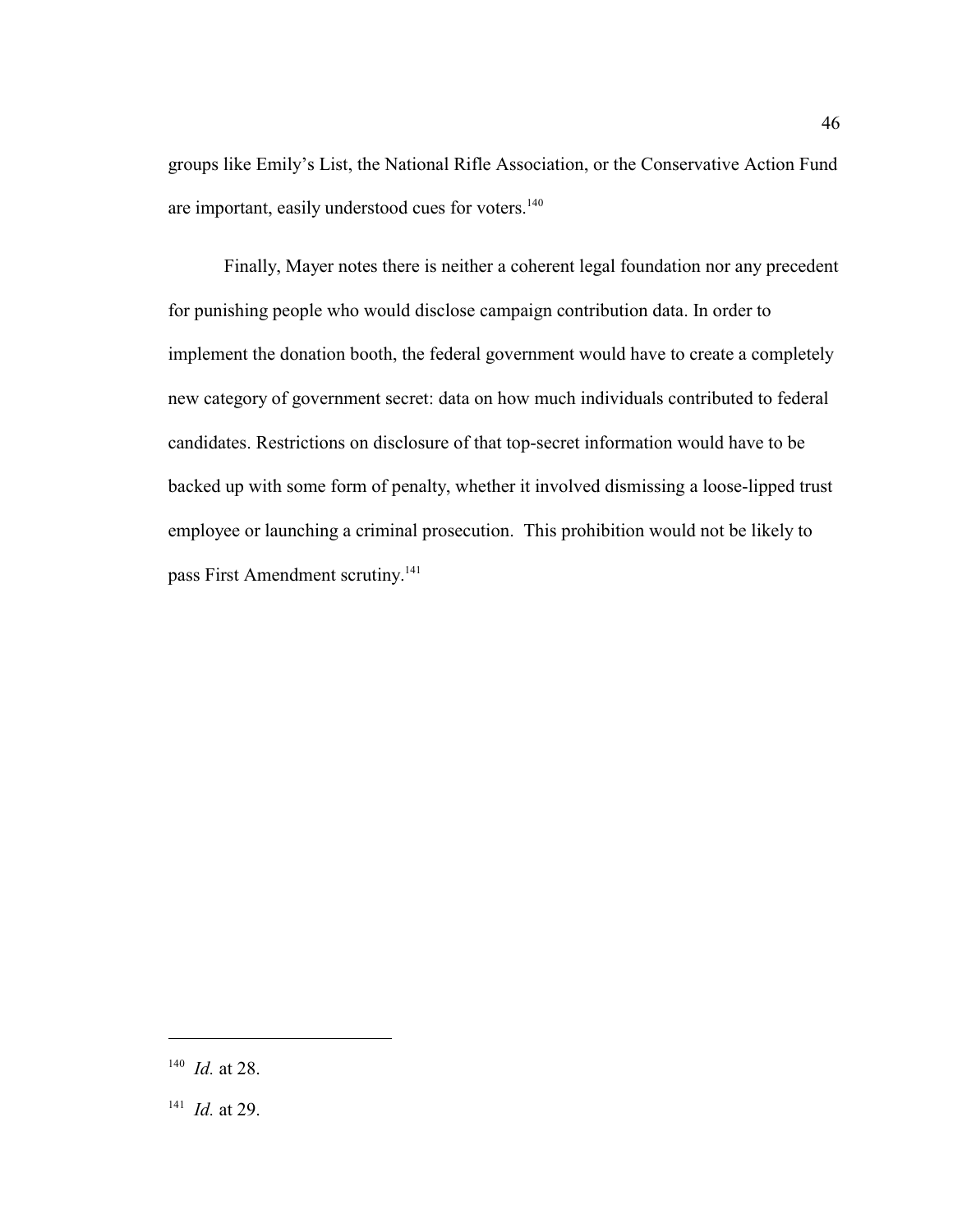groups like Emily's List, the National Rifle Association, or the Conservative Action Fund are important, easily understood cues for voters.[140]

Finally, Mayer notes there is neither a coherent legal foundation nor any precedent for punishing people who would disclose campaign contribution data. In order to implement the donation booth, the federal government would have to create a completely new category of government secret: data on how much individuals contributed to federal candidates. Restrictions on disclosure of that top-secret information would have to be backed up with some form of penalty, whether it involved dismissing a loose-lipped trust employee or launching a criminal prosecution. This prohibition would not be likely to pass First Amendment scrutiny.[141]

---

[140] *Id.* at 28.

[141] *Id.* at 29.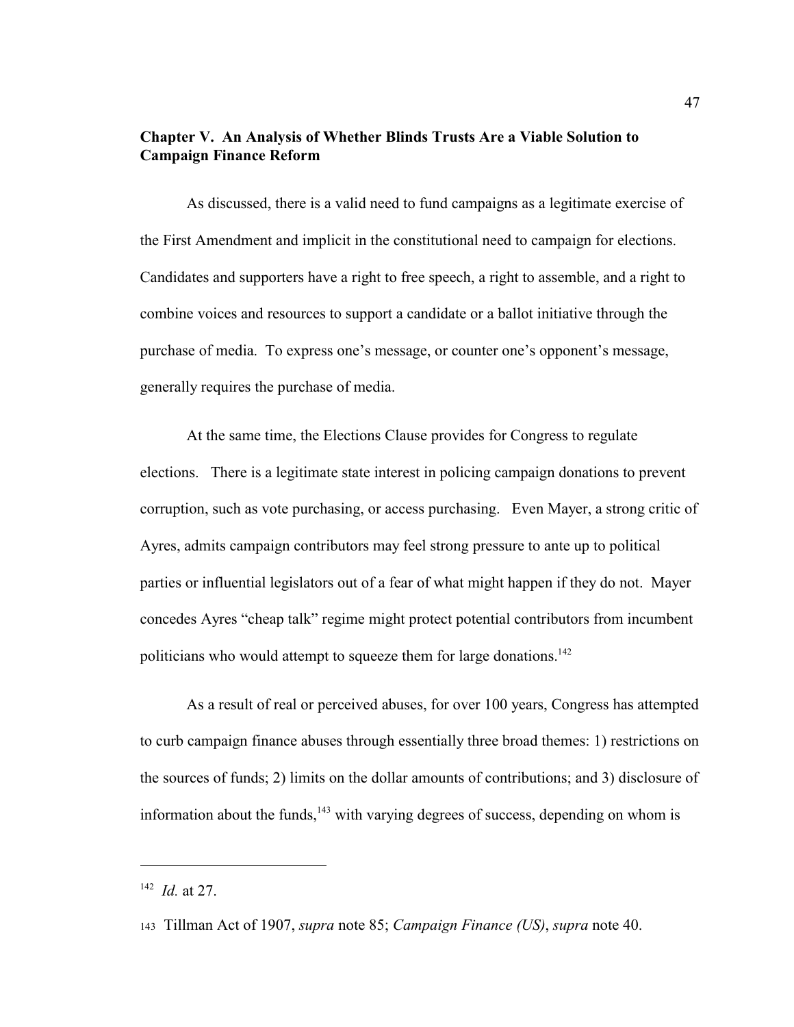## Chapter V. An Analysis of Whether Blinds Trusts Are a Viable Solution to Campaign Finance Reform

As discussed, there is a valid need to fund campaigns as a legitimate exercise of the First Amendment and implicit in the constitutional need to campaign for elections. Candidates and supporters have a right to free speech, a right to assemble, and a right to combine voices and resources to support a candidate or a ballot initiative through the purchase of media. To express one's message, or counter one's opponent's message, generally requires the purchase of media.

At the same time, the Elections Clause provides for Congress to regulate elections. There is a legitimate state interest in policing campaign donations to prevent corruption, such as vote purchasing, or access purchasing. Even Mayer, a strong critic of Ayres, admits campaign contributors may feel strong pressure to ante up to political parties or influential legislators out of a fear of what might happen if they do not. Mayer concedes Ayres "cheap talk" regime might protect potential contributors from incumbent politicians who would attempt to squeeze them for large donations.[142]

As a result of real or perceived abuses, for over 100 years, Congress has attempted to curb campaign finance abuses through essentially three broad themes: 1) restrictions on the sources of funds; 2) limits on the dollar amounts of contributions; and 3) disclosure of information about the funds,[143] with varying degrees of success, depending on whom is

---

[142] *Id.* at 27.

[143] Tillman Act of 1907, *supra* note 85; *Campaign Finance (US)*, *supra* note 40.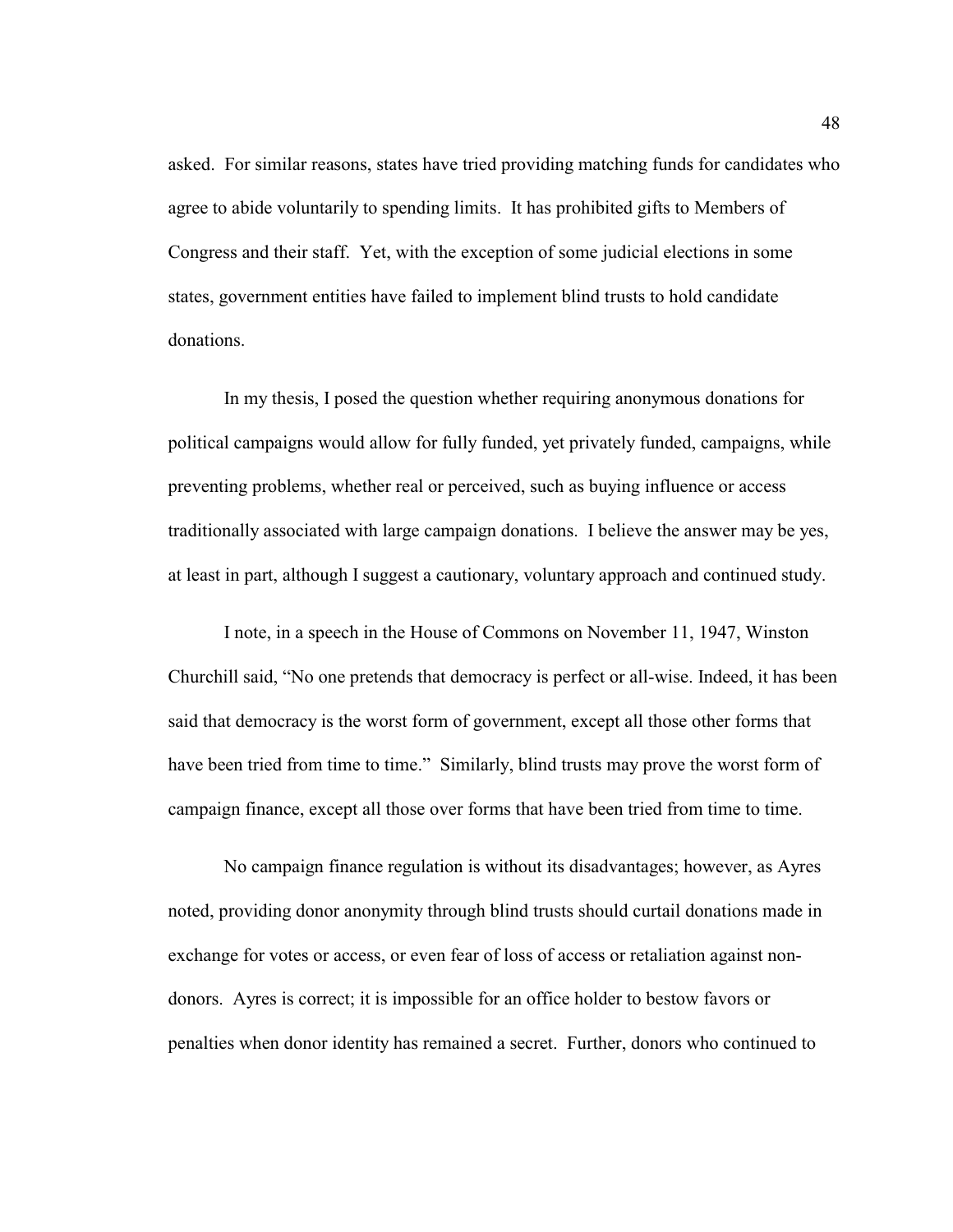asked. For similar reasons, states have tried providing matching funds for candidates who agree to abide voluntarily to spending limits. It has prohibited gifts to Members of Congress and their staff. Yet, with the exception of some judicial elections in some states, government entities have failed to implement blind trusts to hold candidate donations.

In my thesis, I posed the question whether requiring anonymous donations for political campaigns would allow for fully funded, yet privately funded, campaigns, while preventing problems, whether real or perceived, such as buying influence or access traditionally associated with large campaign donations. I believe the answer may be yes, at least in part, although I suggest a cautionary, voluntary approach and continued study.

I note, in a speech in the House of Commons on November 11, 1947, Winston Churchill said, "No one pretends that democracy is perfect or all-wise. Indeed, it has been said that democracy is the worst form of government, except all those other forms that have been tried from time to time." Similarly, blind trusts may prove the worst form of campaign finance, except all those over forms that have been tried from time to time.

No campaign finance regulation is without its disadvantages; however, as Ayres noted, providing donor anonymity through blind trusts should curtail donations made in exchange for votes or access, or even fear of loss of access or retaliation against non-donors. Ayres is correct; it is impossible for an office holder to bestow favors or penalties when donor identity has remained a secret. Further, donors who continued to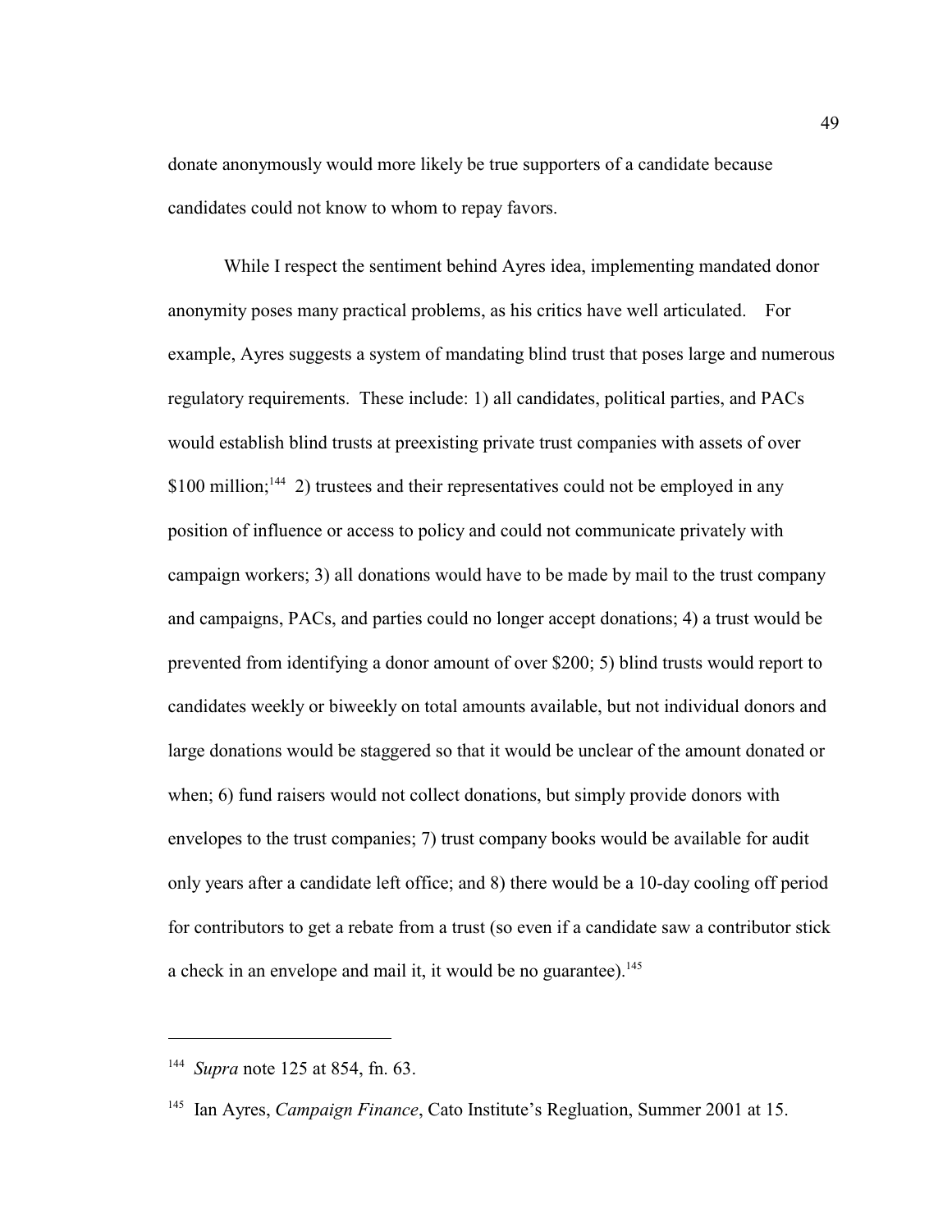donate anonymously would more likely be true supporters of a candidate because candidates could not know to whom to repay favors.

While I respect the sentiment behind Ayres idea, implementing mandated donor anonymity poses many practical problems, as his critics have well articulated. For example, Ayres suggests a system of mandating blind trust that poses large and numerous regulatory requirements. These include: 1) all candidates, political parties, and PACs would establish blind trusts at preexisting private trust companies with assets of over \$100 million;[144] 2) trustees and their representatives could not be employed in any position of influence or access to policy and could not communicate privately with campaign workers; 3) all donations would have to be made by mail to the trust company and campaigns, PACs, and parties could no longer accept donations; 4) a trust would be prevented from identifying a donor amount of over \$200; 5) blind trusts would report to candidates weekly or biweekly on total amounts available, but not individual donors and large donations would be staggered so that it would be unclear of the amount donated or when; 6) fund raisers would not collect donations, but simply provide donors with envelopes to the trust companies; 7) trust company books would be available for audit only years after a candidate left office; and 8) there would be a 10-day cooling off period for contributors to get a rebate from a trust (so even if a candidate saw a contributor stick a check in an envelope and mail it, it would be no guarantee).[145]

---

[144] *Supra* note 125 at 854, fn. 63.

[145] Ian Ayres, *Campaign Finance*, Cato Institute's Regluation, Summer 2001 at 15.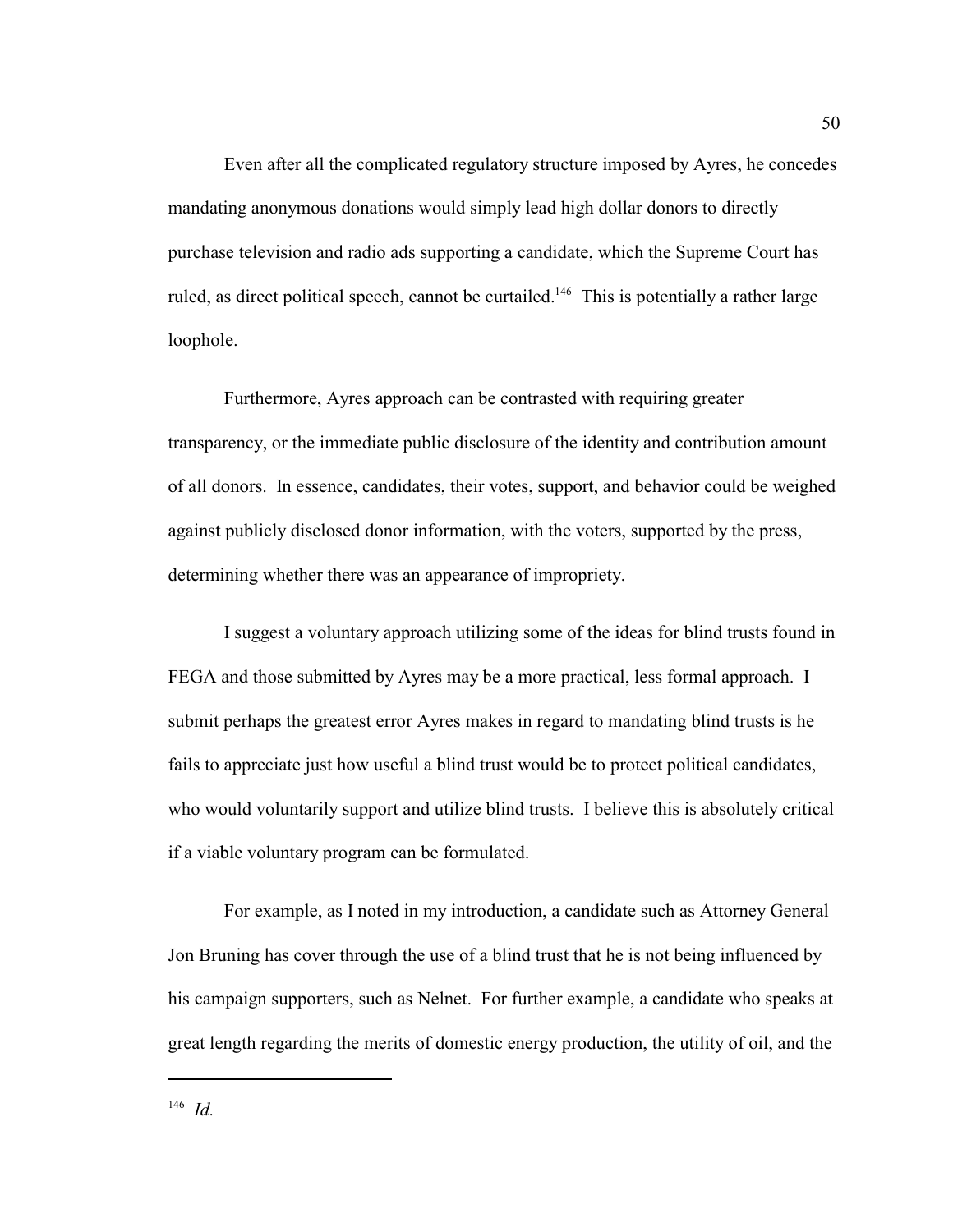Even after all the complicated regulatory structure imposed by Ayres, he concedes mandating anonymous donations would simply lead high dollar donors to directly purchase television and radio ads supporting a candidate, which the Supreme Court has ruled, as direct political speech, cannot be curtailed.[146] This is potentially a rather large loophole.

Furthermore, Ayres approach can be contrasted with requiring greater transparency, or the immediate public disclosure of the identity and contribution amount of all donors. In essence, candidates, their votes, support, and behavior could be weighed against publicly disclosed donor information, with the voters, supported by the press, determining whether there was an appearance of impropriety.

I suggest a voluntary approach utilizing some of the ideas for blind trusts found in FEGA and those submitted by Ayres may be a more practical, less formal approach. I submit perhaps the greatest error Ayres makes in regard to mandating blind trusts is he fails to appreciate just how useful a blind trust would be to protect political candidates, who would voluntarily support and utilize blind trusts. I believe this is absolutely critical if a viable voluntary program can be formulated.

For example, as I noted in my introduction, a candidate such as Attorney General Jon Bruning has cover through the use of a blind trust that he is not being influenced by his campaign supporters, such as Nelnet. For further example, a candidate who speaks at great length regarding the merits of domestic energy production, the utility of oil, and the

---

[146] *Id.*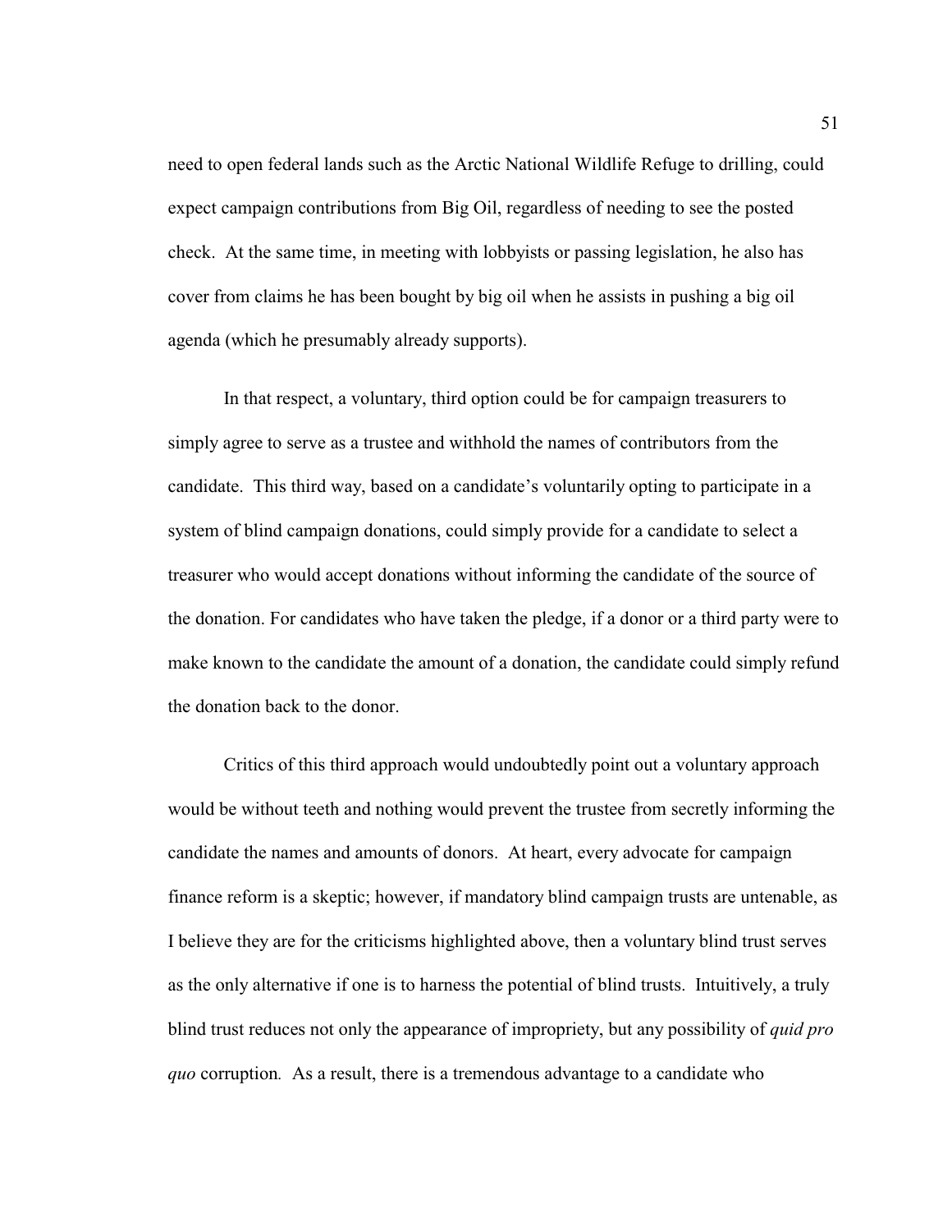need to open federal lands such as the Arctic National Wildlife Refuge to drilling, could expect campaign contributions from Big Oil, regardless of needing to see the posted check. At the same time, in meeting with lobbyists or passing legislation, he also has cover from claims he has been bought by big oil when he assists in pushing a big oil agenda (which he presumably already supports).

In that respect, a voluntary, third option could be for campaign treasurers to simply agree to serve as a trustee and withhold the names of contributors from the candidate. This third way, based on a candidate's voluntarily opting to participate in a system of blind campaign donations, could simply provide for a candidate to select a treasurer who would accept donations without informing the candidate of the source of the donation. For candidates who have taken the pledge, if a donor or a third party were to make known to the candidate the amount of a donation, the candidate could simply refund the donation back to the donor.

Critics of this third approach would undoubtedly point out a voluntary approach would be without teeth and nothing would prevent the trustee from secretly informing the candidate the names and amounts of donors. At heart, every advocate for campaign finance reform is a skeptic; however, if mandatory blind campaign trusts are untenable, as I believe they are for the criticisms highlighted above, then a voluntary blind trust serves as the only alternative if one is to harness the potential of blind trusts. Intuitively, a truly blind trust reduces not only the appearance of impropriety, but any possibility of *quid pro quo* corruption. As a result, there is a tremendous advantage to a candidate who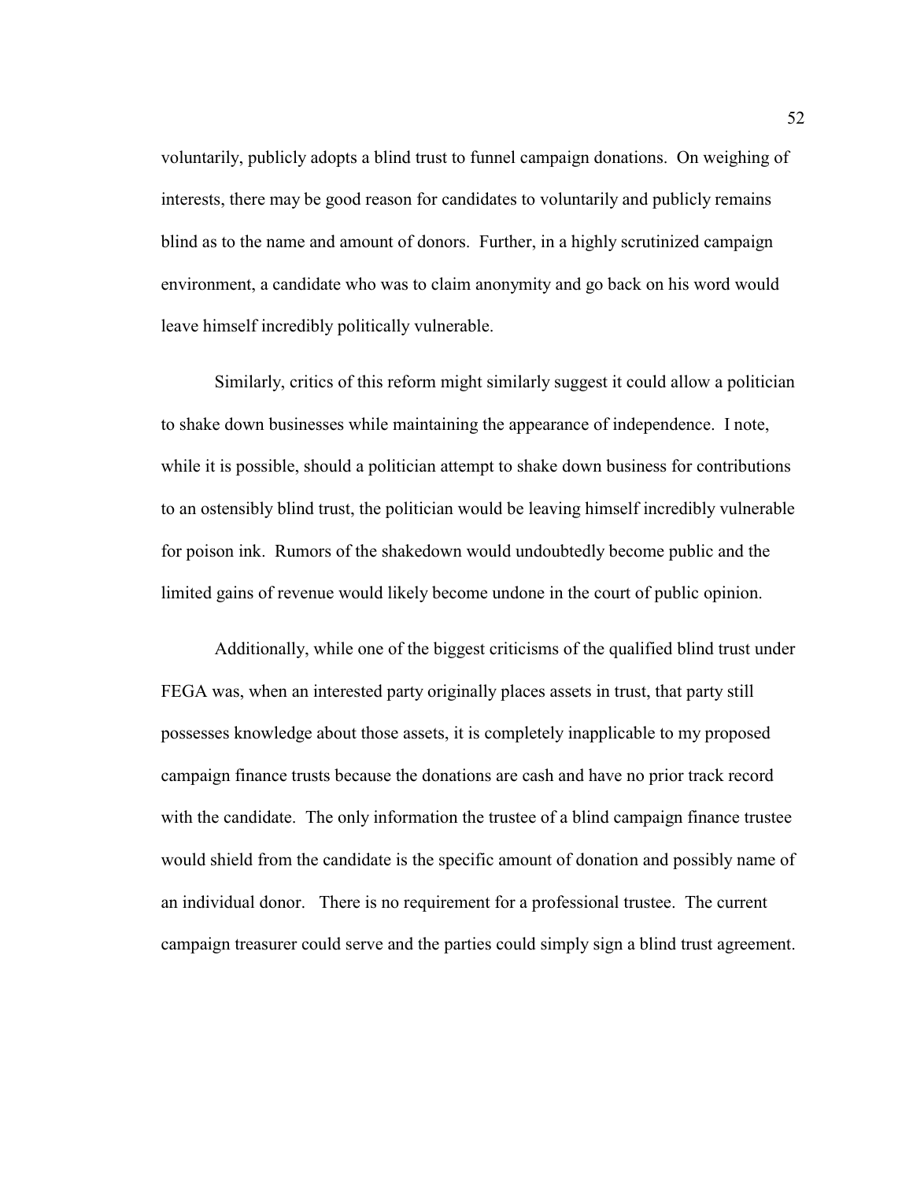voluntarily, publicly adopts a blind trust to funnel campaign donations. On weighing of interests, there may be good reason for candidates to voluntarily and publicly remains blind as to the name and amount of donors. Further, in a highly scrutinized campaign environment, a candidate who was to claim anonymity and go back on his word would leave himself incredibly politically vulnerable.

Similarly, critics of this reform might similarly suggest it could allow a politician to shake down businesses while maintaining the appearance of independence. I note, while it is possible, should a politician attempt to shake down business for contributions to an ostensibly blind trust, the politician would be leaving himself incredibly vulnerable for poison ink. Rumors of the shakedown would undoubtedly become public and the limited gains of revenue would likely become undone in the court of public opinion.

Additionally, while one of the biggest criticisms of the qualified blind trust under FEGA was, when an interested party originally places assets in trust, that party still possesses knowledge about those assets, it is completely inapplicable to my proposed campaign finance trusts because the donations are cash and have no prior track record with the candidate. The only information the trustee of a blind campaign finance trustee would shield from the candidate is the specific amount of donation and possibly name of an individual donor. There is no requirement for a professional trustee. The current campaign treasurer could serve and the parties could simply sign a blind trust agreement.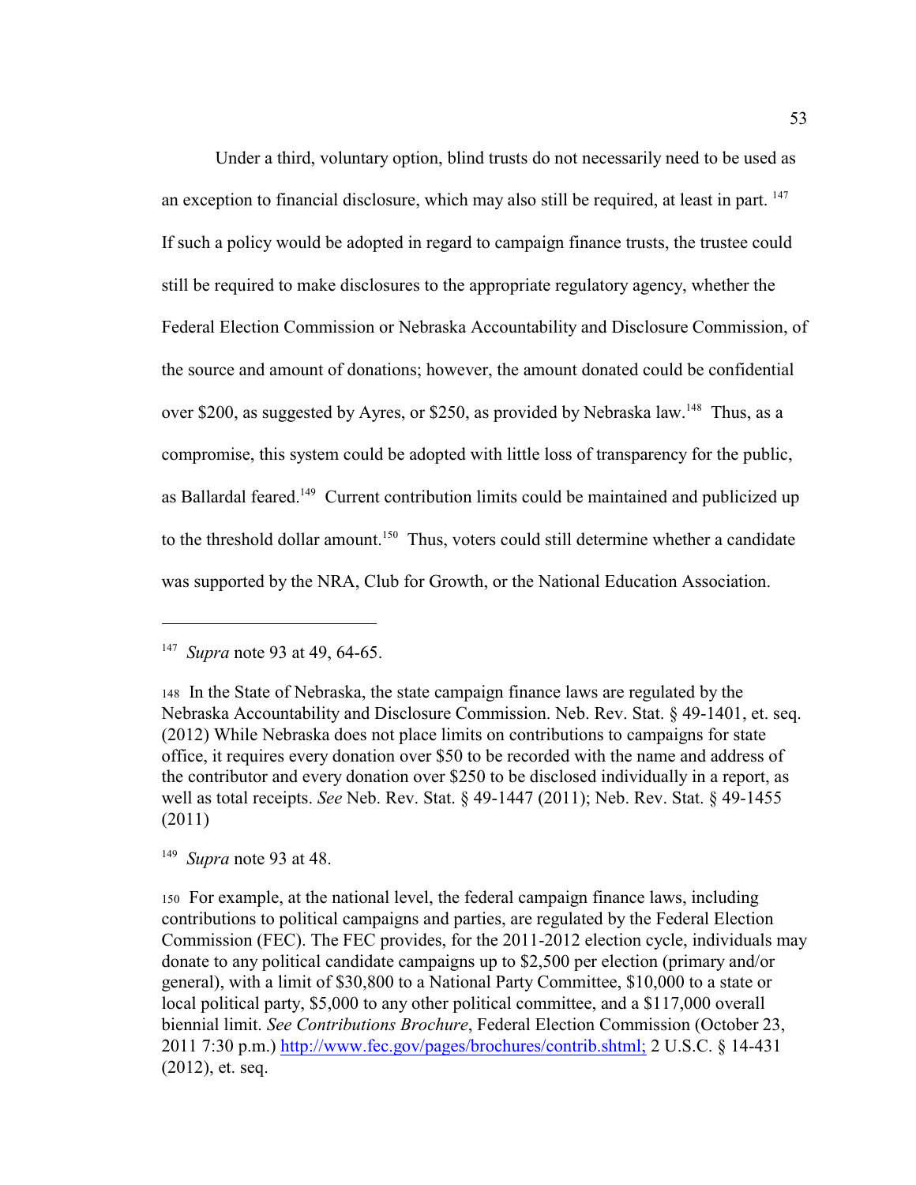Under a third, voluntary option, blind trusts do not necessarily need to be used as an exception to financial disclosure, which may also still be required, at least in part. [147] If such a policy would be adopted in regard to campaign finance trusts, the trustee could still be required to make disclosures to the appropriate regulatory agency, whether the Federal Election Commission or Nebraska Accountability and Disclosure Commission, of the source and amount of donations; however, the amount donated could be confidential over $200, as suggested by Ayres, or $250, as provided by Nebraska law.[148] Thus, as a compromise, this system could be adopted with little loss of transparency for the public, as Ballardal feared.[149] Current contribution limits could be maintained and publicized up to the threshold dollar amount.[150] Thus, voters could still determine whether a candidate was supported by the NRA, Club for Growth, or the National Education Association.

---

[147] *Supra* note 93 at 49, 64-65.

[148] In the State of Nebraska, the state campaign finance laws are regulated by the Nebraska Accountability and Disclosure Commission. Neb. Rev. Stat. § 49-1401, et. seq. (2012) While Nebraska does not place limits on contributions to campaigns for state office, it requires every donation over $50 to be recorded with the name and address of the contributor and every donation over $250 to be disclosed individually in a report, as well as total receipts. *See* Neb. Rev. Stat. § 49-1447 (2011); Neb. Rev. Stat. § 49-1455 (2011)

[149] *Supra* note 93 at 48.

[150] For example, at the national level, the federal campaign finance laws, including contributions to political campaigns and parties, are regulated by the Federal Election Commission (FEC). The FEC provides, for the 2011-2012 election cycle, individuals may donate to any political candidate campaigns up to $2,500 per election (primary and/or general), with a limit of $30,800 to a National Party Committee, $10,000 to a state or local political party, $5,000 to any other political committee, and a $117,000 overall biennial limit. *See Contributions Brochure*, Federal Election Commission (October 23, 2011 7:30 p.m.) http://www.fec.gov/pages/brochures/contrib.shtml; 2 U.S.C. § 14-431 (2012), et. seq.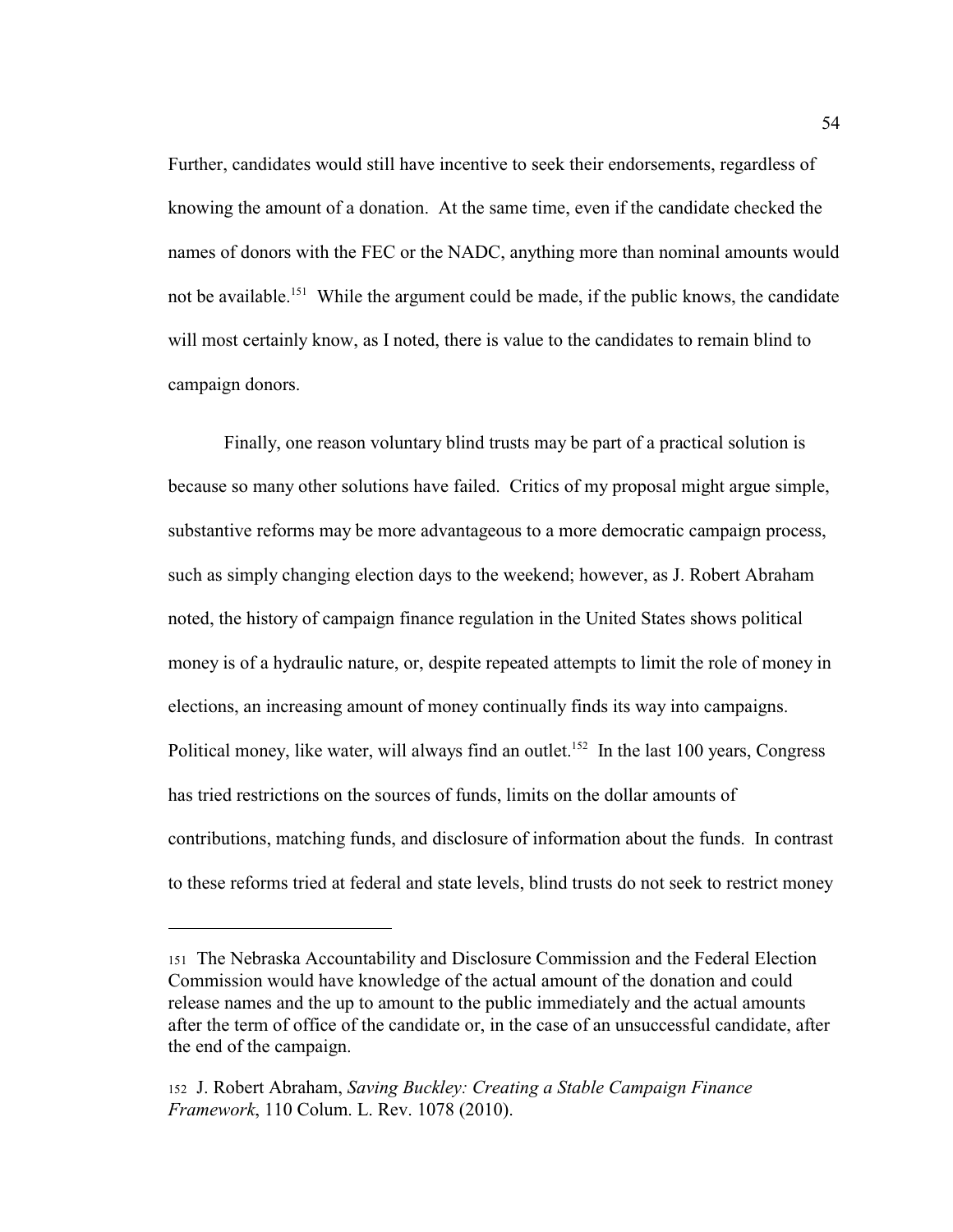Further, candidates would still have incentive to seek their endorsements, regardless of knowing the amount of a donation. At the same time, even if the candidate checked the names of donors with the FEC or the NADC, anything more than nominal amounts would not be available.[151] While the argument could be made, if the public knows, the candidate will most certainly know, as I noted, there is value to the candidates to remain blind to campaign donors.

Finally, one reason voluntary blind trusts may be part of a practical solution is because so many other solutions have failed. Critics of my proposal might argue simple, substantive reforms may be more advantageous to a more democratic campaign process, such as simply changing election days to the weekend; however, as J. Robert Abraham noted, the history of campaign finance regulation in the United States shows political money is of a hydraulic nature, or, despite repeated attempts to limit the role of money in elections, an increasing amount of money continually finds its way into campaigns. Political money, like water, will always find an outlet.[152] In the last 100 years, Congress has tried restrictions on the sources of funds, limits on the dollar amounts of contributions, matching funds, and disclosure of information about the funds. In contrast to these reforms tried at federal and state levels, blind trusts do not seek to restrict money

---

151 The Nebraska Accountability and Disclosure Commission and the Federal Election Commission would have knowledge of the actual amount of the donation and could release names and the up to amount to the public immediately and the actual amounts after the term of office of the candidate or, in the case of an unsuccessful candidate, after the end of the campaign.

152 J. Robert Abraham, *Saving Buckley: Creating a Stable Campaign Finance Framework*, 110 Colum. L. Rev. 1078 (2010).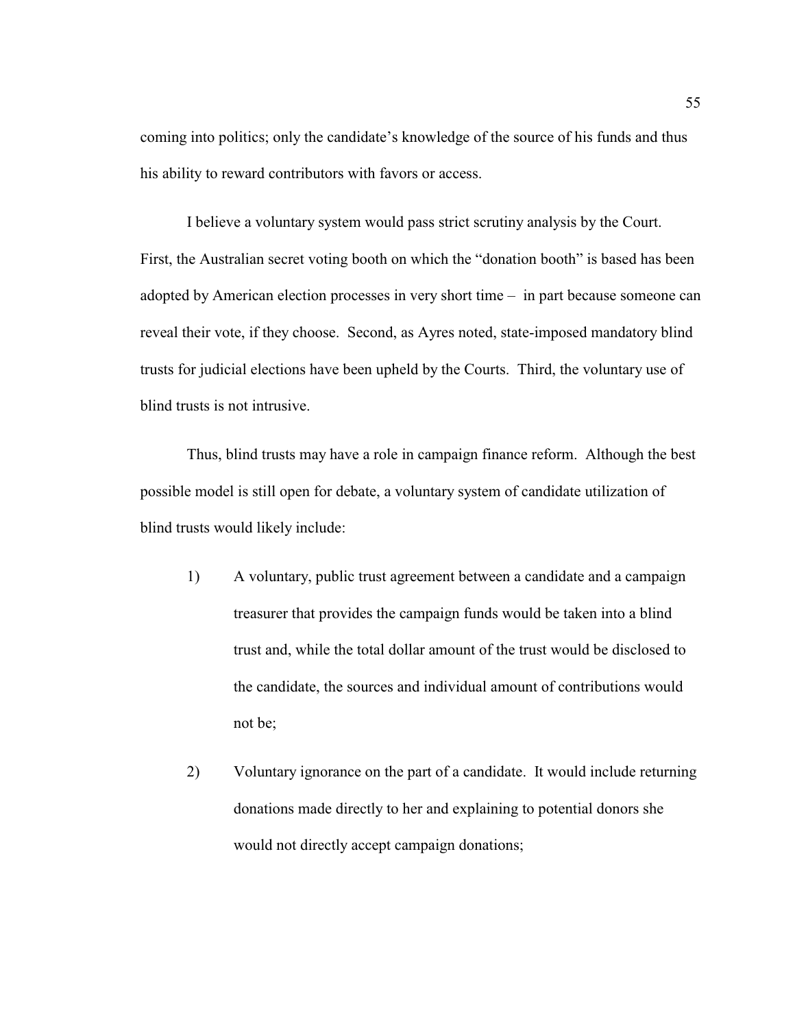coming into politics; only the candidate's knowledge of the source of his funds and thus his ability to reward contributors with favors or access.

I believe a voluntary system would pass strict scrutiny analysis by the Court. First, the Australian secret voting booth on which the "donation booth" is based has been adopted by American election processes in very short time – in part because someone can reveal their vote, if they choose. Second, as Ayres noted, state-imposed mandatory blind trusts for judicial elections have been upheld by the Courts. Third, the voluntary use of blind trusts is not intrusive.

Thus, blind trusts may have a role in campaign finance reform. Although the best possible model is still open for debate, a voluntary system of candidate utilization of blind trusts would likely include:

1) A voluntary, public trust agreement between a candidate and a campaign treasurer that provides the campaign funds would be taken into a blind trust and, while the total dollar amount of the trust would be disclosed to the candidate, the sources and individual amount of contributions would not be;

2) Voluntary ignorance on the part of a candidate. It would include returning donations made directly to her and explaining to potential donors she would not directly accept campaign donations;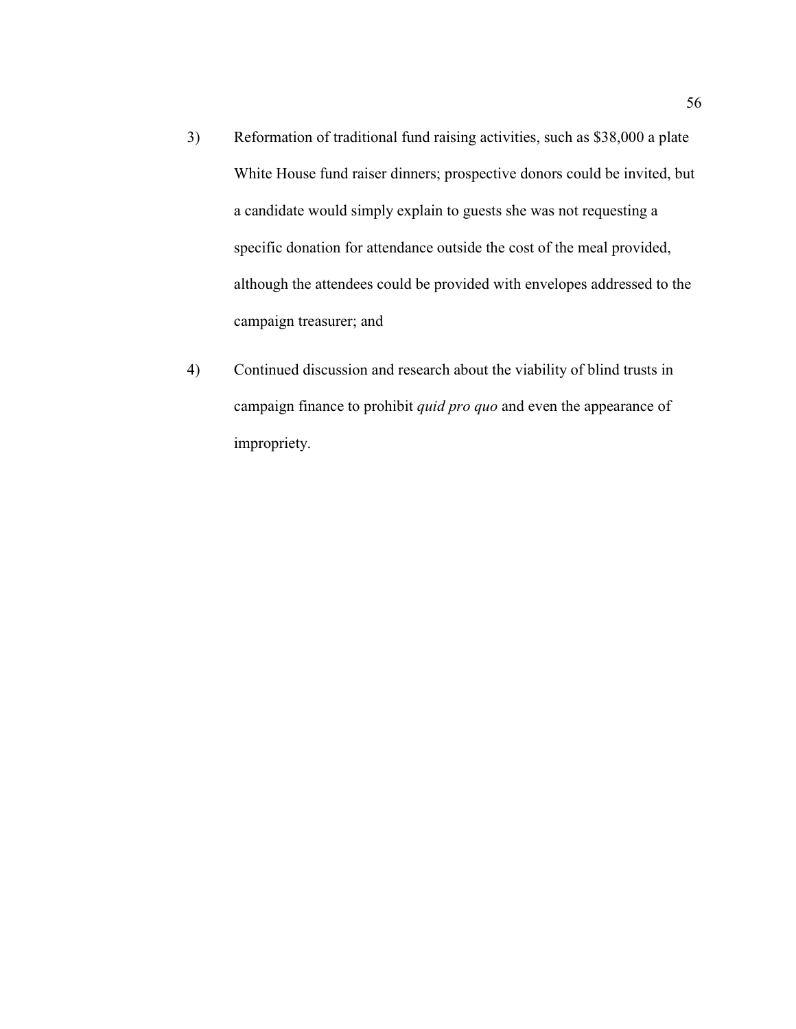3) Reformation of traditional fund raising activities, such as $38,000 a plate White House fund raiser dinners; prospective donors could be invited, but a candidate would simply explain to guests she was not requesting a specific donation for attendance outside the cost of the meal provided, although the attendees could be provided with envelopes addressed to the campaign treasurer; and

4) Continued discussion and research about the viability of blind trusts in campaign finance to prohibit *quid pro quo* and even the appearance of impropriety.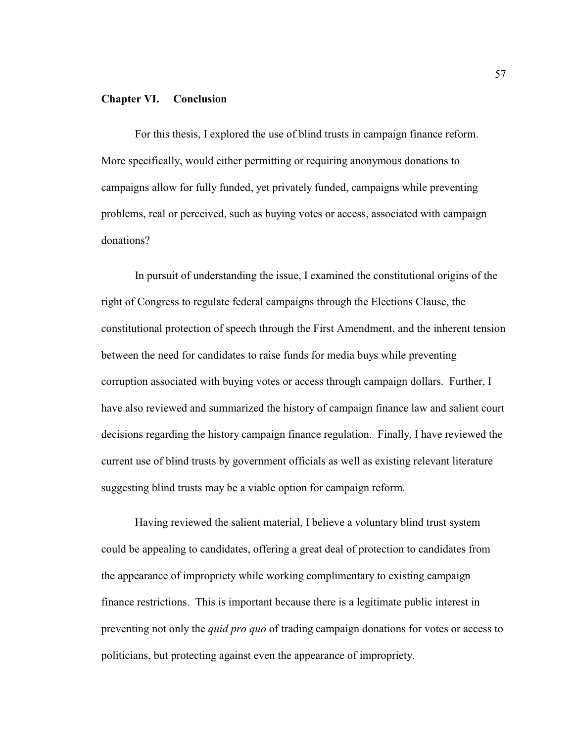## Chapter VI. Conclusion

For this thesis, I explored the use of blind trusts in campaign finance reform. More specifically, would either permitting or requiring anonymous donations to campaigns allow for fully funded, yet privately funded, campaigns while preventing problems, real or perceived, such as buying votes or access, associated with campaign donations?

In pursuit of understanding the issue, I examined the constitutional origins of the right of Congress to regulate federal campaigns through the Elections Clause, the constitutional protection of speech through the First Amendment, and the inherent tension between the need for candidates to raise funds for media buys while preventing corruption associated with buying votes or access through campaign dollars. Further, I have also reviewed and summarized the history of campaign finance law and salient court decisions regarding the history campaign finance regulation. Finally, I have reviewed the current use of blind trusts by government officials as well as existing relevant literature suggesting blind trusts may be a viable option for campaign reform.

Having reviewed the salient material, I believe a voluntary blind trust system could be appealing to candidates, offering a great deal of protection to candidates from the appearance of impropriety while working complimentary to existing campaign finance restrictions. This is important because there is a legitimate public interest in preventing not only the *quid pro quo* of trading campaign donations for votes or access to politicians, but protecting against even the appearance of impropriety.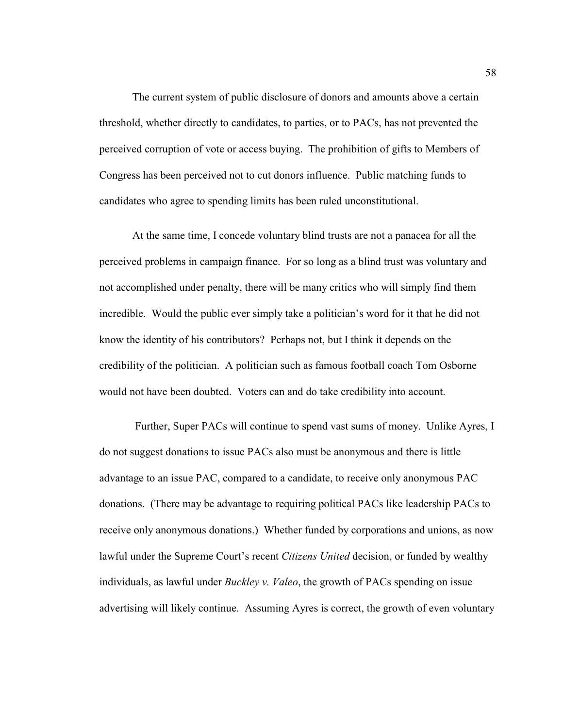The current system of public disclosure of donors and amounts above a certain threshold, whether directly to candidates, to parties, or to PACs, has not prevented the perceived corruption of vote or access buying. The prohibition of gifts to Members of Congress has been perceived not to cut donors influence. Public matching funds to candidates who agree to spending limits has been ruled unconstitutional.

At the same time, I concede voluntary blind trusts are not a panacea for all the perceived problems in campaign finance. For so long as a blind trust was voluntary and not accomplished under penalty, there will be many critics who will simply find them incredible. Would the public ever simply take a politician's word for it that he did not know the identity of his contributors? Perhaps not, but I think it depends on the credibility of the politician. A politician such as famous football coach Tom Osborne would not have been doubted. Voters can and do take credibility into account.

Further, Super PACs will continue to spend vast sums of money. Unlike Ayres, I do not suggest donations to issue PACs also must be anonymous and there is little advantage to an issue PAC, compared to a candidate, to receive only anonymous PAC donations. (There may be advantage to requiring political PACs like leadership PACs to receive only anonymous donations.) Whether funded by corporations and unions, as now lawful under the Supreme Court's recent *Citizens United* decision, or funded by wealthy individuals, as lawful under *Buckley v. Valeo*, the growth of PACs spending on issue advertising will likely continue. Assuming Ayres is correct, the growth of even voluntary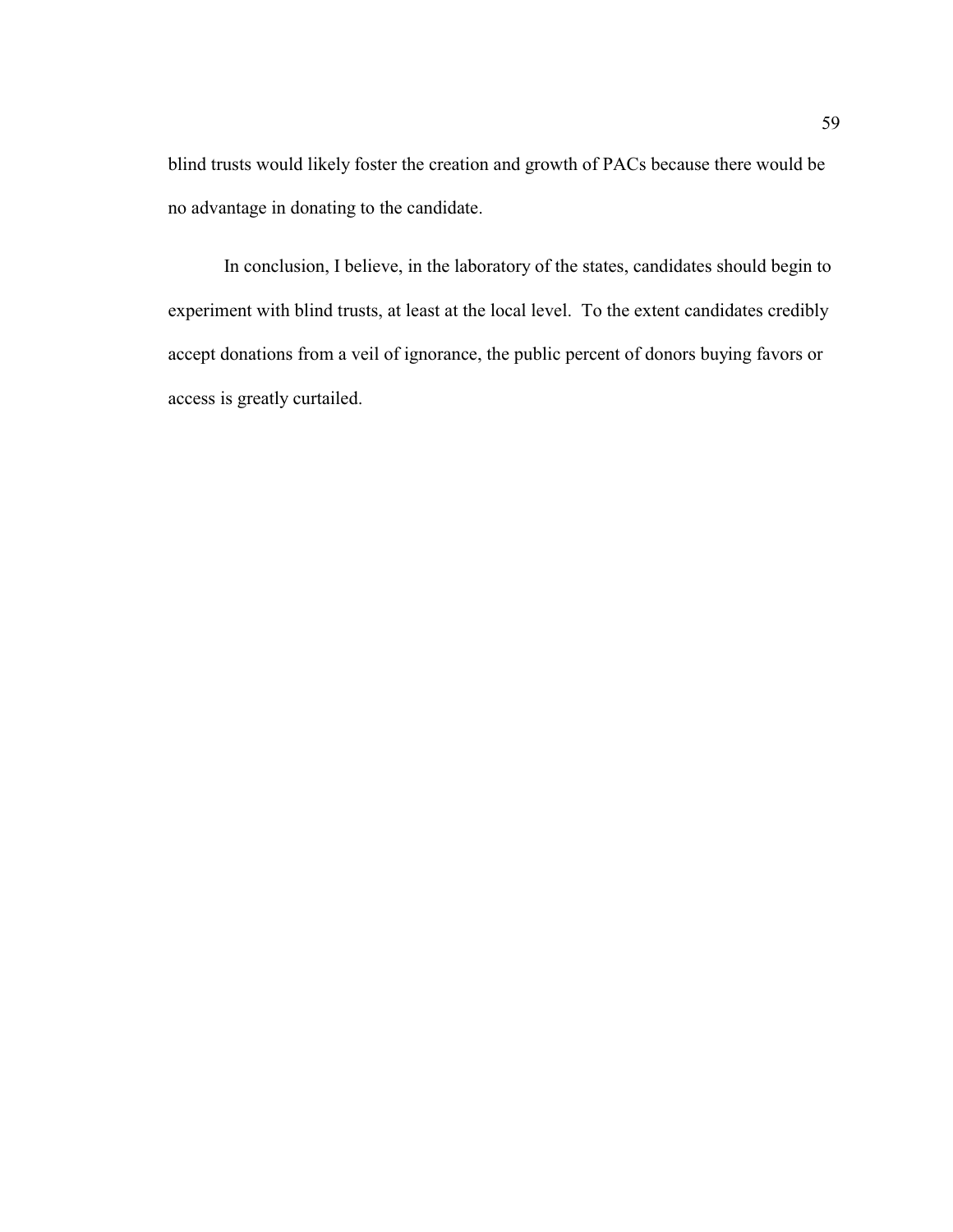blind trusts would likely foster the creation and growth of PACs because there would be no advantage in donating to the candidate.

In conclusion, I believe, in the laboratory of the states, candidates should begin to experiment with blind trusts, at least at the local level. To the extent candidates credibly accept donations from a veil of ignorance, the public percent of donors buying favors or access is greatly curtailed.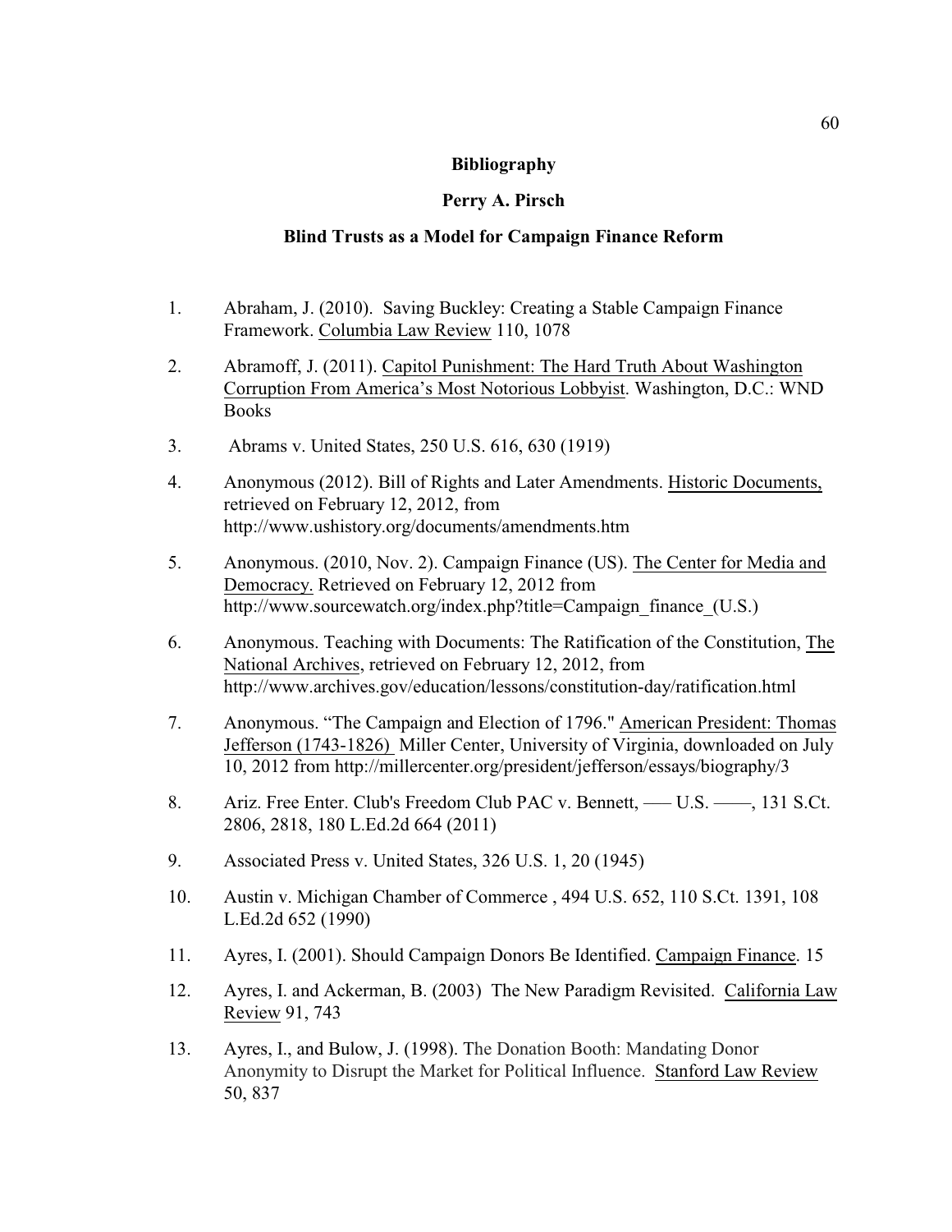**Bibliography**

**Perry A. Pirsch**

**Blind Trusts as a Model for Campaign Finance Reform**

1. Abraham, J. (2010). Saving Buckley: Creating a Stable Campaign Finance Framework. Columbia Law Review 110, 1078

2. Abramoff, J. (2011). Capitol Punishment: The Hard Truth About Washington Corruption From America's Most Notorious Lobbyist. Washington, D.C.: WND Books

3. Abrams v. United States, 250 U.S. 616, 630 (1919)

4. Anonymous (2012). Bill of Rights and Later Amendments. Historic Documents, retrieved on February 12, 2012, from http://www.ushistory.org/documents/amendments.htm

5. Anonymous. (2010, Nov. 2). Campaign Finance (US). The Center for Media and Democracy. Retrieved on February 12, 2012 from http://www.sourcewatch.org/index.php?title=Campaign_finance_(U.S.)

6. Anonymous. Teaching with Documents: The Ratification of the Constitution, The National Archives, retrieved on February 12, 2012, from http://www.archives.gov/education/lessons/constitution-day/ratification.html

7. Anonymous. "The Campaign and Election of 1796." American President: Thomas Jefferson (1743-1826) Miller Center, University of Virginia, downloaded on July 10, 2012 from http://millercenter.org/president/jefferson/essays/biography/3

8. Ariz. Free Enter. Club's Freedom Club PAC v. Bennett, —— U.S. ——, 131 S.Ct. 2806, 2818, 180 L.Ed.2d 664 (2011)

9. Associated Press v. United States, 326 U.S. 1, 20 (1945)

10. Austin v. Michigan Chamber of Commerce , 494 U.S. 652, 110 S.Ct. 1391, 108 L.Ed.2d 652 (1990)

11. Ayres, I. (2001). Should Campaign Donors Be Identified. Campaign Finance. 15

12. Ayres, I. and Ackerman, B. (2003) The New Paradigm Revisited. California Law Review 91, 743

13. Ayres, I., and Bulow, J. (1998). The Donation Booth: Mandating Donor Anonymity to Disrupt the Market for Political Influence. Stanford Law Review 50, 837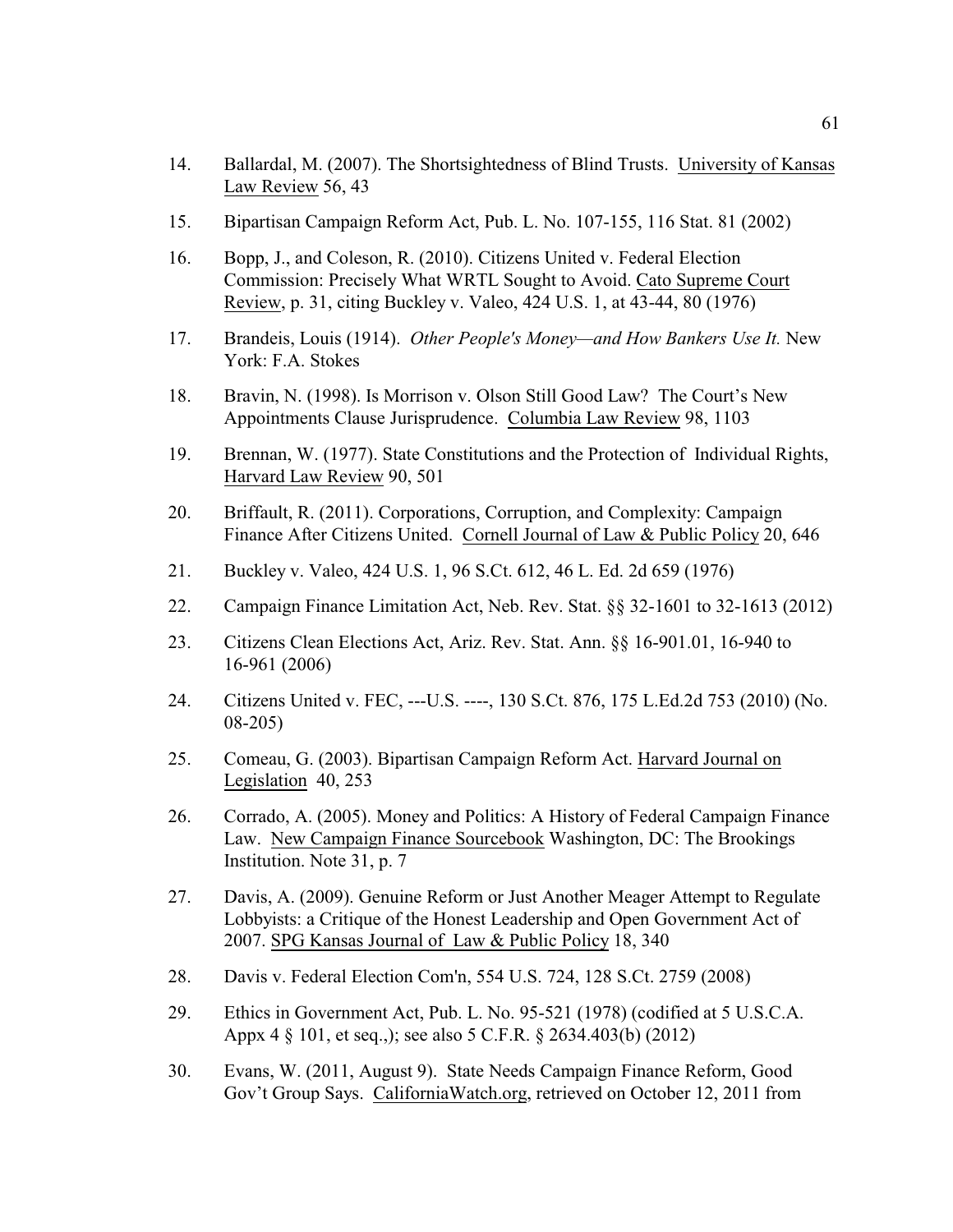14. Ballardal, M. (2007). The Shortsightedness of Blind Trusts. University of Kansas Law Review 56, 43

15. Bipartisan Campaign Reform Act, Pub. L. No. 107-155, 116 Stat. 81 (2002)

16. Bopp, J., and Coleson, R. (2010). Citizens United v. Federal Election Commission: Precisely What WRTL Sought to Avoid. Cato Supreme Court Review, p. 31, citing Buckley v. Valeo, 424 U.S. 1, at 43-44, 80 (1976)

17. Brandeis, Louis (1914). *Other People's Money—and How Bankers Use It.* New York: F.A. Stokes

18. Bravin, N. (1998). Is Morrison v. Olson Still Good Law? The Court's New Appointments Clause Jurisprudence. Columbia Law Review 98, 1103

19. Brennan, W. (1977). State Constitutions and the Protection of Individual Rights, Harvard Law Review 90, 501

20. Briffault, R. (2011). Corporations, Corruption, and Complexity: Campaign Finance After Citizens United. Cornell Journal of Law & Public Policy 20, 646

21. Buckley v. Valeo, 424 U.S. 1, 96 S.Ct. 612, 46 L. Ed. 2d 659 (1976)

22. Campaign Finance Limitation Act, Neb. Rev. Stat. §§ 32-1601 to 32-1613 (2012)

23. Citizens Clean Elections Act, Ariz. Rev. Stat. Ann. §§ 16-901.01, 16-940 to 16-961 (2006)

24. Citizens United v. FEC, ---U.S. ----, 130 S.Ct. 876, 175 L.Ed.2d 753 (2010) (No. 08-205)

25. Comeau, G. (2003). Bipartisan Campaign Reform Act. Harvard Journal on Legislation 40, 253

26. Corrado, A. (2005). Money and Politics: A History of Federal Campaign Finance Law. New Campaign Finance Sourcebook Washington, DC: The Brookings Institution. Note 31, p. 7

27. Davis, A. (2009). Genuine Reform or Just Another Meager Attempt to Regulate Lobbyists: a Critique of the Honest Leadership and Open Government Act of 2007. SPG Kansas Journal of Law & Public Policy 18, 340

28. Davis v. Federal Election Com'n, 554 U.S. 724, 128 S.Ct. 2759 (2008)

29. Ethics in Government Act, Pub. L. No. 95-521 (1978) (codified at 5 U.S.C.A. Appx 4 § 101, et seq.,); see also 5 C.F.R. § 2634.403(b) (2012)

30. Evans, W. (2011, August 9). State Needs Campaign Finance Reform, Good Gov't Group Says. CaliforniaWatch.org, retrieved on October 12, 2011 from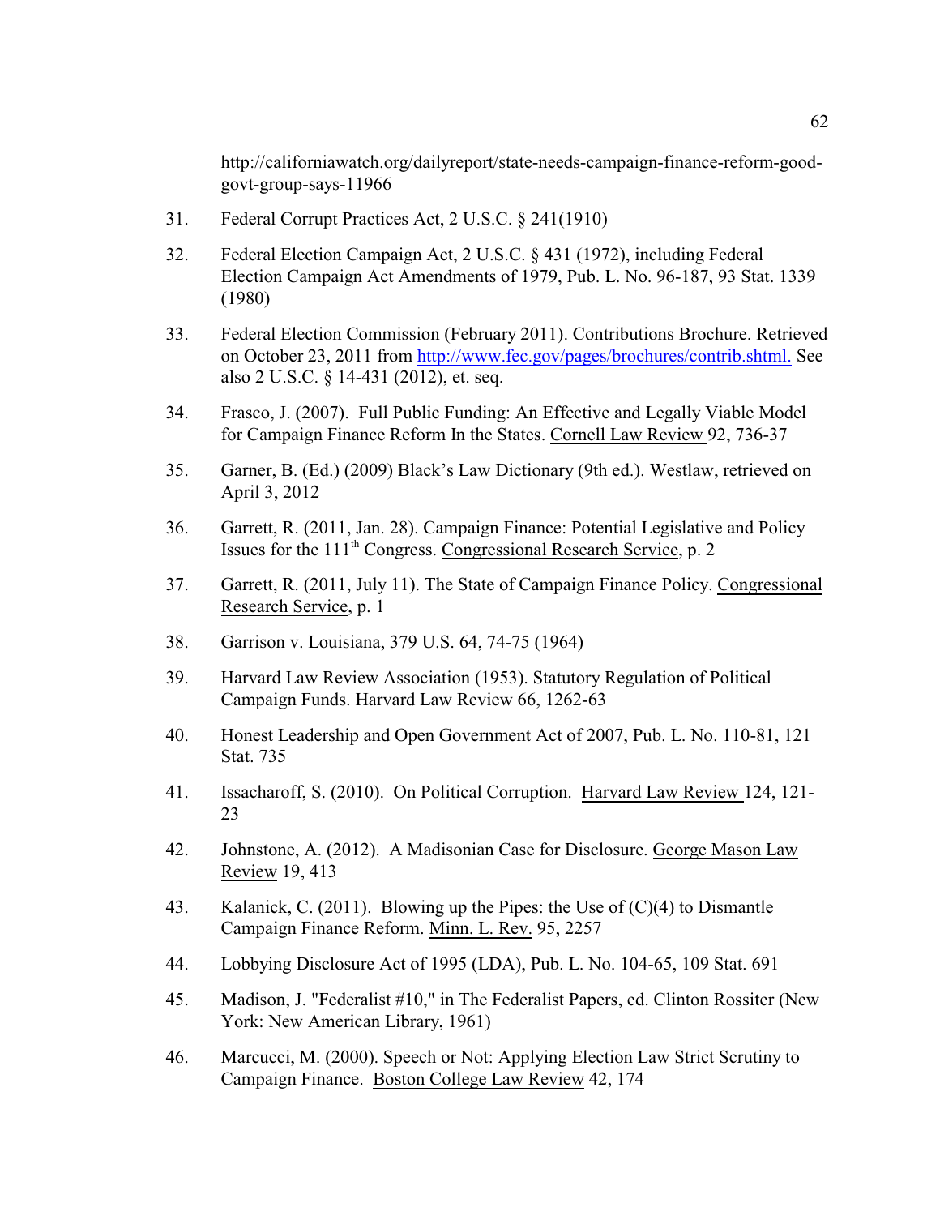http://californiawatch.org/dailyreport/state-needs-campaign-finance-reform-good-govt-group-says-11966

31. Federal Corrupt Practices Act, 2 U.S.C. § 241(1910)

32. Federal Election Campaign Act, 2 U.S.C. § 431 (1972), including Federal Election Campaign Act Amendments of 1979, Pub. L. No. 96-187, 93 Stat. 1339 (1980)

33. Federal Election Commission (February 2011). Contributions Brochure. Retrieved on October 23, 2011 from http://www.fec.gov/pages/brochures/contrib.shtml. See also 2 U.S.C. § 14-431 (2012), et. seq.

34. Frasco, J. (2007). Full Public Funding: An Effective and Legally Viable Model for Campaign Finance Reform In the States. Cornell Law Review 92, 736-37

35. Garner, B. (Ed.) (2009) Black's Law Dictionary (9th ed.). Westlaw, retrieved on April 3, 2012

36. Garrett, R. (2011, Jan. 28). Campaign Finance: Potential Legislative and Policy Issues for the 111th Congress. Congressional Research Service, p. 2

37. Garrett, R. (2011, July 11). The State of Campaign Finance Policy. Congressional Research Service, p. 1

38. Garrison v. Louisiana, 379 U.S. 64, 74-75 (1964)

39. Harvard Law Review Association (1953). Statutory Regulation of Political Campaign Funds. Harvard Law Review 66, 1262-63

40. Honest Leadership and Open Government Act of 2007, Pub. L. No. 110-81, 121 Stat. 735

41. Issacharoff, S. (2010). On Political Corruption. Harvard Law Review 124, 121-23

42. Johnstone, A. (2012). A Madisonian Case for Disclosure. George Mason Law Review 19, 413

43. Kalanick, C. (2011). Blowing up the Pipes: the Use of (C)(4) to Dismantle Campaign Finance Reform. Minn. L. Rev. 95, 2257

44. Lobbying Disclosure Act of 1995 (LDA), Pub. L. No. 104-65, 109 Stat. 691

45. Madison, J. "Federalist #10," in The Federalist Papers, ed. Clinton Rossiter (New York: New American Library, 1961)

46. Marcucci, M. (2000). Speech or Not: Applying Election Law Strict Scrutiny to Campaign Finance. Boston College Law Review 42, 174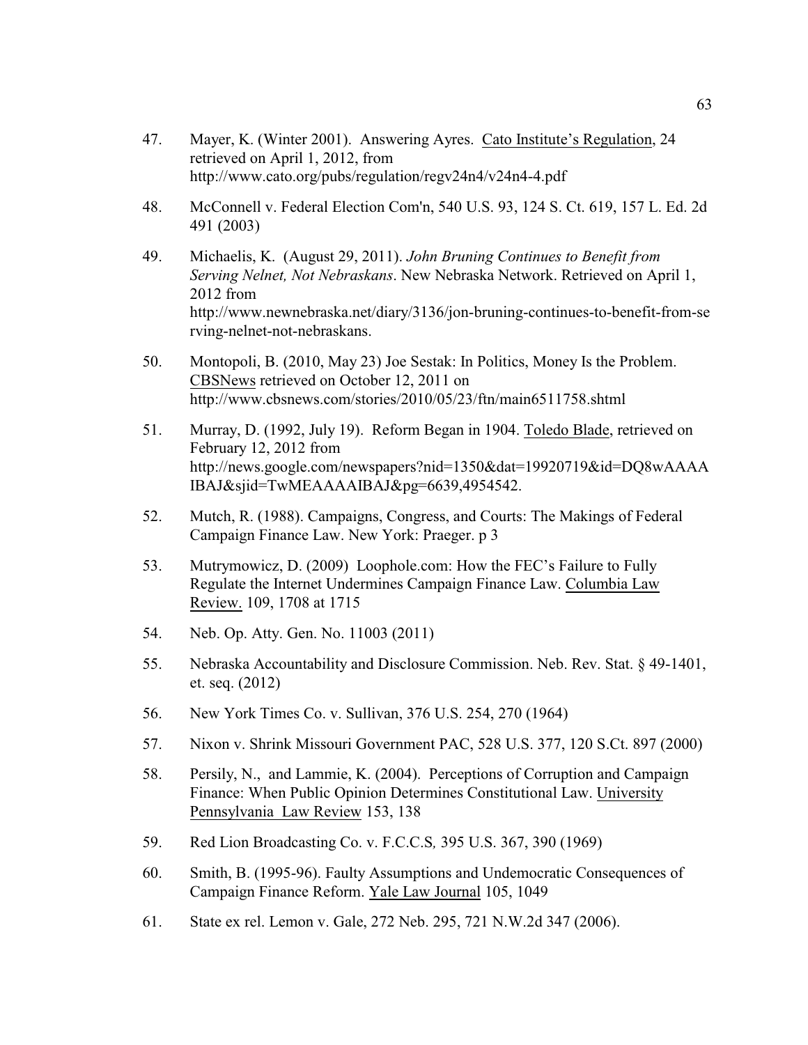47. Mayer, K. (Winter 2001). Answering Ayres. Cato Institute's Regulation, 24 retrieved on April 1, 2012, from http://www.cato.org/pubs/regulation/regv24n4/v24n4-4.pdf

48. McConnell v. Federal Election Com'n, 540 U.S. 93, 124 S. Ct. 619, 157 L. Ed. 2d 491 (2003)

49. Michaelis, K. (August 29, 2011). *John Bruning Continues to Benefit from Serving Nelnet, Not Nebraskans*. New Nebraska Network. Retrieved on April 1, 2012 from http://www.newnebraska.net/diary/3136/jon-bruning-continues-to-benefit-from-serving-nelnet-not-nebraskans.

50. Montopoli, B. (2010, May 23) Joe Sestak: In Politics, Money Is the Problem. CBSNews retrieved on October 12, 2011 on http://www.cbsnews.com/stories/2010/05/23/ftn/main6511758.shtml

51. Murray, D. (1992, July 19). Reform Began in 1904. Toledo Blade, retrieved on February 12, 2012 from http://news.google.com/newspapers?nid=1350&dat=19920719&id=DQ8wAAAAIBAJ&sjid=TwMEAAAAIBAJ&pg=6639,4954542.

52. Mutch, R. (1988). Campaigns, Congress, and Courts: The Makings of Federal Campaign Finance Law. New York: Praeger. p 3

53. Mutrymowicz, D. (2009) Loophole.com: How the FEC's Failure to Fully Regulate the Internet Undermines Campaign Finance Law. Columbia Law Review. 109, 1708 at 1715

54. Neb. Op. Atty. Gen. No. 11003 (2011)

55. Nebraska Accountability and Disclosure Commission. Neb. Rev. Stat. § 49-1401, et. seq. (2012)

56. New York Times Co. v. Sullivan, 376 U.S. 254, 270 (1964)

57. Nixon v. Shrink Missouri Government PAC, 528 U.S. 377, 120 S.Ct. 897 (2000)

58. Persily, N., and Lammie, K. (2004). Perceptions of Corruption and Campaign Finance: When Public Opinion Determines Constitutional Law. University Pennsylvania Law Review 153, 138

59. Red Lion Broadcasting Co. v. F.C.C.S*,* 395 U.S. 367, 390 (1969)

60. Smith, B. (1995-96). Faulty Assumptions and Undemocratic Consequences of Campaign Finance Reform. Yale Law Journal 105, 1049

61. State ex rel. Lemon v. Gale, 272 Neb. 295, 721 N.W.2d 347 (2006).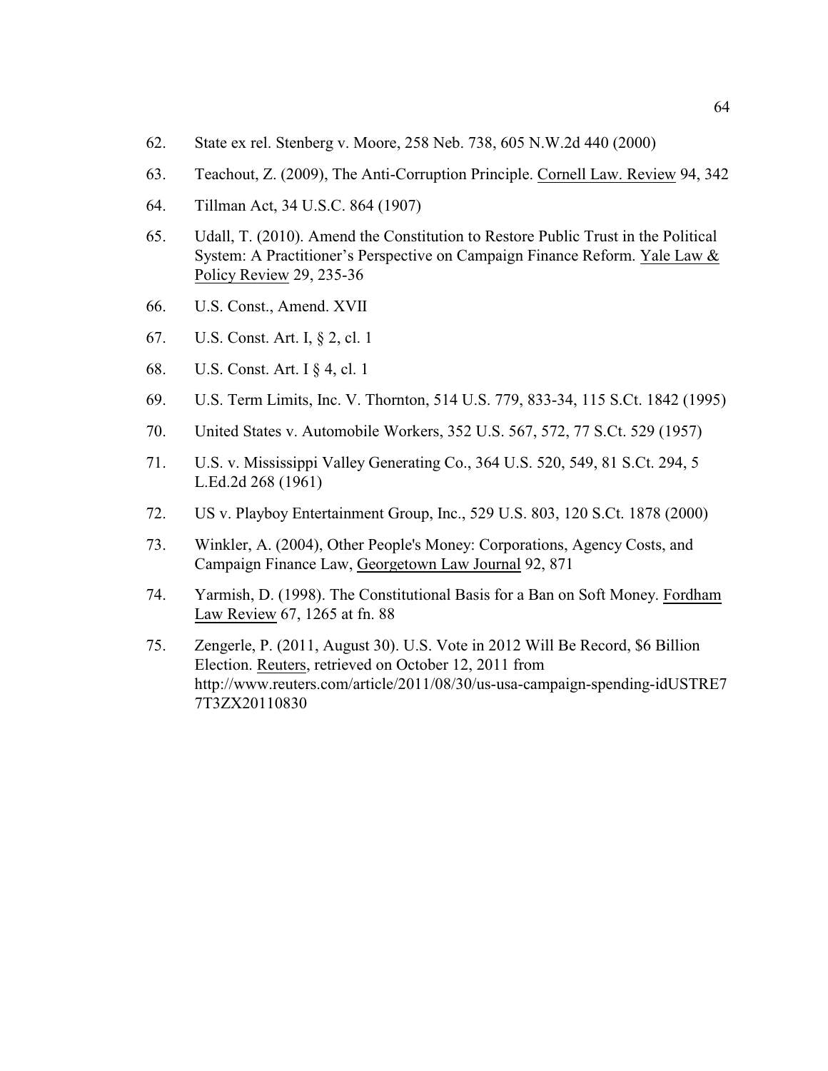62. State ex rel. Stenberg v. Moore, 258 Neb. 738, 605 N.W.2d 440 (2000)

63. Teachout, Z. (2009), The Anti-Corruption Principle. Cornell Law. Review 94, 342

64. Tillman Act, 34 U.S.C. 864 (1907)

65. Udall, T. (2010). Amend the Constitution to Restore Public Trust in the Political System: A Practitioner's Perspective on Campaign Finance Reform. Yale Law & Policy Review 29, 235-36

66. U.S. Const., Amend. XVII

67. U.S. Const. Art. I, § 2, cl. 1

68. U.S. Const. Art. I § 4, cl. 1

69. U.S. Term Limits, Inc. V. Thornton, 514 U.S. 779, 833-34, 115 S.Ct. 1842 (1995)

70. United States v. Automobile Workers, 352 U.S. 567, 572, 77 S.Ct. 529 (1957)

71. U.S. v. Mississippi Valley Generating Co., 364 U.S. 520, 549, 81 S.Ct. 294, 5 L.Ed.2d 268 (1961)

72. US v. Playboy Entertainment Group, Inc., 529 U.S. 803, 120 S.Ct. 1878 (2000)

73. Winkler, A. (2004), Other People's Money: Corporations, Agency Costs, and Campaign Finance Law, Georgetown Law Journal 92, 871

74. Yarmish, D. (1998). The Constitutional Basis for a Ban on Soft Money. Fordham Law Review 67, 1265 at fn. 88

75. Zengerle, P. (2011, August 30). U.S. Vote in 2012 Will Be Record, $6 Billion Election. Reuters, retrieved on October 12, 2011 from http://www.reuters.com/article/2011/08/30/us-usa-campaign-spending-idUSTRE77T3ZX20110830